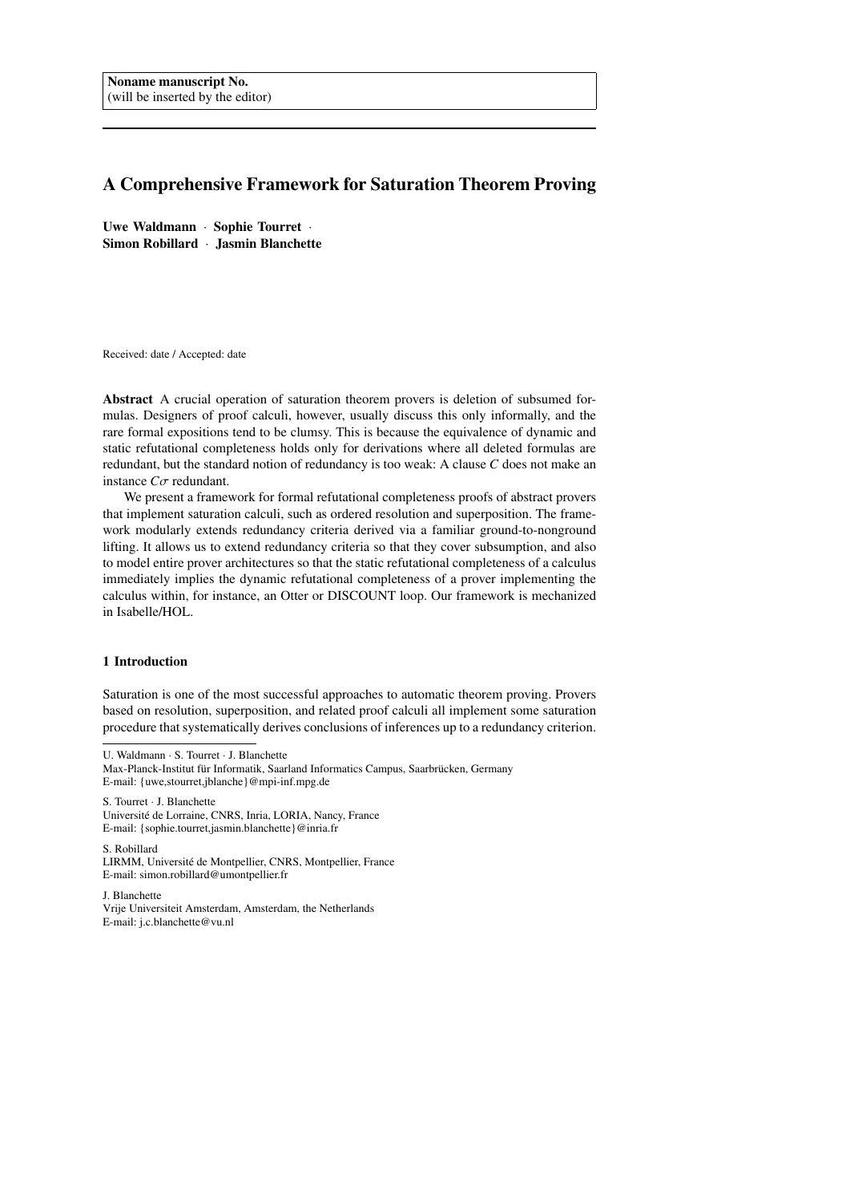**Noname manuscript No.**
(will be inserted by the editor)

# A Comprehensive Framework for Saturation Theorem Proving

**Uwe Waldmann** · **Sophie Tourret** · **Simon Robillard** · **Jasmin Blanchette**

Received: date / Accepted: date

**Abstract** A crucial operation of saturation theorem provers is deletion of subsumed formulas. Designers of proof calculi, however, usually discuss this only informally, and the rare formal expositions tend to be clumsy. This is because the equivalence of dynamic and static refutational completeness holds only for derivations where all deleted formulas are redundant, but the standard notion of redundancy is too weak: A clause $C$ does not make an instance $C\sigma$ redundant.

We present a framework for formal refutational completeness proofs of abstract provers that implement saturation calculi, such as ordered resolution and superposition. The framework modularly extends redundancy criteria derived via a familiar ground-to-nonground lifting. It allows us to extend redundancy criteria so that they cover subsumption, and also to model entire prover architectures so that the static refutational completeness of a calculus immediately implies the dynamic refutational completeness of a prover implementing the calculus within, for instance, an Otter or DISCOUNT loop. Our framework is mechanized in Isabelle/HOL.

## 1 Introduction

Saturation is one of the most successful approaches to automatic theorem proving. Provers based on resolution, superposition, and related proof calculi all implement some saturation procedure that systematically derives conclusions of inferences up to a redundancy criterion.

---

U. Waldmann · S. Tourret · J. Blanchette
Max-Planck-Institut für Informatik, Saarland Informatics Campus, Saarbrücken, Germany
E-mail: {uwe,stourret,jblanche}@mpi-inf.mpg.de

S. Tourret · J. Blanchette
Université de Lorraine, CNRS, Inria, LORIA, Nancy, France
E-mail: {sophie.tourret,jasmin.blanchette}@inria.fr

S. Robillard
LIRMM, Université de Montpellier, CNRS, Montpellier, France
E-mail: simon.robillard@umontpellier.fr

J. Blanchette
Vrije Universiteit Amsterdam, Amsterdam, the Netherlands
E-mail: j.c.blanchette@vu.nl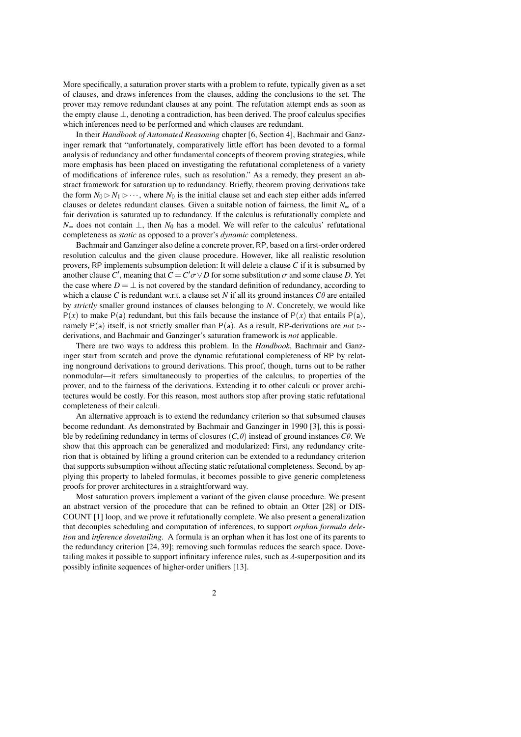More specifically, a saturation prover starts with a problem to refute, typically given as a set of clauses, and draws inferences from the clauses, adding the conclusions to the set. The prover may remove redundant clauses at any point. The refutation attempt ends as soon as the empty clause $\bot$, denoting a contradiction, has been derived. The proof calculus specifies which inferences need to be performed and which clauses are redundant.

In their *Handbook of Automated Reasoning* chapter [6, Section 4], Bachmair and Ganzinger remark that "unfortunately, comparatively little effort has been devoted to a formal analysis of redundancy and other fundamental concepts of theorem proving strategies, while more emphasis has been placed on investigating the refutational completeness of a variety of modifications of inference rules, such as resolution." As a remedy, they present an abstract framework for saturation up to redundancy. Briefly, theorem proving derivations take the form $N_0 \rhd N_1 \rhd \cdots$, where $N_0$ is the initial clause set and each step either adds inferred clauses or deletes redundant clauses. Given a suitable notion of fairness, the limit $N_\infty$ of a fair derivation is saturated up to redundancy. If the calculus is refutationally complete and $N_\infty$ does not contain $\bot$, then $N_0$ has a model. We will refer to the calculus' refutational completeness as *static* as opposed to a prover's *dynamic* completeness.

Bachmair and Ganzinger also define a concrete prover, RP, based on a first-order ordered resolution calculus and the given clause procedure. However, like all realistic resolution provers, RP implements subsumption deletion: It will delete a clause $C$ if it is subsumed by another clause $C'$, meaning that $C = C'\sigma \vee D$ for some substitution $\sigma$ and some clause $D$. Yet the case where $D = \bot$ is not covered by the standard definition of redundancy, according to which a clause $C$ is redundant w.r.t. a clause set $N$ if all its ground instances $C\theta$ are entailed by *strictly* smaller ground instances of clauses belonging to $N$. Concretely, we would like $\mathsf{P}(x)$ to make $\mathsf{P}(\mathsf{a})$ redundant, but this fails because the instance of $\mathsf{P}(x)$ that entails $\mathsf{P}(\mathsf{a})$, namely $\mathsf{P}(\mathsf{a})$ itself, is not strictly smaller than $\mathsf{P}(\mathsf{a})$. As a result, RP-derivations are *not* $\rhd$-derivations, and Bachmair and Ganzinger's saturation framework is *not* applicable.

There are two ways to address this problem. In the *Handbook*, Bachmair and Ganzinger start from scratch and prove the dynamic refutational completeness of RP by relating nonground derivations to ground derivations. This proof, though, turns out to be rather nonmodular—it refers simultaneously to properties of the calculus, to properties of the prover, and to the fairness of the derivations. Extending it to other calculi or prover architectures would be costly. For this reason, most authors stop after proving static refutational completeness of their calculi.

An alternative approach is to extend the redundancy criterion so that subsumed clauses become redundant. As demonstrated by Bachmair and Ganzinger in 1990 [3], this is possible by redefining redundancy in terms of closures $(C, \theta)$ instead of ground instances $C\theta$. We show that this approach can be generalized and modularized: First, any redundancy criterion that is obtained by lifting a ground criterion can be extended to a redundancy criterion that supports subsumption without affecting static refutational completeness. Second, by applying this property to labeled formulas, it becomes possible to give generic completeness proofs for prover architectures in a straightforward way.

Most saturation provers implement a variant of the given clause procedure. We present an abstract version of the procedure that can be refined to obtain an Otter [28] or DISCOUNT [1] loop, and we prove it refutationally complete. We also present a generalization that decouples scheduling and computation of inferences, to support *orphan formula deletion* and *inference dovetailing*. A formula is an orphan when it has lost one of its parents to the redundancy criterion [24, 39]; removing such formulas reduces the search space. Dovetailing makes it possible to support infinitary inference rules, such as $\lambda$-superposition and its possibly infinite sequences of higher-order unifiers [13].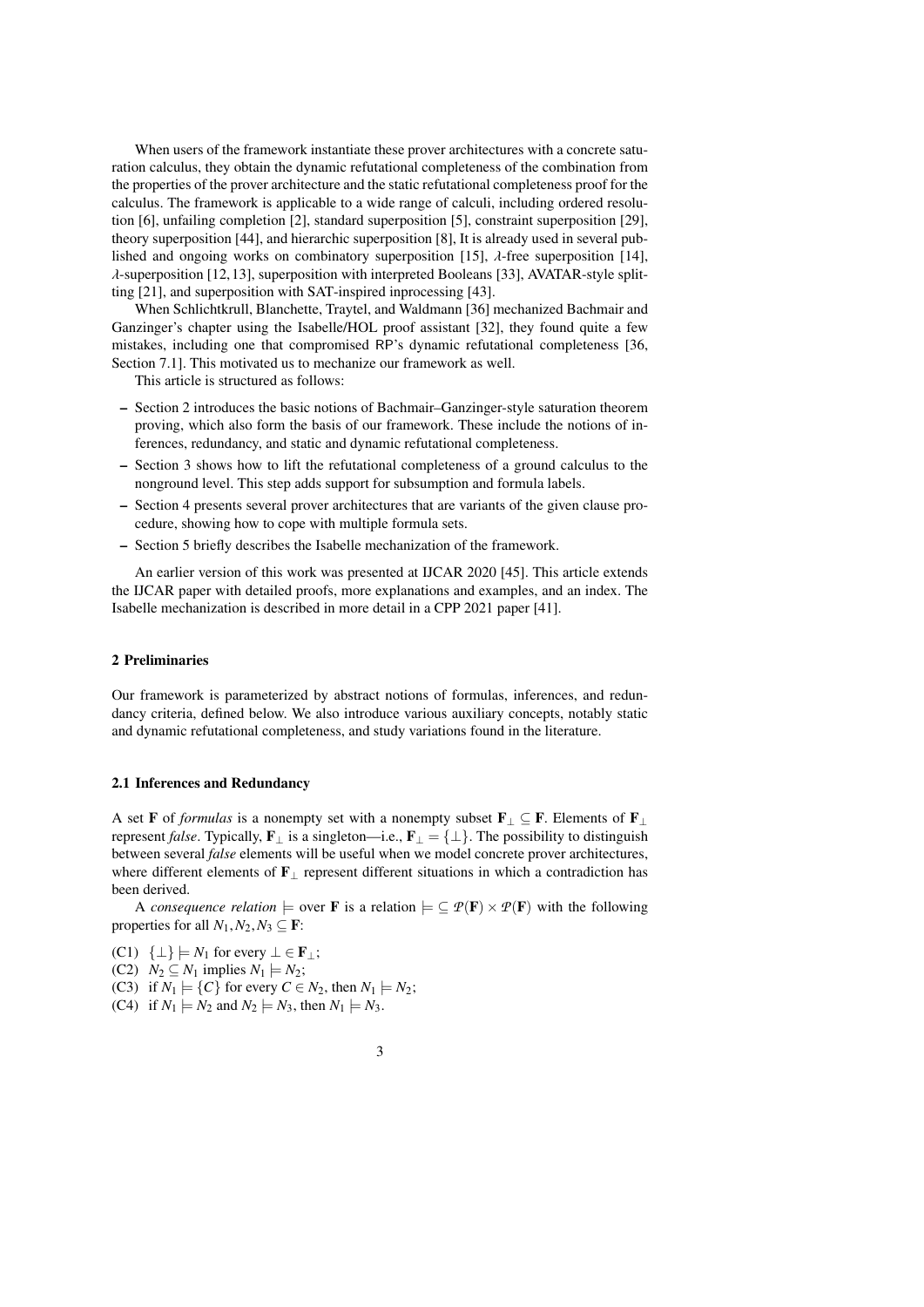When users of the framework instantiate these prover architectures with a concrete saturation calculus, they obtain the dynamic refutational completeness of the combination from the properties of the prover architecture and the static refutational completeness proof for the calculus. The framework is applicable to a wide range of calculi, including ordered resolution [6], unfailing completion [2], standard superposition [5], constraint superposition [29], theory superposition [44], and hierarchic superposition [8], It is already used in several published and ongoing works on combinatory superposition [15], $\lambda$-free superposition [14], $\lambda$-superposition [12, 13], superposition with interpreted Booleans [33], AVATAR-style splitting [21], and superposition with SAT-inspired inprocessing [43].

When Schlichtkrull, Blanchette, Traytel, and Waldmann [36] mechanized Bachmair and Ganzinger's chapter using the Isabelle/HOL proof assistant [32], they found quite a few mistakes, including one that compromised RP's dynamic refutational completeness [36, Section 7.1]. This motivated us to mechanize our framework as well.

This article is structured as follows:

- Section 2 introduces the basic notions of Bachmair–Ganzinger-style saturation theorem proving, which also form the basis of our framework. These include the notions of inferences, redundancy, and static and dynamic refutational completeness.
- Section 3 shows how to lift the refutational completeness of a ground calculus to the nonground level. This step adds support for subsumption and formula labels.
- Section 4 presents several prover architectures that are variants of the given clause procedure, showing how to cope with multiple formula sets.
- Section 5 briefly describes the Isabelle mechanization of the framework.

An earlier version of this work was presented at IJCAR 2020 [45]. This article extends the IJCAR paper with detailed proofs, more explanations and examples, and an index. The Isabelle mechanization is described in more detail in a CPP 2021 paper [41].

## 2 Preliminaries

Our framework is parameterized by abstract notions of formulas, inferences, and redundancy criteria, defined below. We also introduce various auxiliary concepts, notably static and dynamic refutational completeness, and study variations found in the literature.

### 2.1 Inferences and Redundancy

A set $\mathbf{F}$ of *formulas* is a nonempty set with a nonempty subset $\mathbf{F}_\bot \subseteq \mathbf{F}$. Elements of $\mathbf{F}_\bot$ represent *false*. Typically, $\mathbf{F}_\bot$ is a singleton—i.e., $\mathbf{F}_\bot = \{\bot\}$. The possibility to distinguish between several *false* elements will be useful when we model concrete prover architectures, where different elements of $\mathbf{F}_\bot$ represent different situations in which a contradiction has been derived.

A *consequence relation* $\models$ over $\mathbf{F}$ is a relation $\models\, \subseteq \mathcal{P}(\mathbf{F}) \times \mathcal{P}(\mathbf{F})$ with the following properties for all $N_1, N_2, N_3 \subseteq \mathbf{F}$:

(C1) $\{\bot\} \models N_1$ for every $\bot \in \mathbf{F}_\bot$;
(C2) $N_2 \subseteq N_1$ implies $N_1 \models N_2$;
(C3) if $N_1 \models \{C\}$ for every $C \in N_2$, then $N_1 \models N_2$;
(C4) if $N_1 \models N_2$ and $N_2 \models N_3$, then $N_1 \models N_3$.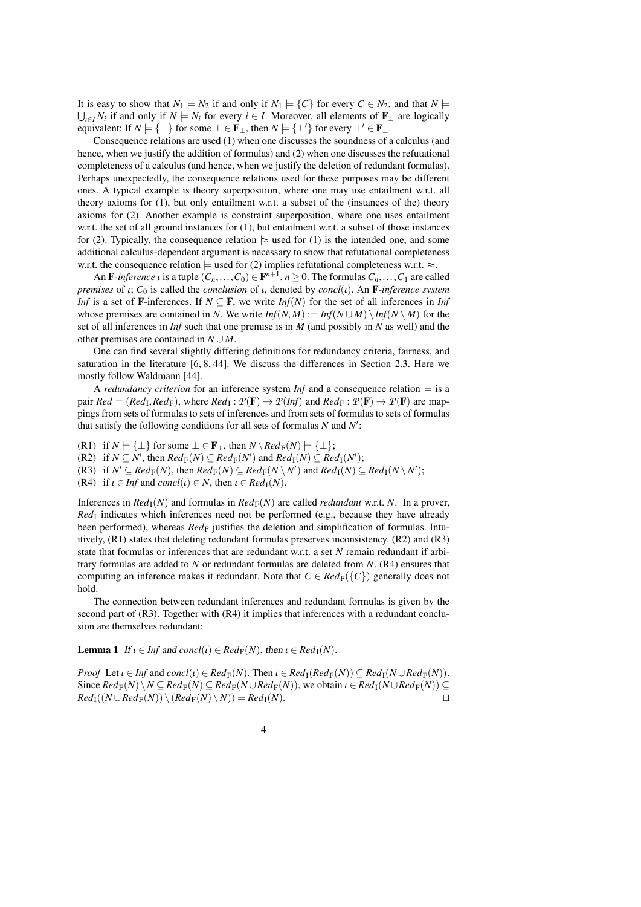It is easy to show that $N_1 \models N_2$ if and only if $N_1 \models \{C\}$ for every $C \in N_2$, and that $N \models \bigcup_{i \in I} N_i$ if and only if $N \models N_i$ for every $i \in I$. Moreover, all elements of $\mathbf{F}_\bot$ are logically equivalent: If $N \models \{\bot\}$ for some $\bot \in \mathbf{F}_\bot$, then $N \models \{\bot'\}$ for every $\bot' \in \mathbf{F}_\bot$.

Consequence relations are used (1) when one discusses the soundness of a calculus (and hence, when we justify the addition of formulas) and (2) when one discusses the refutational completeness of a calculus (and hence, when we justify the deletion of redundant formulas). Perhaps unexpectedly, the consequence relations used for these purposes may be different ones. A typical example is theory superposition, where one may use entailment w.r.t. all theory axioms for (1), but only entailment w.r.t. a subset of the (instances of the) theory axioms for (2). Another example is constraint superposition, where one uses entailment w.r.t. the set of all ground instances for (1), but entailment w.r.t. a subset of those instances for (2). Typically, the consequence relation $\approx$ used for (1) is the intended one, and some additional calculus-dependent argument is necessary to show that refutational completeness w.r.t. the consequence relation $\models$ used for (2) implies refutational completeness w.r.t. $\approx$.

An $\mathbf{F}$-*inference* $\iota$ is a tuple $(C_n, \ldots, C_0) \in \mathbf{F}^{n+1}$, $n \geq 0$. The formulas $C_n, \ldots, C_1$ are called *premises* of $\iota$; $C_0$ is called the *conclusion* of $\iota$, denoted by $\mathit{concl}(\iota)$. An $\mathbf{F}$-*inference system* $\mathit{Inf}$ is a set of $\mathbf{F}$-inferences. If $N \subseteq \mathbf{F}$, we write $\mathit{Inf}(N)$ for the set of all inferences in $\mathit{Inf}$ whose premises are contained in $N$. We write $\mathit{Inf}(N,M) := \mathit{Inf}(N \cup M) \setminus \mathit{Inf}(N \setminus M)$ for the set of all inferences in $\mathit{Inf}$ such that one premise is in $M$ (and possibly in $N$ as well) and the other premises are contained in $N \cup M$.

One can find several slightly differing definitions for redundancy criteria, fairness, and saturation in the literature [6, 8, 44]. We discuss the differences in Section 2.3. Here we mostly follow Waldmann [44].

A *redundancy criterion* for an inference system $\mathit{Inf}$ and a consequence relation $\models$ is a pair $\mathit{Red} = (\mathit{Red}_\mathrm{I}, \mathit{Red}_\mathrm{F})$, where $\mathit{Red}_\mathrm{I} : \mathcal{P}(\mathbf{F}) \to \mathcal{P}(\mathit{Inf})$ and $\mathit{Red}_\mathrm{F} : \mathcal{P}(\mathbf{F}) \to \mathcal{P}(\mathbf{F})$ are mappings from sets of formulas to sets of inferences and from sets of formulas to sets of formulas that satisfy the following conditions for all sets of formulas $N$ and $N'$:

(R1) if $N \models \{\bot\}$ for some $\bot \in \mathbf{F}_\bot$, then $N \setminus \mathit{Red}_\mathrm{F}(N) \models \{\bot\}$;
(R2) if $N \subseteq N'$, then $\mathit{Red}_\mathrm{F}(N) \subseteq \mathit{Red}_\mathrm{F}(N')$ and $\mathit{Red}_\mathrm{I}(N) \subseteq \mathit{Red}_\mathrm{I}(N')$;
(R3) if $N' \subseteq \mathit{Red}_\mathrm{F}(N)$, then $\mathit{Red}_\mathrm{F}(N) \subseteq \mathit{Red}_\mathrm{F}(N \setminus N')$ and $\mathit{Red}_\mathrm{I}(N) \subseteq \mathit{Red}_\mathrm{I}(N \setminus N')$;
(R4) if $\iota \in \mathit{Inf}$ and $\mathit{concl}(\iota) \in N$, then $\iota \in \mathit{Red}_\mathrm{I}(N)$.

Inferences in $\mathit{Red}_\mathrm{I}(N)$ and formulas in $\mathit{Red}_\mathrm{F}(N)$ are called *redundant* w.r.t. $N$. In a prover, $\mathit{Red}_\mathrm{I}$ indicates which inferences need not be performed (e.g., because they have already been performed), whereas $\mathit{Red}_\mathrm{F}$ justifies the deletion and simplification of formulas. Intuitively, (R1) states that deleting redundant formulas preserves inconsistency. (R2) and (R3) state that formulas or inferences that are redundant w.r.t. a set $N$ remain redundant if arbitrary formulas are added to $N$ or redundant formulas are deleted from $N$. (R4) ensures that computing an inference makes it redundant. Note that $C \in \mathit{Red}_\mathrm{F}(\{C\})$ generally does not hold.

The connection between redundant inferences and redundant formulas is given by the second part of (R3). Together with (R4) it implies that inferences with a redundant conclusion are themselves redundant:

**Lemma 1** *If* $\iota \in \mathit{Inf}$ *and* $\mathit{concl}(\iota) \in \mathit{Red}_\mathrm{F}(N)$, *then* $\iota \in \mathit{Red}_\mathrm{I}(N)$.

*Proof* Let $\iota \in \mathit{Inf}$ and $\mathit{concl}(\iota) \in \mathit{Red}_\mathrm{F}(N)$. Then $\iota \in \mathit{Red}_\mathrm{I}(\mathit{Red}_\mathrm{F}(N)) \subseteq \mathit{Red}_\mathrm{I}(N \cup \mathit{Red}_\mathrm{F}(N))$. Since $\mathit{Red}_\mathrm{F}(N) \setminus N \subseteq \mathit{Red}_\mathrm{F}(N) \subseteq \mathit{Red}_\mathrm{F}(N \cup \mathit{Red}_\mathrm{F}(N))$, we obtain $\iota \in \mathit{Red}_\mathrm{I}(N \cup \mathit{Red}_\mathrm{F}(N)) \subseteq \mathit{Red}_\mathrm{I}((N \cup \mathit{Red}_\mathrm{F}(N)) \setminus (\mathit{Red}_\mathrm{F}(N) \setminus N)) = \mathit{Red}_\mathrm{I}(N)$. $\square$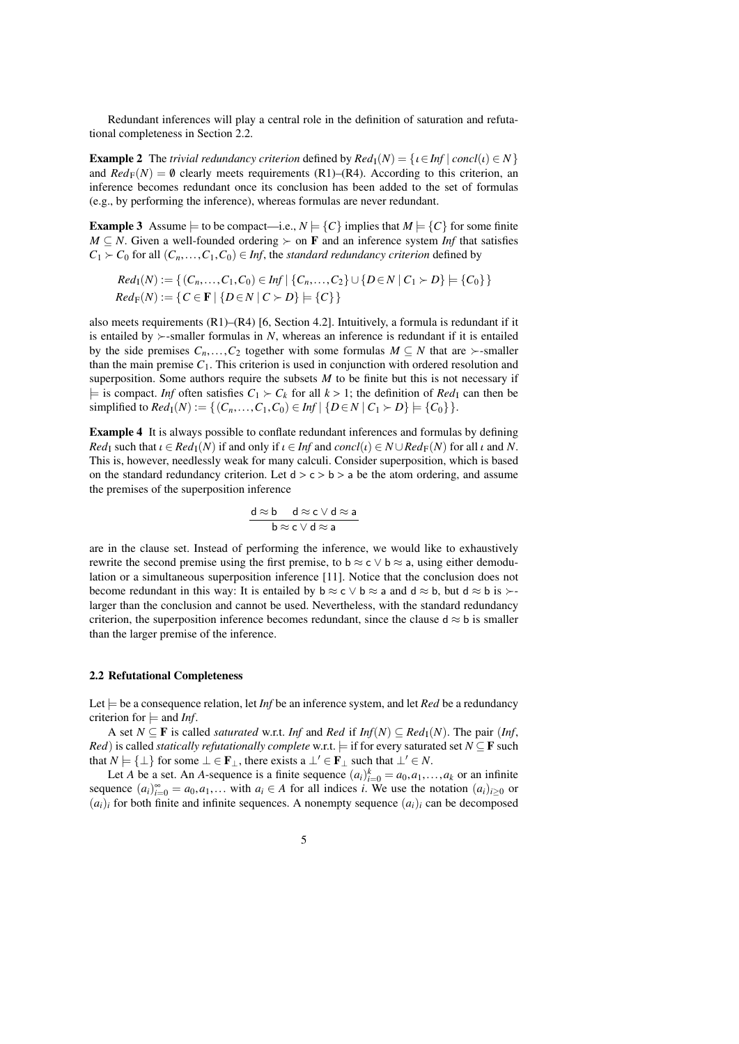Redundant inferences will play a central role in the definition of saturation and refutational completeness in Section 2.2.

**Example 2** The *trivial redundancy criterion* defined by $Red_\mathrm{I}(N) = \{\iota \in Inf \mid concl(\iota) \in N\}$ and $Red_\mathrm{F}(N) = \emptyset$ clearly meets requirements (R1)–(R4). According to this criterion, an inference becomes redundant once its conclusion has been added to the set of formulas (e.g., by performing the inference), whereas formulas are never redundant.

**Example 3** Assume $\models$ to be compact—i.e., $N \models \{C\}$ implies that $M \models \{C\}$ for some finite $M \subseteq N$. Given a well-founded ordering $\succ$ on $\mathbf{F}$ and an inference system *Inf* that satisfies $C_1 \succ C_0$ for all $(C_n, \ldots, C_1, C_0) \in Inf$, the *standard redundancy criterion* defined by

$$Red_\mathrm{I}(N) := \{(C_n, \ldots, C_1, C_0) \in Inf \mid \{C_n, \ldots, C_2\} \cup \{D \in N \mid C_1 \succ D\} \models \{C_0\}\}$$
$$Red_\mathrm{F}(N) := \{C \in \mathbf{F} \mid \{D \in N \mid C \succ D\} \models \{C\}\}$$

also meets requirements (R1)–(R4) [6, Section 4.2]. Intuitively, a formula is redundant if it is entailed by $\succ$-smaller formulas in $N$, whereas an inference is redundant if it is entailed by the side premises $C_n, \ldots, C_2$ together with some formulas $M \subseteq N$ that are $\succ$-smaller than the main premise $C_1$. This criterion is used in conjunction with ordered resolution and superposition. Some authors require the subsets $M$ to be finite but this is not necessary if $\models$ is compact. *Inf* often satisfies $C_1 \succ C_k$ for all $k > 1$; the definition of $Red_\mathrm{I}$ can then be simplified to $Red_\mathrm{I}(N) := \{(C_n, \ldots, C_1, C_0) \in Inf \mid \{D \in N \mid C_1 \succ D\} \models \{C_0\}\}$.

**Example 4** It is always possible to conflate redundant inferences and formulas by defining $Red_\mathrm{I}$ such that $\iota \in Red_\mathrm{I}(N)$ if and only if $\iota \in Inf$ and $concl(\iota) \in N \cup Red_\mathrm{F}(N)$ for all $\iota$ and $N$. This is, however, needlessly weak for many calculi. Consider superposition, which is based on the standard redundancy criterion. Let $\mathsf{d} > \mathsf{c} > \mathsf{b} > \mathsf{a}$ be the atom ordering, and assume the premises of the superposition inference

$$\frac{\mathsf{d} \approx \mathsf{b} \quad \mathsf{d} \approx \mathsf{c} \vee \mathsf{d} \approx \mathsf{a}}{\mathsf{b} \approx \mathsf{c} \vee \mathsf{d} \approx \mathsf{a}}$$

are in the clause set. Instead of performing the inference, we would like to exhaustively rewrite the second premise using the first premise, to $\mathsf{b} \approx \mathsf{c} \vee \mathsf{b} \approx \mathsf{a}$, using either demodulation or a simultaneous superposition inference [11]. Notice that the conclusion does not become redundant in this way: It is entailed by $\mathsf{b} \approx \mathsf{c} \vee \mathsf{b} \approx \mathsf{a}$ and $\mathsf{d} \approx \mathsf{b}$, but $\mathsf{d} \approx \mathsf{b}$ is $\succ$-larger than the conclusion and cannot be used. Nevertheless, with the standard redundancy criterion, the superposition inference becomes redundant, since the clause $\mathsf{d} \approx \mathsf{b}$ is smaller than the larger premise of the inference.

### 2.2 Refutational Completeness

Let $\models$ be a consequence relation, let *Inf* be an inference system, and let *Red* be a redundancy criterion for $\models$ and *Inf*.

A set $N \subseteq \mathbf{F}$ is called *saturated* w.r.t. *Inf* and *Red* if $Inf(N) \subseteq Red_\mathrm{I}(N)$. The pair (*Inf*, *Red*) is called *statically refutationally complete* w.r.t. $\models$ if for every saturated set $N \subseteq \mathbf{F}$ such that $N \models \{\bot\}$ for some $\bot \in \mathbf{F}_\bot$, there exists a $\bot' \in \mathbf{F}_\bot$ such that $\bot' \in N$.

Let $A$ be a set. An $A$-sequence is a finite sequence $(a_i)_{i=0}^{k} = a_0, a_1, \ldots, a_k$ or an infinite sequence $(a_i)_{i=0}^{\infty} = a_0, a_1, \ldots$ with $a_i \in A$ for all indices $i$. We use the notation $(a_i)_{i \geq 0}$ or $(a_i)_i$ for both finite and infinite sequences. A nonempty sequence $(a_i)_i$ can be decomposed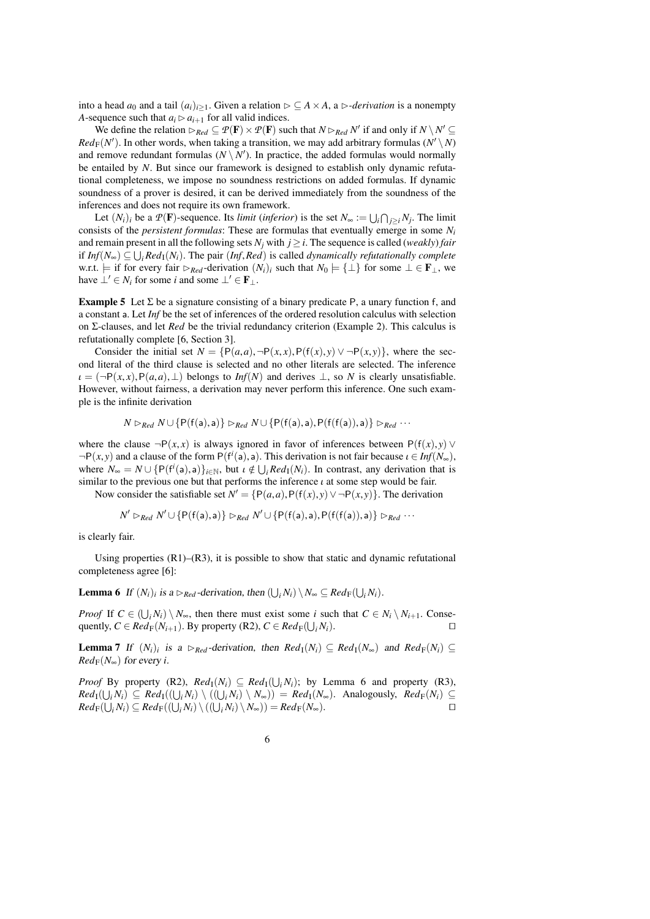into a head $a_0$ and a tail $(a_i)_{i\geq 1}$. Given a relation $\rhd \subseteq A \times A$, a $\rhd$-*derivation* is a nonempty $A$-sequence such that $a_i \rhd a_{i+1}$ for all valid indices.

We define the relation $\rhd_{Red} \subseteq \mathcal{P}(\mathbf{F}) \times \mathcal{P}(\mathbf{F})$ such that $N \rhd_{Red} N'$ if and only if $N \setminus N' \subseteq Red_{\mathrm{F}}(N')$. In other words, when taking a transition, we may add arbitrary formulas $(N' \setminus N)$ and remove redundant formulas $(N \setminus N')$. In practice, the added formulas would normally be entailed by $N$. But since our framework is designed to establish only dynamic refutational completeness, we impose no soundness restrictions on added formulas. If dynamic soundness of a prover is desired, it can be derived immediately from the soundness of the inferences and does not require its own framework.

Let $(N_i)_i$ be a $\mathcal{P}(\mathbf{F})$-sequence. Its *limit* (*inferior*) is the set $N_\infty := \bigcup_i \bigcap_{j\geq i} N_j$. The limit consists of the *persistent formulas*: These are formulas that eventually emerge in some $N_i$ and remain present in all the following sets $N_j$ with $j \geq i$. The sequence is called (*weakly*) *fair* if $Inf(N_\infty) \subseteq \bigcup_i Red_{\mathrm{I}}(N_i)$. The pair $(Inf, Red)$ is called *dynamically refutationally complete* w.r.t. $\models$ if for every fair $\rhd_{Red}$-derivation $(N_i)_i$ such that $N_0 \models \{\bot\}$ for some $\bot \in \mathbf{F}_\bot$, we have $\bot' \in N_i$ for some $i$ and some $\bot' \in \mathbf{F}_\bot$.

**Example 5** Let $\Sigma$ be a signature consisting of a binary predicate $\mathsf{P}$, a unary function $\mathsf{f}$, and a constant $\mathsf{a}$. Let *Inf* be the set of inferences of the ordered resolution calculus with selection on $\Sigma$-clauses, and let *Red* be the trivial redundancy criterion (Example 2). This calculus is refutationally complete [6, Section 3].

Consider the initial set $N = \{\mathsf{P}(a,a), \neg\mathsf{P}(x,x), \mathsf{P}(\mathsf{f}(x),y) \vee \neg\mathsf{P}(x,y)\}$, where the second literal of the third clause is selected and no other literals are selected. The inference $\iota = (\neg\mathsf{P}(x,x), \mathsf{P}(a,a), \bot)$ belongs to $Inf(N)$ and derives $\bot$, so $N$ is clearly unsatisfiable. However, without fairness, a derivation may never perform this inference. One such example is the infinite derivation

$$N \rhd_{Red} N \cup \{\mathsf{P}(\mathsf{f}(\mathsf{a}),\mathsf{a})\} \rhd_{Red} N \cup \{\mathsf{P}(\mathsf{f}(\mathsf{a}),\mathsf{a}), \mathsf{P}(\mathsf{f}(\mathsf{f}(\mathsf{a})),\mathsf{a})\} \rhd_{Red} \cdots$$

where the clause $\neg\mathsf{P}(x,x)$ is always ignored in favor of inferences between $\mathsf{P}(\mathsf{f}(x),y) \vee \neg\mathsf{P}(x,y)$ and a clause of the form $\mathsf{P}(\mathsf{f}^i(\mathsf{a}),\mathsf{a})$. This derivation is not fair because $\iota \in Inf(N_\infty)$, where $N_\infty = N \cup \{\mathsf{P}(\mathsf{f}^i(\mathsf{a}),\mathsf{a})\}_{i\in\mathbb{N}}$, but $\iota \notin \bigcup_i Red_{\mathrm{I}}(N_i)$. In contrast, any derivation that is similar to the previous one but that performs the inference $\iota$ at some step would be fair.

Now consider the satisfiable set $N' = \{\mathsf{P}(a,a), \mathsf{P}(\mathsf{f}(x),y) \vee \neg\mathsf{P}(x,y)\}$. The derivation

$$N' \rhd_{Red} N' \cup \{\mathsf{P}(\mathsf{f}(\mathsf{a}),\mathsf{a})\} \rhd_{Red} N' \cup \{\mathsf{P}(\mathsf{f}(\mathsf{a}),\mathsf{a}), \mathsf{P}(\mathsf{f}(\mathsf{f}(\mathsf{a})),\mathsf{a})\} \rhd_{Red} \cdots$$

is clearly fair.

Using properties (R1)–(R3), it is possible to show that static and dynamic refutational completeness agree [6]:

**Lemma 6** *If $(N_i)_i$ is a $\rhd_{Red}$-derivation, then $(\bigcup_i N_i) \setminus N_\infty \subseteq Red_{\mathrm{F}}(\bigcup_i N_i)$.*

*Proof* If $C \in (\bigcup_i N_i) \setminus N_\infty$, then there must exist some $i$ such that $C \in N_i \setminus N_{i+1}$. Consequently, $C \in Red_{\mathrm{F}}(N_{i+1})$. By property (R2), $C \in Red_{\mathrm{F}}(\bigcup_i N_i)$. ◻

**Lemma 7** *If $(N_i)_i$ is a $\rhd_{Red}$-derivation, then $Red_{\mathrm{I}}(N_i) \subseteq Red_{\mathrm{I}}(N_\infty)$ and $Red_{\mathrm{F}}(N_i) \subseteq Red_{\mathrm{F}}(N_\infty)$ for every $i$.*

*Proof* By property (R2), $Red_{\mathrm{I}}(N_i) \subseteq Red_{\mathrm{I}}(\bigcup_i N_i)$; by Lemma 6 and property (R3), $Red_{\mathrm{I}}(\bigcup_i N_i) \subseteq Red_{\mathrm{I}}((\bigcup_i N_i) \setminus ((\bigcup_i N_i) \setminus N_\infty)) = Red_{\mathrm{I}}(N_\infty)$. Analogously, $Red_{\mathrm{F}}(N_i) \subseteq Red_{\mathrm{F}}(\bigcup_i N_i) \subseteq Red_{\mathrm{F}}((\bigcup_i N_i) \setminus ((\bigcup_i N_i) \setminus N_\infty)) = Red_{\mathrm{F}}(N_\infty)$. ◻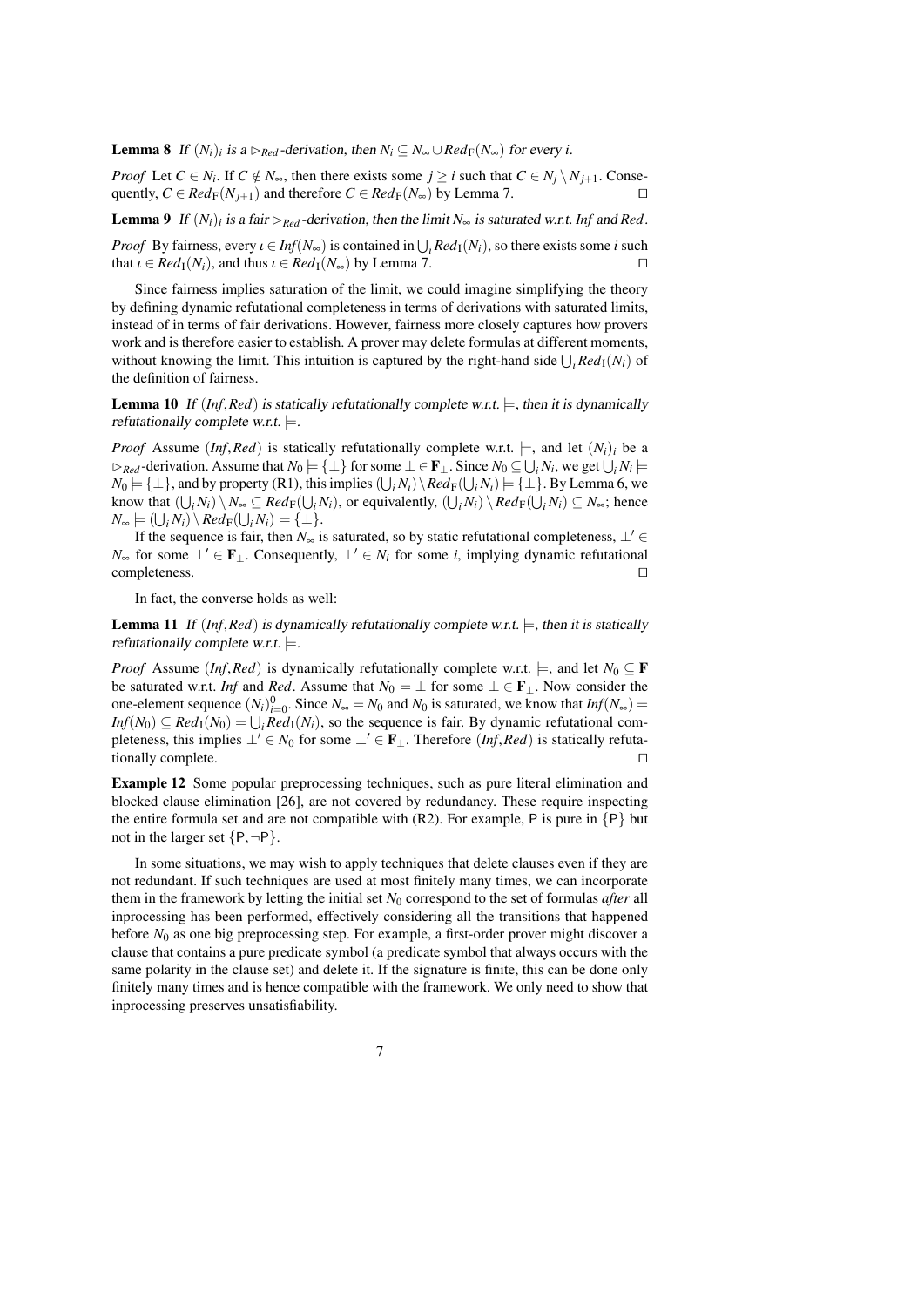**Lemma 8** *If* $(N_i)_i$ *is a* $\rhd_{Red}$*-derivation, then* $N_i \subseteq N_\infty \cup Red_{\mathrm{F}}(N_\infty)$ *for every* $i$*.*

*Proof* Let $C \in N_i$. If $C \notin N_\infty$, then there exists some $j \geq i$ such that $C \in N_j \setminus N_{j+1}$. Consequently, $C \in Red_{\mathrm{F}}(N_{j+1})$ and therefore $C \in Red_{\mathrm{F}}(N_\infty)$ by Lemma 7. ◻

**Lemma 9** *If* $(N_i)_i$ *is a fair* $\rhd_{Red}$*-derivation, then the limit* $N_\infty$ *is saturated w.r.t.* *Inf* *and* *Red*.

*Proof* By fairness, every $\iota \in Inf(N_\infty)$ is contained in $\bigcup_i Red_{\mathrm{I}}(N_i)$, so there exists some $i$ such that $\iota \in Red_{\mathrm{I}}(N_i)$, and thus $\iota \in Red_{\mathrm{I}}(N_\infty)$ by Lemma 7. ◻

Since fairness implies saturation of the limit, we could imagine simplifying the theory by defining dynamic refutational completeness in terms of derivations with saturated limits, instead of in terms of fair derivations. However, fairness more closely captures how provers work and is therefore easier to establish. A prover may delete formulas at different moments, without knowing the limit. This intuition is captured by the right-hand side $\bigcup_i Red_{\mathrm{I}}(N_i)$ of the definition of fairness.

**Lemma 10** *If* $(Inf, Red)$ *is statically refutationally complete w.r.t.* $\models$*, then it is dynamically refutationally complete w.r.t.* $\models$*.*

*Proof* Assume $(Inf, Red)$ is statically refutationally complete w.r.t. $\models$, and let $(N_i)_i$ be a $\rhd_{Red}$-derivation. Assume that $N_0 \models \{\bot\}$ for some $\bot \in \mathbf{F}_\bot$. Since $N_0 \subseteq \bigcup_i N_i$, we get $\bigcup_i N_i \models N_0 \models \{\bot\}$, and by property (R1), this implies $(\bigcup_i N_i) \setminus Red_{\mathrm{F}}(\bigcup_i N_i) \models \{\bot\}$. By Lemma 6, we know that $(\bigcup_i N_i) \setminus N_\infty \subseteq Red_{\mathrm{F}}(\bigcup_i N_i)$, or equivalently, $(\bigcup_i N_i) \setminus Red_{\mathrm{F}}(\bigcup_i N_i) \subseteq N_\infty$; hence $N_\infty \models (\bigcup_i N_i) \setminus Red_{\mathrm{F}}(\bigcup_i N_i) \models \{\bot\}$.

If the sequence is fair, then $N_\infty$ is saturated, so by static refutational completeness, $\bot' \in N_\infty$ for some $\bot' \in \mathbf{F}_\bot$. Consequently, $\bot' \in N_i$ for some $i$, implying dynamic refutational completeness. ◻

In fact, the converse holds as well:

**Lemma 11** *If* $(Inf, Red)$ *is dynamically refutationally complete w.r.t.* $\models$*, then it is statically refutationally complete w.r.t.* $\models$*.*

*Proof* Assume $(Inf, Red)$ is dynamically refutationally complete w.r.t. $\models$, and let $N_0 \subseteq \mathbf{F}$ be saturated w.r.t. *Inf* and *Red*. Assume that $N_0 \models \bot$ for some $\bot \in \mathbf{F}_\bot$. Now consider the one-element sequence $(N_i)_{i=0}^{0}$. Since $N_\infty = N_0$ and $N_0$ is saturated, we know that $Inf(N_\infty) = Inf(N_0) \subseteq Red_{\mathrm{I}}(N_0) = \bigcup_i Red_{\mathrm{I}}(N_i)$, so the sequence is fair. By dynamic refutational completeness, this implies $\bot' \in N_0$ for some $\bot' \in \mathbf{F}_\bot$. Therefore $(Inf, Red)$ is statically refutationally complete. ◻

**Example 12** Some popular preprocessing techniques, such as pure literal elimination and blocked clause elimination [26], are not covered by redundancy. These require inspecting the entire formula set and are not compatible with (R2). For example, $\mathsf{P}$ is pure in $\{\mathsf{P}\}$ but not in the larger set $\{\mathsf{P}, \neg\mathsf{P}\}$.

In some situations, we may wish to apply techniques that delete clauses even if they are not redundant. If such techniques are used at most finitely many times, we can incorporate them in the framework by letting the initial set $N_0$ correspond to the set of formulas *after* all inprocessing has been performed, effectively considering all the transitions that happened before $N_0$ as one big preprocessing step. For example, a first-order prover might discover a clause that contains a pure predicate symbol (a predicate symbol that always occurs with the same polarity in the clause set) and delete it. If the signature is finite, this can be done only finitely many times and is hence compatible with the framework. We only need to show that inprocessing preserves unsatisfiability.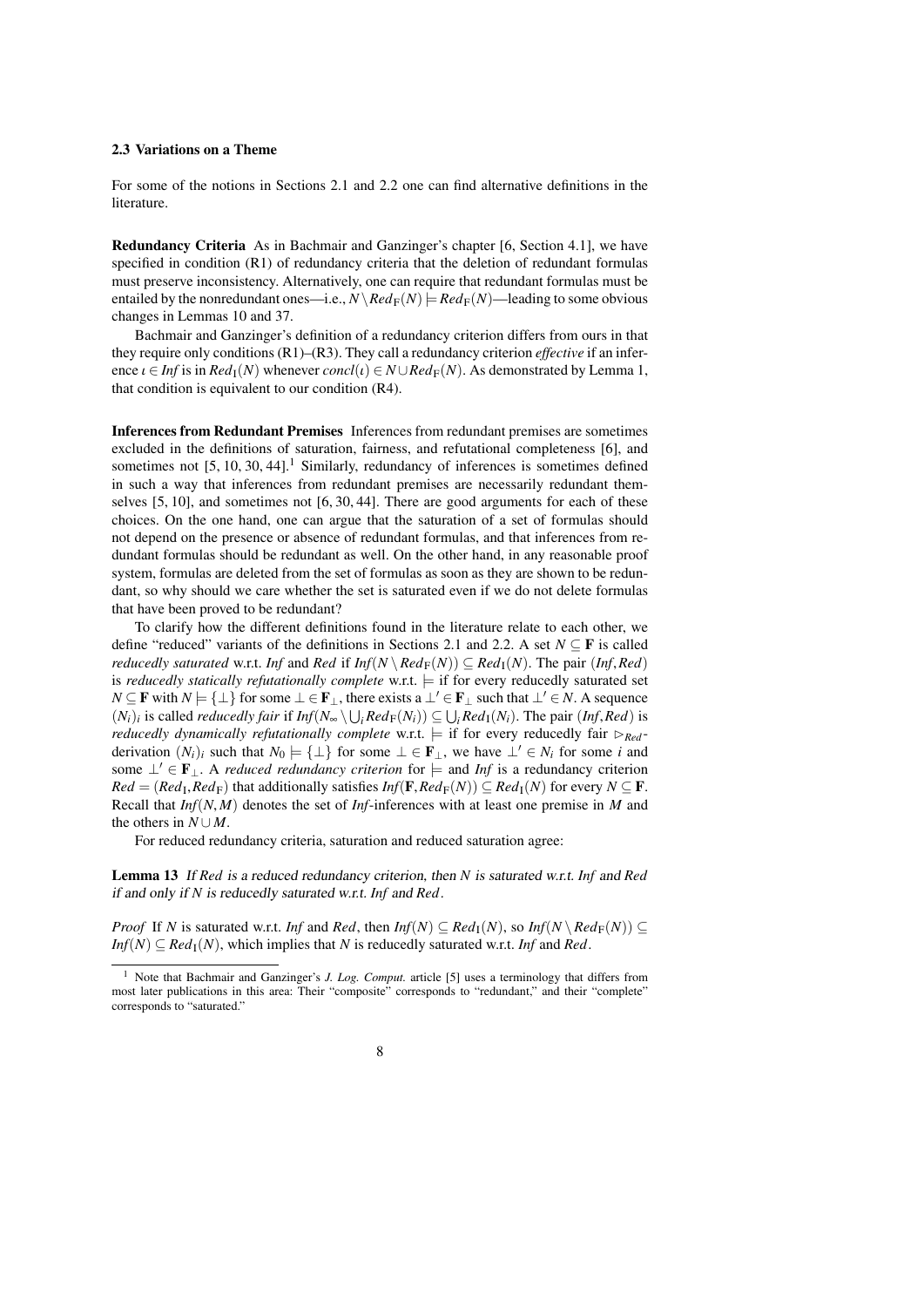### 2.3 Variations on a Theme

For some of the notions in Sections 2.1 and 2.2 one can find alternative definitions in the literature.

**Redundancy Criteria** As in Bachmair and Ganzinger's chapter [6, Section 4.1], we have specified in condition (R1) of redundancy criteria that the deletion of redundant formulas must preserve inconsistency. Alternatively, one can require that redundant formulas must be entailed by the nonredundant ones—i.e., $N \setminus \mathit{Red}_{\mathrm{F}}(N) \models \mathit{Red}_{\mathrm{F}}(N)$—leading to some obvious changes in Lemmas 10 and 37.

Bachmair and Ganzinger's definition of a redundancy criterion differs from ours in that they require only conditions (R1)–(R3). They call a redundancy criterion *effective* if an inference $\iota \in \mathit{Inf}$ is in $\mathit{Red}_{\mathrm{I}}(N)$ whenever $\mathit{concl}(\iota) \in N \cup \mathit{Red}_{\mathrm{F}}(N)$. As demonstrated by Lemma 1, that condition is equivalent to our condition (R4).

**Inferences from Redundant Premises** Inferences from redundant premises are sometimes excluded in the definitions of saturation, fairness, and refutational completeness [6], and sometimes not [5, 10, 30, 44].[1] Similarly, redundancy of inferences is sometimes defined in such a way that inferences from redundant premises are necessarily redundant themselves [5, 10], and sometimes not [6, 30, 44]. There are good arguments for each of these choices. On the one hand, one can argue that the saturation of a set of formulas should not depend on the presence or absence of redundant formulas, and that inferences from redundant formulas should be redundant as well. On the other hand, in any reasonable proof system, formulas are deleted from the set of formulas as soon as they are shown to be redundant, so why should we care whether the set is saturated even if we do not delete formulas that have been proved to be redundant?

To clarify how the different definitions found in the literature relate to each other, we define "reduced" variants of the definitions in Sections 2.1 and 2.2. A set $N \subseteq \mathbf{F}$ is called *reducedly saturated* w.r.t. *Inf* and *Red* if $\mathit{Inf}(N \setminus \mathit{Red}_{\mathrm{F}}(N)) \subseteq \mathit{Red}_{\mathrm{I}}(N)$. The pair $(\mathit{Inf}, \mathit{Red})$ is *reducedly statically refutationally complete* w.r.t. $\models$ if for every reducedly saturated set $N \subseteq \mathbf{F}$ with $N \models \{\bot\}$ for some $\bot \in \mathbf{F}_\bot$, there exists a $\bot' \in \mathbf{F}_\bot$ such that $\bot' \in N$. A sequence $(N_i)_i$ is called *reducedly fair* if $\mathit{Inf}(N_\infty \setminus \bigcup_i \mathit{Red}_{\mathrm{F}}(N_i)) \subseteq \bigcup_i \mathit{Red}_{\mathrm{I}}(N_i)$. The pair $(\mathit{Inf}, \mathit{Red})$ is *reducedly dynamically refutationally complete* w.r.t. $\models$ if for every reducedly fair $\rhd_{\mathit{Red}}$-derivation $(N_i)_i$ such that $N_0 \models \{\bot\}$ for some $\bot \in \mathbf{F}_\bot$, we have $\bot' \in N_i$ for some $i$ and some $\bot' \in \mathbf{F}_\bot$. A *reduced redundancy criterion* for $\models$ and *Inf* is a redundancy criterion $\mathit{Red} = (\mathit{Red}_{\mathrm{I}}, \mathit{Red}_{\mathrm{F}})$ that additionally satisfies $\mathit{Inf}(\mathbf{F}, \mathit{Red}_{\mathrm{F}}(N)) \subseteq \mathit{Red}_{\mathrm{I}}(N)$ for every $N \subseteq \mathbf{F}$. Recall that $\mathit{Inf}(N, M)$ denotes the set of *Inf*-inferences with at least one premise in $M$ and the others in $N \cup M$.

For reduced redundancy criteria, saturation and reduced saturation agree:

**Lemma 13** *If Red is a reduced redundancy criterion, then $N$ is saturated w.r.t. Inf and Red if and only if $N$ is reducedly saturated w.r.t. Inf and Red.*

*Proof* If $N$ is saturated w.r.t. *Inf* and *Red*, then $\mathit{Inf}(N) \subseteq \mathit{Red}_{\mathrm{I}}(N)$, so $\mathit{Inf}(N \setminus \mathit{Red}_{\mathrm{F}}(N)) \subseteq \mathit{Inf}(N) \subseteq \mathit{Red}_{\mathrm{I}}(N)$, which implies that $N$ is reducedly saturated w.r.t. *Inf* and *Red*.

[1] Note that Bachmair and Ganzinger's *J. Log. Comput.* article [5] uses a terminology that differs from most later publications in this area: Their "composite" corresponds to "redundant," and their "complete" corresponds to "saturated."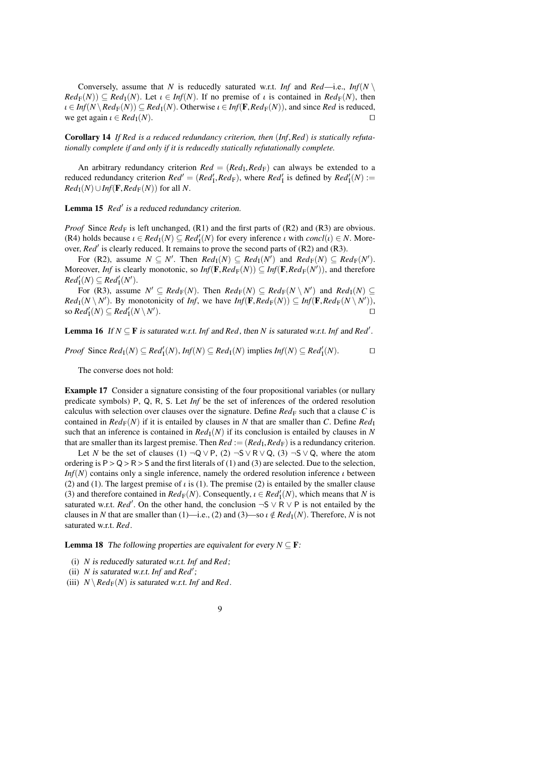Conversely, assume that $N$ is reducedly saturated w.r.t. *Inf* and *Red*—i.e., $\mathit{Inf}(N \setminus \mathit{Red}_{\mathrm{F}}(N)) \subseteq \mathit{Red}_{\mathrm{I}}(N)$. Let $\iota \in \mathit{Inf}(N)$. If no premise of $\iota$ is contained in $\mathit{Red}_{\mathrm{F}}(N)$, then $\iota \in \mathit{Inf}(N \setminus \mathit{Red}_{\mathrm{F}}(N)) \subseteq \mathit{Red}_{\mathrm{I}}(N)$. Otherwise $\iota \in \mathit{Inf}(\mathbf{F}, \mathit{Red}_{\mathrm{F}}(N))$, and since *Red* is reduced, we get again $\iota \in \mathit{Red}_{\mathrm{I}}(N)$. ◻

**Corollary 14** *If Red is a reduced redundancy criterion, then* $(\mathit{Inf}, \mathit{Red})$ *is statically refutationally complete if and only if it is reducedly statically refutationally complete.*

An arbitrary redundancy criterion $\mathit{Red} = (\mathit{Red}_{\mathrm{I}}, \mathit{Red}_{\mathrm{F}})$ can always be extended to a reduced redundancy criterion $\mathit{Red}' = (\mathit{Red}'_{\mathrm{I}}, \mathit{Red}_{\mathrm{F}})$, where $\mathit{Red}'_{\mathrm{I}}$ is defined by $\mathit{Red}'_{\mathrm{I}}(N) := \mathit{Red}_{\mathrm{I}}(N) \cup \mathit{Inf}(\mathbf{F}, \mathit{Red}_{\mathrm{F}}(N))$ for all $N$.

**Lemma 15** *$\mathit{Red}'$ is a reduced redundancy criterion.*

*Proof* Since $\mathit{Red}_{\mathrm{F}}$ is left unchanged, (R1) and the first parts of (R2) and (R3) are obvious. (R4) holds because $\iota \in \mathit{Red}_{\mathrm{I}}(N) \subseteq \mathit{Red}'_{\mathrm{I}}(N)$ for every inference $\iota$ with $\mathit{concl}(\iota) \in N$. Moreover, $\mathit{Red}'$ is clearly reduced. It remains to prove the second parts of (R2) and (R3).

For (R2), assume $N \subseteq N'$. Then $\mathit{Red}_{\mathrm{I}}(N) \subseteq \mathit{Red}_{\mathrm{I}}(N')$ and $\mathit{Red}_{\mathrm{F}}(N) \subseteq \mathit{Red}_{\mathrm{F}}(N')$. Moreover, *Inf* is clearly monotonic, so $\mathit{Inf}(\mathbf{F}, \mathit{Red}_{\mathrm{F}}(N)) \subseteq \mathit{Inf}(\mathbf{F}, \mathit{Red}_{\mathrm{F}}(N'))$, and therefore $\mathit{Red}'_{\mathrm{I}}(N) \subseteq \mathit{Red}'_{\mathrm{I}}(N')$.

For (R3), assume $N' \subseteq \mathit{Red}_{\mathrm{F}}(N)$. Then $\mathit{Red}_{\mathrm{F}}(N) \subseteq \mathit{Red}_{\mathrm{F}}(N \setminus N')$ and $\mathit{Red}_{\mathrm{I}}(N) \subseteq \mathit{Red}_{\mathrm{I}}(N \setminus N')$. By monotonicity of *Inf*, we have $\mathit{Inf}(\mathbf{F}, \mathit{Red}_{\mathrm{F}}(N)) \subseteq \mathit{Inf}(\mathbf{F}, \mathit{Red}_{\mathrm{F}}(N \setminus N'))$, so $\mathit{Red}'_{\mathrm{I}}(N) \subseteq \mathit{Red}'_{\mathrm{I}}(N \setminus N')$. ◻

**Lemma 16** *If $N \subseteq \mathbf{F}$ is saturated w.r.t. Inf and Red, then $N$ is saturated w.r.t. Inf and $\mathit{Red}'$.*

*Proof* Since $\mathit{Red}_{\mathrm{I}}(N) \subseteq \mathit{Red}'_{\mathrm{I}}(N)$, $\mathit{Inf}(N) \subseteq \mathit{Red}_{\mathrm{I}}(N)$ implies $\mathit{Inf}(N) \subseteq \mathit{Red}'_{\mathrm{I}}(N)$. ◻

The converse does not hold:

**Example 17** Consider a signature consisting of the four propositional variables (or nullary predicate symbols) P, Q, R, S. Let *Inf* be the set of inferences of the ordered resolution calculus with selection over clauses over the signature. Define $\mathit{Red}_{\mathrm{F}}$ such that a clause $C$ is contained in $\mathit{Red}_{\mathrm{F}}(N)$ if it is entailed by clauses in $N$ that are smaller than $C$. Define $\mathit{Red}_{\mathrm{I}}$ such that an inference is contained in $\mathit{Red}_{\mathrm{I}}(N)$ if its conclusion is entailed by clauses in $N$ that are smaller than its largest premise. Then $\mathit{Red} := (\mathit{Red}_{\mathrm{I}}, \mathit{Red}_{\mathrm{F}})$ is a redundancy criterion.

Let $N$ be the set of clauses (1) $\neg\mathsf{Q} \vee \mathsf{P}$, (2) $\neg\mathsf{S} \vee \mathsf{R} \vee \mathsf{Q}$, (3) $\neg\mathsf{S} \vee \mathsf{Q}$, where the atom ordering is $\mathsf{P} > \mathsf{Q} > \mathsf{R} > \mathsf{S}$ and the first literals of (1) and (3) are selected. Due to the selection, $\mathit{Inf}(N)$ contains only a single inference, namely the ordered resolution inference $\iota$ between (2) and (1). The largest premise of $\iota$ is (1). The premise (2) is entailed by the smaller clause (3) and therefore contained in $\mathit{Red}_{\mathrm{F}}(N)$. Consequently, $\iota \in \mathit{Red}'_{\mathrm{I}}(N)$, which means that $N$ is saturated w.r.t. $\mathit{Red}'$. On the other hand, the conclusion $\neg\mathsf{S} \vee \mathsf{R} \vee \mathsf{P}$ is not entailed by the clauses in $N$ that are smaller than (1)—i.e., (2) and (3)—so $\iota \notin \mathit{Red}_{\mathrm{I}}(N)$. Therefore, $N$ is not saturated w.r.t. *Red*.

**Lemma 18** *The following properties are equivalent for every $N \subseteq \mathbf{F}$:*

(i) *$N$ is reducedly saturated w.r.t. Inf and Red;*
(ii) *$N$ is saturated w.r.t. Inf and $\mathit{Red}'$;*
(iii) *$N \setminus \mathit{Red}_{\mathrm{F}}(N)$ is saturated w.r.t. Inf and Red.*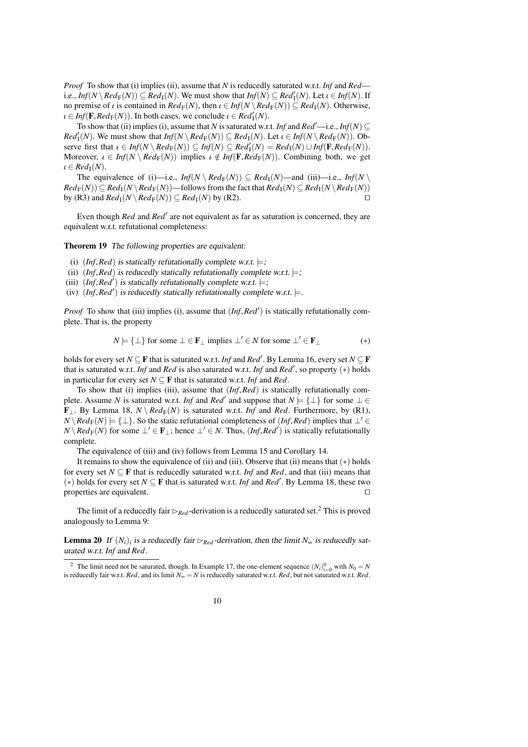*Proof* To show that (i) implies (ii), assume that $N$ is reducedly saturated w.r.t. *Inf* and *Red*—i.e., $\mathit{Inf}(N \setminus \mathit{Red}_{\mathrm{F}}(N)) \subseteq \mathit{Red}_{\mathrm{I}}(N)$. We must show that $\mathit{Inf}(N) \subseteq \mathit{Red}'_{\mathrm{I}}(N)$. Let $\iota \in \mathit{Inf}(N)$. If no premise of $\iota$ is contained in $\mathit{Red}_{\mathrm{F}}(N)$, then $\iota \in \mathit{Inf}(N \setminus \mathit{Red}_{\mathrm{F}}(N)) \subseteq \mathit{Red}_{\mathrm{I}}(N)$. Otherwise, $\iota \in \mathit{Inf}(\mathbf{F}, \mathit{Red}_{\mathrm{F}}(N))$. In both cases, we conclude $\iota \in \mathit{Red}'_{\mathrm{I}}(N)$.

To show that (ii) implies (i), assume that $N$ is saturated w.r.t. *Inf* and *Red'*—i.e., $\mathit{Inf}(N) \subseteq \mathit{Red}'_{\mathrm{I}}(N)$. We must show that $\mathit{Inf}(N \setminus \mathit{Red}_{\mathrm{F}}(N)) \subseteq \mathit{Red}_{\mathrm{I}}(N)$. Let $\iota \in \mathit{Inf}(N \setminus \mathit{Red}_{\mathrm{F}}(N))$. Observe first that $\iota \in \mathit{Inf}(N \setminus \mathit{Red}_{\mathrm{F}}(N)) \subseteq \mathit{Inf}(N) \subseteq \mathit{Red}'_{\mathrm{I}}(N) = \mathit{Red}_{\mathrm{I}}(N) \cup \mathit{Inf}(\mathbf{F}, \mathit{Red}_{\mathrm{F}}(N))$. Moreover, $\iota \in \mathit{Inf}(N \setminus \mathit{Red}_{\mathrm{F}}(N))$ implies $\iota \notin \mathit{Inf}(\mathbf{F}, \mathit{Red}_{\mathrm{F}}(N))$. Combining both, we get $\iota \in \mathit{Red}_{\mathrm{I}}(N)$.

The equivalence of (i)—i.e., $\mathit{Inf}(N \setminus \mathit{Red}_{\mathrm{F}}(N)) \subseteq \mathit{Red}_{\mathrm{I}}(N)$—and (iii)—i.e., $\mathit{Inf}(N \setminus \mathit{Red}_{\mathrm{F}}(N)) \subseteq \mathit{Red}_{\mathrm{I}}(N \setminus \mathit{Red}_{\mathrm{F}}(N))$—follows from the fact that $\mathit{Red}_{\mathrm{I}}(N) \subseteq \mathit{Red}_{\mathrm{I}}(N \setminus \mathit{Red}_{\mathrm{F}}(N))$ by (R3) and $\mathit{Red}_{\mathrm{I}}(N \setminus \mathit{Red}_{\mathrm{F}}(N)) \subseteq \mathit{Red}_{\mathrm{I}}(N)$ by (R2). $\square$

Even though *Red* and *Red'* are not equivalent as far as saturation is concerned, they are equivalent w.r.t. refutational completeness:

**Theorem 19** *The following properties are equivalent:*

(i) $(\mathit{Inf}, \mathit{Red})$ *is statically refutationally complete w.r.t.* $\models$;
(ii) $(\mathit{Inf}, \mathit{Red})$ *is reducedly statically refutationally complete w.r.t.* $\models$;
(iii) $(\mathit{Inf}, \mathit{Red}')$ *is statically refutationally complete w.r.t.* $\models$;
(iv) $(\mathit{Inf}, \mathit{Red}')$ *is reducedly statically refutationally complete w.r.t.* $\models$.

*Proof* To show that (iii) implies (i), assume that $(\mathit{Inf}, \mathit{Red}')$ is statically refutationally complete. That is, the property

$$N \models \{\bot\} \text{ for some } \bot \in \mathbf{F}_\bot \text{ implies } \bot' \in N \text{ for some } \bot' \in \mathbf{F}_\bot \qquad (*)$$

holds for every set $N \subseteq \mathbf{F}$ that is saturated w.r.t. *Inf* and *Red'*. By Lemma 16, every set $N \subseteq \mathbf{F}$ that is saturated w.r.t. *Inf* and *Red* is also saturated w.r.t. *Inf* and *Red'*, so property $(*)$ holds in particular for every set $N \subseteq \mathbf{F}$ that is saturated w.r.t. *Inf* and *Red*.

To show that (i) implies (iii), assume that $(\mathit{Inf}, \mathit{Red})$ is statically refutationally complete. Assume $N$ is saturated w.r.t. *Inf* and *Red'* and suppose that $N \models \{\bot\}$ for some $\bot \in \mathbf{F}_\bot$. By Lemma 18, $N \setminus \mathit{Red}_{\mathrm{F}}(N)$ is saturated w.r.t. *Inf* and *Red*. Furthermore, by (R1), $N \setminus \mathit{Red}_{\mathrm{F}}(N) \models \{\bot\}$. So the static refutational completeness of $(\mathit{Inf}, \mathit{Red})$ implies that $\bot' \in N \setminus \mathit{Red}_{\mathrm{F}}(N)$ for some $\bot' \in \mathbf{F}_\bot$; hence $\bot' \in N$. Thus, $(\mathit{Inf}, \mathit{Red}')$ is statically refutationally complete.

The equivalence of (iii) and (iv) follows from Lemma 15 and Corollary 14.

It remains to show the equivalence of (ii) and (iii). Observe that (ii) means that $(*)$ holds for every set $N \subseteq \mathbf{F}$ that is reducedly saturated w.r.t. *Inf* and *Red*, and that (iii) means that $(*)$ holds for every set $N \subseteq \mathbf{F}$ that is saturated w.r.t. *Inf* and *Red'*. By Lemma 18, these two properties are equivalent. $\square$

The limit of a reducedly fair $\rhd_{\mathit{Red}}$-derivation is a reducedly saturated set.[2] This is proved analogously to Lemma 9:

**Lemma 20** *If* $(N_i)_i$ *is a reducedly fair* $\rhd_{\mathit{Red}}$*-derivation, then the limit* $N_\infty$ *is reducedly saturated w.r.t. Inf and Red.*

[2] The limit need not be saturated, though. In Example 17, the one-element sequence $(N_i)_{i=0}^{0}$ with $N_0 = N$ is reducedly fair w.r.t. *Red*, and its limit $N_\infty = N$ is reducedly saturated w.r.t. *Red*, but not saturated w.r.t. *Red*.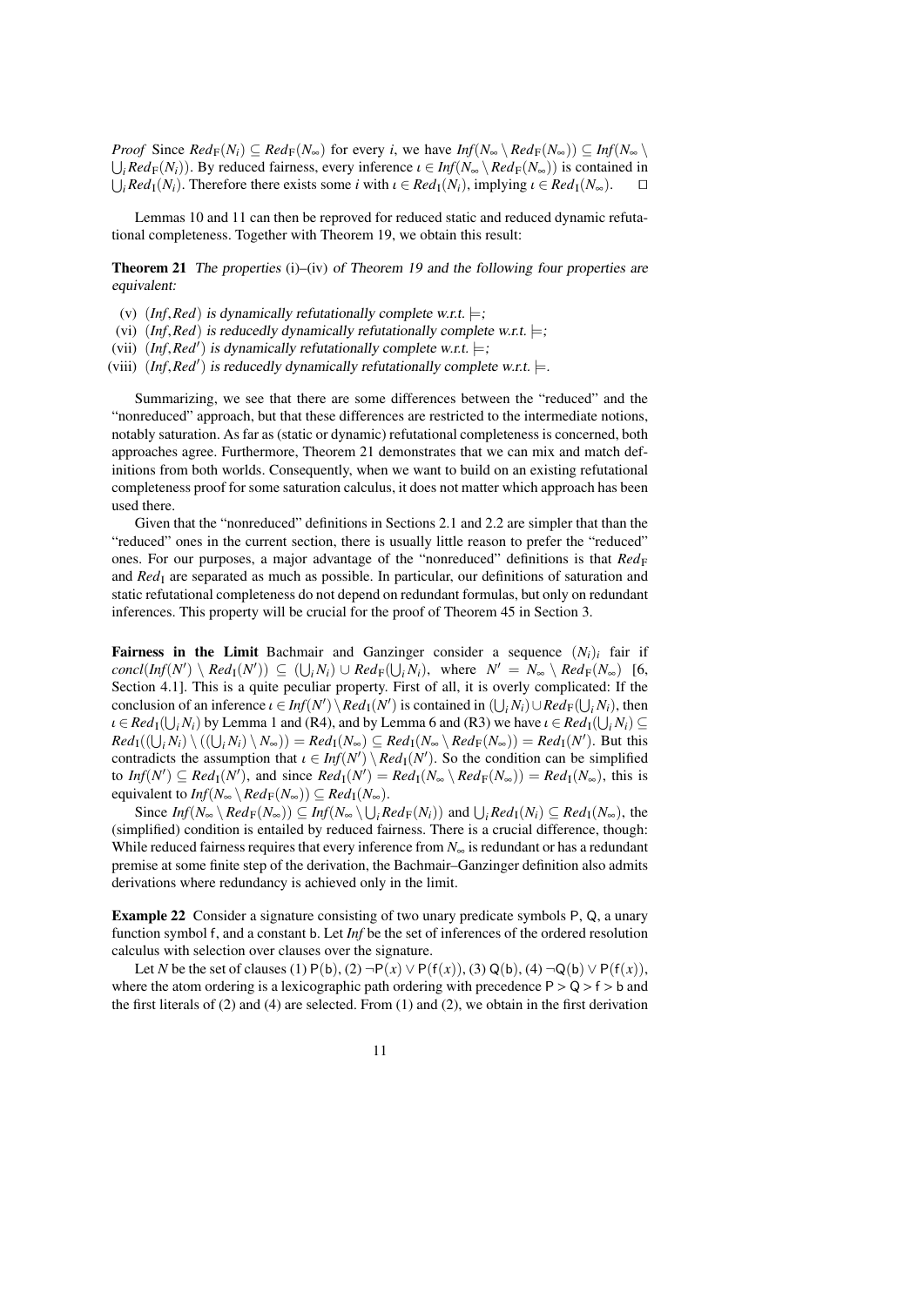*Proof* Since $Red_{\mathrm{F}}(N_i) \subseteq Red_{\mathrm{F}}(N_\infty)$ for every $i$, we have $Inf(N_\infty \setminus Red_{\mathrm{F}}(N_\infty)) \subseteq Inf(N_\infty \setminus \bigcup_i Red_{\mathrm{F}}(N_i))$. By reduced fairness, every inference $\iota \in Inf(N_\infty \setminus Red_{\mathrm{F}}(N_\infty))$ is contained in $\bigcup_i Red_{\mathrm{I}}(N_i)$. Therefore there exists some $i$ with $\iota \in Red_{\mathrm{I}}(N_i)$, implying $\iota \in Red_{\mathrm{I}}(N_\infty)$. $\square$

Lemmas 10 and 11 can then be reproved for reduced static and reduced dynamic refutational completeness. Together with Theorem 19, we obtain this result:

**Theorem 21** *The properties* (i)–(iv) *of Theorem 19 and the following four properties are equivalent:*

(v) $(Inf, Red)$ *is dynamically refutationally complete w.r.t.* $\models$;
(vi) $(Inf, Red)$ *is reducedly dynamically refutationally complete w.r.t.* $\models$;
(vii) $(Inf, Red')$ *is dynamically refutationally complete w.r.t.* $\models$;
(viii) $(Inf, Red')$ *is reducedly dynamically refutationally complete w.r.t.* $\models$.

Summarizing, we see that there are some differences between the "reduced" and the "nonreduced" approach, but that these differences are restricted to the intermediate notions, notably saturation. As far as (static or dynamic) refutational completeness is concerned, both approaches agree. Furthermore, Theorem 21 demonstrates that we can mix and match definitions from both worlds. Consequently, when we want to build on an existing refutational completeness proof for some saturation calculus, it does not matter which approach has been used there.

Given that the "nonreduced" definitions in Sections 2.1 and 2.2 are simpler that than the "reduced" ones in the current section, there is usually little reason to prefer the "reduced" ones. For our purposes, a major advantage of the "nonreduced" definitions is that $Red_{\mathrm{F}}$ and $Red_{\mathrm{I}}$ are separated as much as possible. In particular, our definitions of saturation and static refutational completeness do not depend on redundant formulas, but only on redundant inferences. This property will be crucial for the proof of Theorem 45 in Section 3.

**Fairness in the Limit** Bachmair and Ganzinger consider a sequence $(N_i)_i$ fair if $concl(Inf(N') \setminus Red_{\mathrm{I}}(N')) \subseteq (\bigcup_i N_i) \cup Red_{\mathrm{F}}(\bigcup_i N_i)$, where $N' = N_\infty \setminus Red_{\mathrm{F}}(N_\infty)$ [6, Section 4.1]. This is a quite peculiar property. First of all, it is overly complicated: If the conclusion of an inference $\iota \in Inf(N') \setminus Red_{\mathrm{I}}(N')$ is contained in $(\bigcup_i N_i) \cup Red_{\mathrm{F}}(\bigcup_i N_i)$, then $\iota \in Red_{\mathrm{I}}(\bigcup_i N_i)$ by Lemma 1 and (R4), and by Lemma 6 and (R3) we have $\iota \in Red_{\mathrm{I}}(\bigcup_i N_i) \subseteq Red_{\mathrm{I}}((\bigcup_i N_i) \setminus ((\bigcup_i N_i) \setminus N_\infty)) = Red_{\mathrm{I}}(N_\infty) \subseteq Red_{\mathrm{I}}(N_\infty \setminus Red_{\mathrm{F}}(N_\infty)) = Red_{\mathrm{I}}(N')$. But this contradicts the assumption that $\iota \in Inf(N') \setminus Red_{\mathrm{I}}(N')$. So the condition can be simplified to $Inf(N') \subseteq Red_{\mathrm{I}}(N')$, and since $Red_{\mathrm{I}}(N') = Red_{\mathrm{I}}(N_\infty \setminus Red_{\mathrm{F}}(N_\infty)) = Red_{\mathrm{I}}(N_\infty)$, this is equivalent to $Inf(N_\infty \setminus Red_{\mathrm{F}}(N_\infty)) \subseteq Red_{\mathrm{I}}(N_\infty)$.

Since $Inf(N_\infty \setminus Red_{\mathrm{F}}(N_\infty)) \subseteq Inf(N_\infty \setminus \bigcup_i Red_{\mathrm{F}}(N_i))$ and $\bigcup_i Red_{\mathrm{I}}(N_i) \subseteq Red_{\mathrm{I}}(N_\infty)$, the (simplified) condition is entailed by reduced fairness. There is a crucial difference, though: While reduced fairness requires that every inference from $N_\infty$ is redundant or has a redundant premise at some finite step of the derivation, the Bachmair–Ganzinger definition also admits derivations where redundancy is achieved only in the limit.

**Example 22** Consider a signature consisting of two unary predicate symbols $\mathsf{P}$, $\mathsf{Q}$, a unary function symbol $\mathsf{f}$, and a constant $\mathsf{b}$. Let *Inf* be the set of inferences of the ordered resolution calculus with selection over clauses over the signature.

Let $N$ be the set of clauses (1) $\mathsf{P}(\mathsf{b})$, (2) $\neg\mathsf{P}(x) \vee \mathsf{P}(\mathsf{f}(x))$, (3) $\mathsf{Q}(\mathsf{b})$, (4) $\neg\mathsf{Q}(\mathsf{b}) \vee \mathsf{P}(\mathsf{f}(x))$, where the atom ordering is a lexicographic path ordering with precedence $\mathsf{P} > \mathsf{Q} > \mathsf{f} > \mathsf{b}$ and the first literals of (2) and (4) are selected. From (1) and (2), we obtain in the first derivation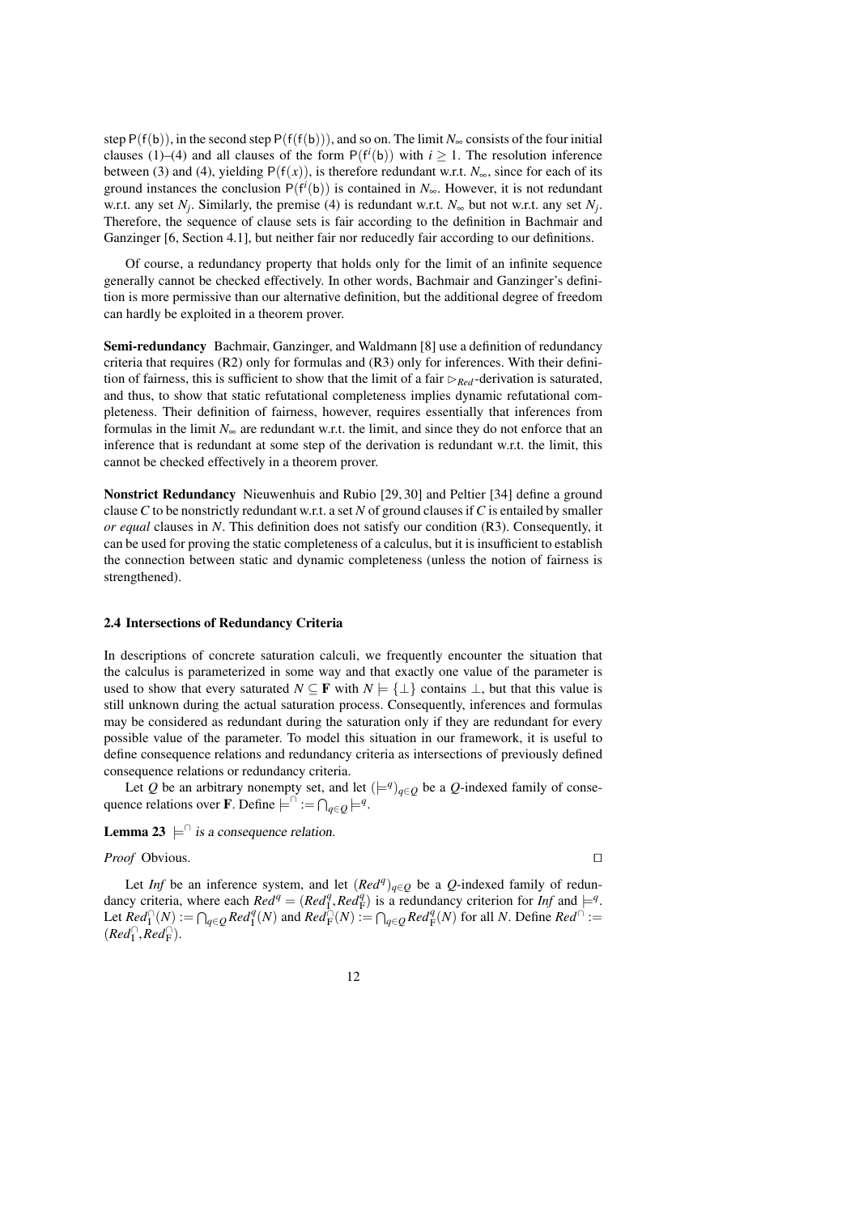step $\mathsf{P}(\mathsf{f}(\mathsf{b}))$, in the second step $\mathsf{P}(\mathsf{f}(\mathsf{f}(\mathsf{b})))$, and so on. The limit $N_\infty$ consists of the four initial clauses (1)–(4) and all clauses of the form $\mathsf{P}(\mathsf{f}^i(\mathsf{b}))$ with $i \geq 1$. The resolution inference between (3) and (4), yielding $\mathsf{P}(\mathsf{f}(x))$, is therefore redundant w.r.t. $N_\infty$, since for each of its ground instances the conclusion $\mathsf{P}(\mathsf{f}^i(\mathsf{b}))$ is contained in $N_\infty$. However, it is not redundant w.r.t. any set $N_j$. Similarly, the premise (4) is redundant w.r.t. $N_\infty$ but not w.r.t. any set $N_j$. Therefore, the sequence of clause sets is fair according to the definition in Bachmair and Ganzinger [6, Section 4.1], but neither fair nor reducedly fair according to our definitions.

Of course, a redundancy property that holds only for the limit of an infinite sequence generally cannot be checked effectively. In other words, Bachmair and Ganzinger's definition is more permissive than our alternative definition, but the additional degree of freedom can hardly be exploited in a theorem prover.

**Semi-redundancy** Bachmair, Ganzinger, and Waldmann [8] use a definition of redundancy criteria that requires (R2) only for formulas and (R3) only for inferences. With their definition of fairness, this is sufficient to show that the limit of a fair $\rhd_{Red}$-derivation is saturated, and thus, to show that static refutational completeness implies dynamic refutational completeness. Their definition of fairness, however, requires essentially that inferences from formulas in the limit $N_\infty$ are redundant w.r.t. the limit, and since they do not enforce that an inference that is redundant at some step of the derivation is redundant w.r.t. the limit, this cannot be checked effectively in a theorem prover.

**Nonstrict Redundancy** Nieuwenhuis and Rubio [29, 30] and Peltier [34] define a ground clause $C$ to be nonstrictly redundant w.r.t. a set $N$ of ground clauses if $C$ is entailed by smaller *or equal* clauses in $N$. This definition does not satisfy our condition (R3). Consequently, it can be used for proving the static completeness of a calculus, but it is insufficient to establish the connection between static and dynamic completeness (unless the notion of fairness is strengthened).

### 2.4 Intersections of Redundancy Criteria

In descriptions of concrete saturation calculi, we frequently encounter the situation that the calculus is parameterized in some way and that exactly one value of the parameter is used to show that every saturated $N \subseteq \mathbf{F}$ with $N \models \{\bot\}$ contains $\bot$, but that this value is still unknown during the actual saturation process. Consequently, inferences and formulas may be considered as redundant during the saturation only if they are redundant for every possible value of the parameter. To model this situation in our framework, it is useful to define consequence relations and redundancy criteria as intersections of previously defined consequence relations or redundancy criteria.

Let $Q$ be an arbitrary nonempty set, and let $(\models^q)_{q\in Q}$ be a $Q$-indexed family of consequence relations over $\mathbf{F}$. Define $\models^\cap := \bigcap_{q\in Q} \models^q$.

**Lemma 23** *$\models^\cap$ is a consequence relation.*

*Proof* Obvious. □

Let *Inf* be an inference system, and let $(Red^q)_{q\in Q}$ be a $Q$-indexed family of redundancy criteria, where each $Red^q = (Red^q_{\mathrm{I}}, Red^q_{\mathrm{F}})$ is a redundancy criterion for *Inf* and $\models^q$. Let $Red^\cap_{\mathrm{I}}(N) := \bigcap_{q\in Q} Red^q_{\mathrm{I}}(N)$ and $Red^\cap_{\mathrm{F}}(N) := \bigcap_{q\in Q} Red^q_{\mathrm{F}}(N)$ for all $N$. Define $Red^\cap := (Red^\cap_{\mathrm{I}}, Red^\cap_{\mathrm{F}})$.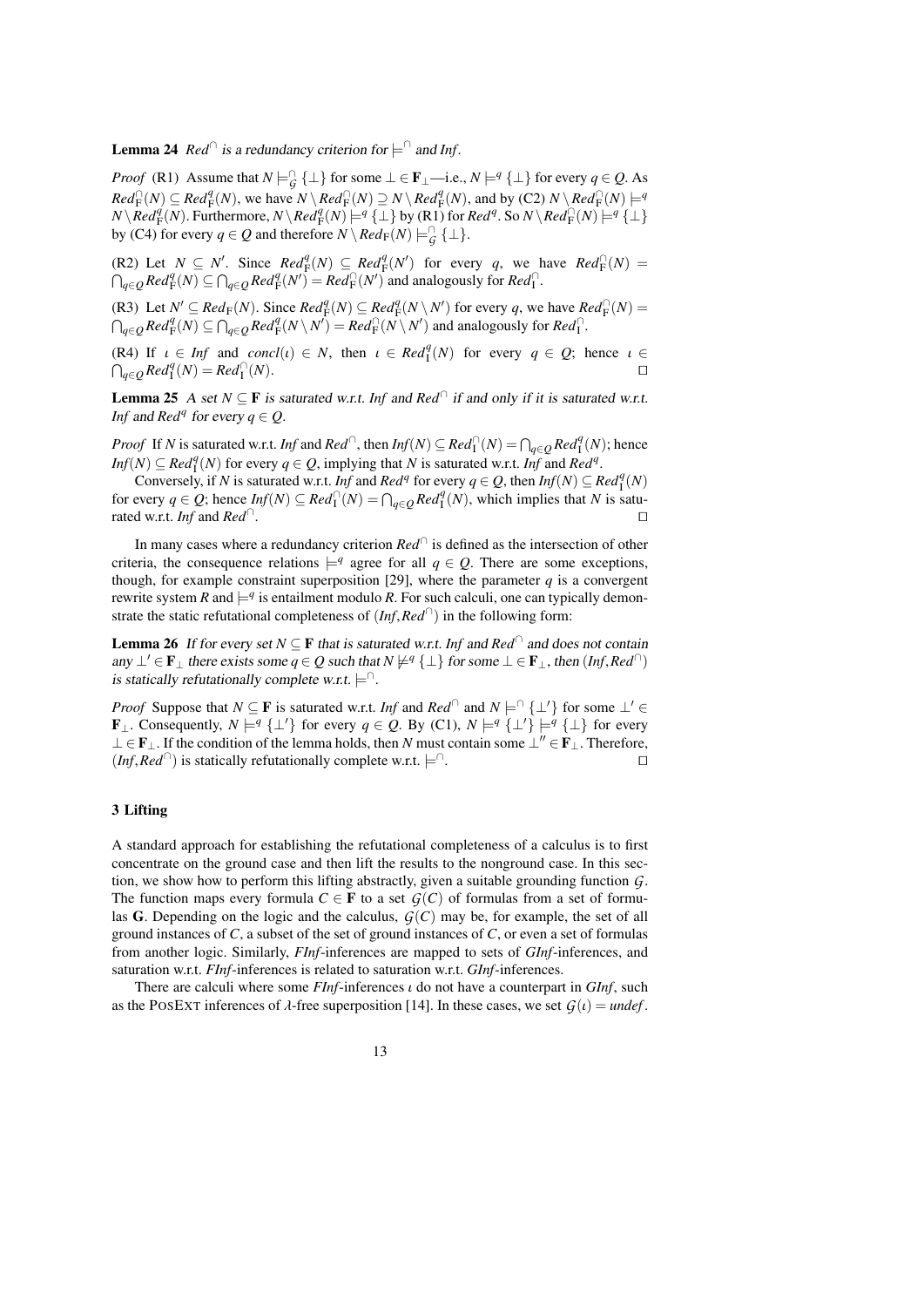**Lemma 24** *$Red^{\cap}$ is a redundancy criterion for $\models^{\cap}$ and $Inf$.*

*Proof* (R1) Assume that $N \models^{\cap}_{\mathcal{G}} \{\bot\}$ for some $\bot \in \mathbf{F}_\bot$—i.e., $N \models^q \{\bot\}$ for every $q \in Q$. As $Red^{\cap}_{\mathrm{F}}(N) \subseteq Red^q_{\mathrm{F}}(N)$, we have $N \setminus Red^{\cap}_{\mathrm{F}}(N) \supseteq N \setminus Red^q_{\mathrm{F}}(N)$, and by (C2) $N \setminus Red^{\cap}_{\mathrm{F}}(N) \models^q N \setminus Red^q_{\mathrm{F}}(N)$. Furthermore, $N \setminus Red^q_{\mathrm{F}}(N) \models^q \{\bot\}$ by (R1) for $Red^q$. So $N \setminus Red^{\cap}_{\mathrm{F}}(N) \models^q \{\bot\}$ by (C4) for every $q \in Q$ and therefore $N \setminus Red_{\mathrm{F}}(N) \models^{\cap}_{\mathcal{G}} \{\bot\}$.

(R2) Let $N \subseteq N'$. Since $Red^q_{\mathrm{F}}(N) \subseteq Red^q_{\mathrm{F}}(N')$ for every $q$, we have $Red^{\cap}_{\mathrm{F}}(N) = \bigcap_{q \in Q} Red^q_{\mathrm{F}}(N) \subseteq \bigcap_{q \in Q} Red^q_{\mathrm{F}}(N') = Red^{\cap}_{\mathrm{F}}(N')$ and analogously for $Red^{\cap}_{\mathrm{I}}$.

(R3) Let $N' \subseteq Red_{\mathrm{F}}(N)$. Since $Red^q_{\mathrm{F}}(N) \subseteq Red^q_{\mathrm{F}}(N \setminus N')$ for every $q$, we have $Red^{\cap}_{\mathrm{F}}(N) = \bigcap_{q \in Q} Red^q_{\mathrm{F}}(N) \subseteq \bigcap_{q \in Q} Red^q_{\mathrm{F}}(N \setminus N') = Red^{\cap}_{\mathrm{F}}(N \setminus N')$ and analogously for $Red^{\cap}_{\mathrm{I}}$.

(R4) If $\iota \in Inf$ and $concl(\iota) \in N$, then $\iota \in Red^q_{\mathrm{I}}(N)$ for every $q \in Q$; hence $\iota \in \bigcap_{q \in Q} Red^q_{\mathrm{I}}(N) = Red^{\cap}_{\mathrm{I}}(N)$. ◻

**Lemma 25** *A set $N \subseteq \mathbf{F}$ is saturated w.r.t. $Inf$ and $Red^{\cap}$ if and only if it is saturated w.r.t. $Inf$ and $Red^q$ for every $q \in Q$.*

*Proof* If $N$ is saturated w.r.t. $Inf$ and $Red^{\cap}$, then $Inf(N) \subseteq Red^{\cap}_{\mathrm{I}}(N) = \bigcap_{q \in Q} Red^q_{\mathrm{I}}(N)$; hence $Inf(N) \subseteq Red^q_{\mathrm{I}}(N)$ for every $q \in Q$, implying that $N$ is saturated w.r.t. $Inf$ and $Red^q$.

Conversely, if $N$ is saturated w.r.t. $Inf$ and $Red^q$ for every $q \in Q$, then $Inf(N) \subseteq Red^q_{\mathrm{I}}(N)$ for every $q \in Q$; hence $Inf(N) \subseteq Red^{\cap}_{\mathrm{I}}(N) = \bigcap_{q \in Q} Red^q_{\mathrm{I}}(N)$, which implies that $N$ is saturated w.r.t. $Inf$ and $Red^{\cap}$. ◻

In many cases where a redundancy criterion $Red^{\cap}$ is defined as the intersection of other criteria, the consequence relations $\models^q$ agree for all $q \in Q$. There are some exceptions, though, for example constraint superposition [29], where the parameter $q$ is a convergent rewrite system $R$ and $\models^q$ is entailment modulo $R$. For such calculi, one can typically demonstrate the static refutational completeness of $(Inf, Red^{\cap})$ in the following form:

**Lemma 26** *If for every set $N \subseteq \mathbf{F}$ that is saturated w.r.t. $Inf$ and $Red^{\cap}$ and does not contain any $\bot' \in \mathbf{F}_\bot$ there exists some $q \in Q$ such that $N \not\models^q \{\bot\}$ for some $\bot \in \mathbf{F}_\bot$, then $(Inf, Red^{\cap})$ is statically refutationally complete w.r.t. $\models^{\cap}$.*

*Proof* Suppose that $N \subseteq \mathbf{F}$ is saturated w.r.t. $Inf$ and $Red^{\cap}$ and $N \models^{\cap} \{\bot'\}$ for some $\bot' \in \mathbf{F}_\bot$. Consequently, $N \models^q \{\bot'\}$ for every $q \in Q$. By (C1), $N \models^q \{\bot'\} \models^q \{\bot\}$ for every $\bot \in \mathbf{F}_\bot$. If the condition of the lemma holds, then $N$ must contain some $\bot'' \in \mathbf{F}_\bot$. Therefore, $(Inf, Red^{\cap})$ is statically refutationally complete w.r.t. $\models^{\cap}$. ◻

## 3 Lifting

A standard approach for establishing the refutational completeness of a calculus is to first concentrate on the ground case and then lift the results to the nonground case. In this section, we show how to perform this lifting abstractly, given a suitable grounding function $\mathcal{G}$. The function maps every formula $C \in \mathbf{F}$ to a set $\mathcal{G}(C)$ of formulas from a set of formulas $\mathbf{G}$. Depending on the logic and the calculus, $\mathcal{G}(C)$ may be, for example, the set of all ground instances of $C$, a subset of the set of ground instances of $C$, or even a set of formulas from another logic. Similarly, *FInf*-inferences are mapped to sets of *GInf*-inferences, and saturation w.r.t. *FInf*-inferences is related to saturation w.r.t. *GInf*-inferences.

There are calculi where some *FInf*-inferences $\iota$ do not have a counterpart in *GInf*, such as the PosExt inferences of $\lambda$-free superposition [14]. In these cases, we set $\mathcal{G}(\iota) = undef$.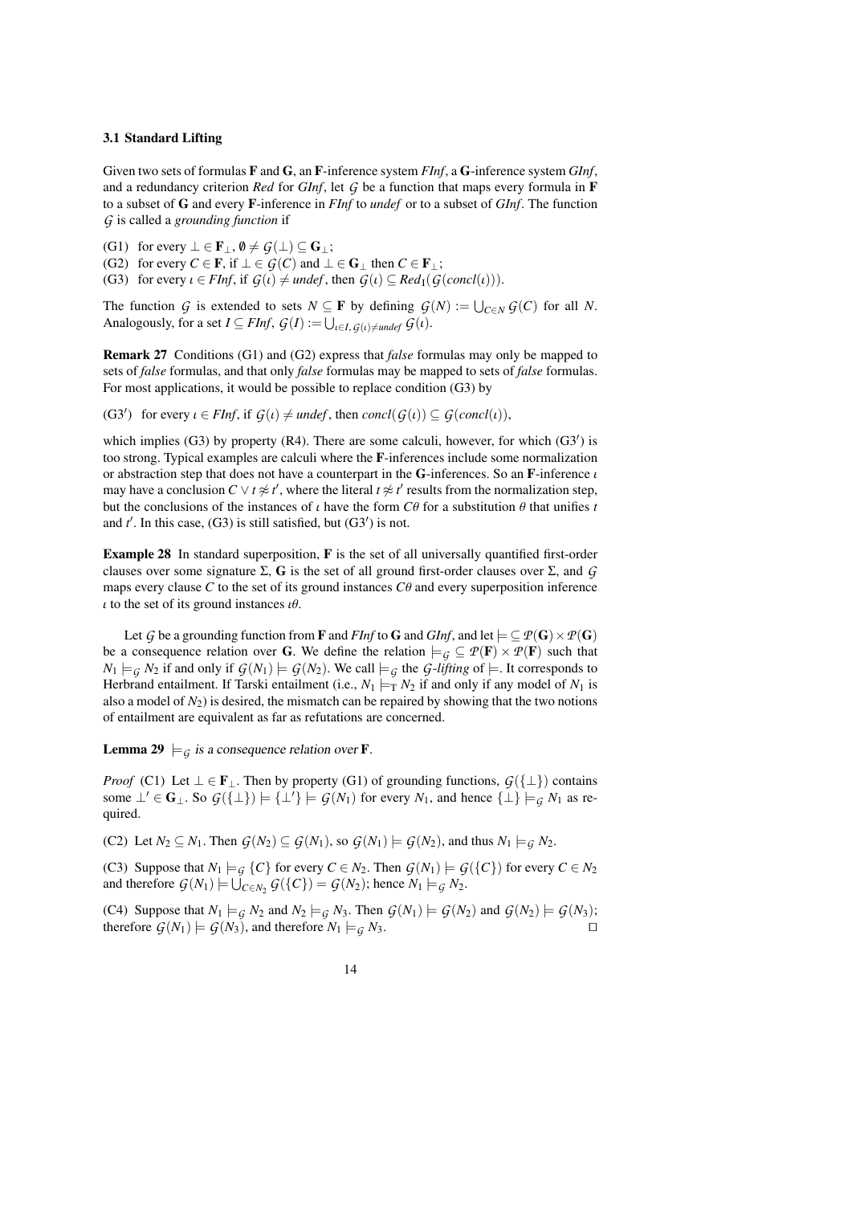### 3.1 Standard Lifting

Given two sets of formulas $\mathbf{F}$ and $\mathbf{G}$, an $\mathbf{F}$-inference system *FInf*, a $\mathbf{G}$-inference system *GInf*, and a redundancy criterion *Red* for *GInf*, let $\mathcal{G}$ be a function that maps every formula in $\mathbf{F}$ to a subset of $\mathbf{G}$ and every $\mathbf{F}$-inference in *FInf* to *undef* or to a subset of *GInf*. The function $\mathcal{G}$ is called a *grounding function* if

(G1) for every $\bot \in \mathbf{F}_\bot$, $\emptyset \neq \mathcal{G}(\bot) \subseteq \mathbf{G}_\bot$;
(G2) for every $C \in \mathbf{F}$, if $\bot \in \mathcal{G}(C)$ and $\bot \in \mathbf{G}_\bot$ then $C \in \mathbf{F}_\bot$;
(G3) for every $\iota \in \mathit{FInf}$, if $\mathcal{G}(\iota) \neq \mathit{undef}$, then $\mathcal{G}(\iota) \subseteq \mathit{Red}_{\mathrm{I}}(\mathcal{G}(\mathit{concl}(\iota)))$.

The function $\mathcal{G}$ is extended to sets $N \subseteq \mathbf{F}$ by defining $\mathcal{G}(N) := \bigcup_{C \in N} \mathcal{G}(C)$ for all $N$. Analogously, for a set $I \subseteq \mathit{FInf}$, $\mathcal{G}(I) := \bigcup_{\iota \in I,\, \mathcal{G}(\iota) \neq \mathit{undef}} \mathcal{G}(\iota)$.

**Remark 27** Conditions (G1) and (G2) express that *false* formulas may only be mapped to sets of *false* formulas, and that only *false* formulas may be mapped to sets of *false* formulas. For most applications, it would be possible to replace condition (G3) by

(G3′) for every $\iota \in \mathit{FInf}$, if $\mathcal{G}(\iota) \neq \mathit{undef}$, then $\mathit{concl}(\mathcal{G}(\iota)) \subseteq \mathcal{G}(\mathit{concl}(\iota))$,

which implies (G3) by property (R4). There are some calculi, however, for which (G3′) is too strong. Typical examples are calculi where the $\mathbf{F}$-inferences include some normalization or abstraction step that does not have a counterpart in the $\mathbf{G}$-inferences. So an $\mathbf{F}$-inference $\iota$ may have a conclusion $C \vee t \not\approx t'$, where the literal $t \not\approx t'$ results from the normalization step, but the conclusions of the instances of $\iota$ have the form $C\theta$ for a substitution $\theta$ that unifies $t$ and $t'$. In this case, (G3) is still satisfied, but (G3′) is not.

**Example 28** In standard superposition, $\mathbf{F}$ is the set of all universally quantified first-order clauses over some signature $\Sigma$, $\mathbf{G}$ is the set of all ground first-order clauses over $\Sigma$, and $\mathcal{G}$ maps every clause $C$ to the set of its ground instances $C\theta$ and every superposition inference $\iota$ to the set of its ground instances $\iota\theta$.

Let $\mathcal{G}$ be a grounding function from $\mathbf{F}$ and *FInf* to $\mathbf{G}$ and *GInf*, and let $\models\, \subseteq \mathcal{P}(\mathbf{G}) \times \mathcal{P}(\mathbf{G})$ be a consequence relation over $\mathbf{G}$. We define the relation $\models_\mathcal{G}\, \subseteq \mathcal{P}(\mathbf{F}) \times \mathcal{P}(\mathbf{F})$ such that $N_1 \models_\mathcal{G} N_2$ if and only if $\mathcal{G}(N_1) \models \mathcal{G}(N_2)$. We call $\models_\mathcal{G}$ the $\mathcal{G}$-*lifting* of $\models$. It corresponds to Herbrand entailment. If Tarski entailment (i.e., $N_1 \models_{\mathrm{T}} N_2$ if and only if any model of $N_1$ is also a model of $N_2$) is desired, the mismatch can be repaired by showing that the two notions of entailment are equivalent as far as refutations are concerned.

**Lemma 29** *$\models_\mathcal{G}$ is a consequence relation over $\mathbf{F}$.*

*Proof* (C1) Let $\bot \in \mathbf{F}_\bot$. Then by property (G1) of grounding functions, $\mathcal{G}(\{\bot\})$ contains some $\bot' \in \mathbf{G}_\bot$. So $\mathcal{G}(\{\bot\}) \models \{\bot'\} \models \mathcal{G}(N_1)$ for every $N_1$, and hence $\{\bot\} \models_\mathcal{G} N_1$ as required.

(C2) Let $N_2 \subseteq N_1$. Then $\mathcal{G}(N_2) \subseteq \mathcal{G}(N_1)$, so $\mathcal{G}(N_1) \models \mathcal{G}(N_2)$, and thus $N_1 \models_\mathcal{G} N_2$.

(C3) Suppose that $N_1 \models_\mathcal{G} \{C\}$ for every $C \in N_2$. Then $\mathcal{G}(N_1) \models \mathcal{G}(\{C\})$ for every $C \in N_2$ and therefore $\mathcal{G}(N_1) \models \bigcup_{C \in N_2} \mathcal{G}(\{C\}) = \mathcal{G}(N_2)$; hence $N_1 \models_\mathcal{G} N_2$.

(C4) Suppose that $N_1 \models_\mathcal{G} N_2$ and $N_2 \models_\mathcal{G} N_3$. Then $\mathcal{G}(N_1) \models \mathcal{G}(N_2)$ and $\mathcal{G}(N_2) \models \mathcal{G}(N_3)$; therefore $\mathcal{G}(N_1) \models \mathcal{G}(N_3)$, and therefore $N_1 \models_\mathcal{G} N_3$. ◻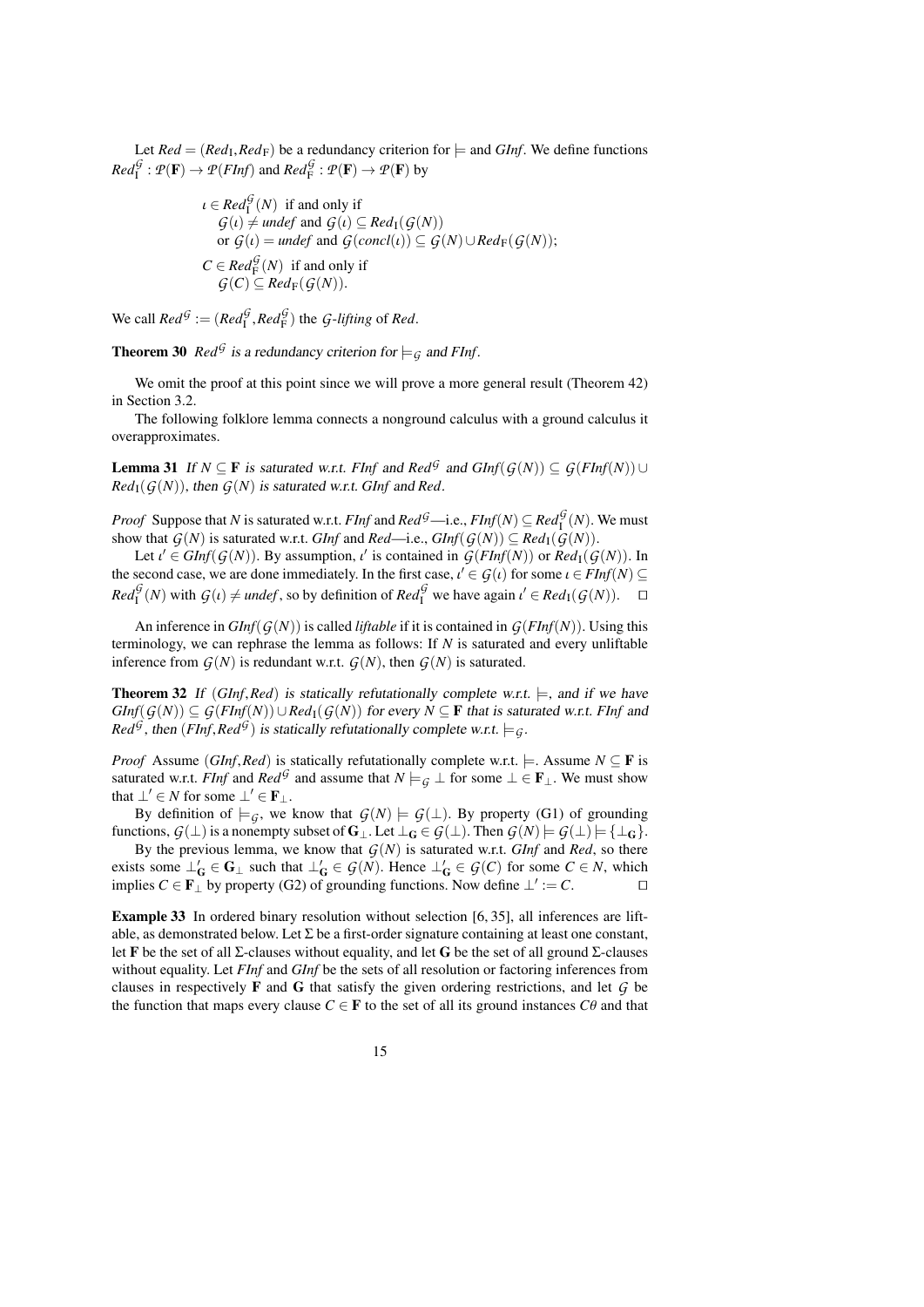Let $\mathit{Red} = (\mathit{Red}_{\mathrm{I}}, \mathit{Red}_{\mathrm{F}})$ be a redundancy criterion for $\models$ and $\mathit{GInf}$. We define functions $\mathit{Red}_{\mathrm{I}}^{\mathcal{G}} : \mathcal{P}(\mathbf{F}) \to \mathcal{P}(\mathit{FInf})$ and $\mathit{Red}_{\mathrm{F}}^{\mathcal{G}} : \mathcal{P}(\mathbf{F}) \to \mathcal{P}(\mathbf{F})$ by

$\iota \in \mathit{Red}_{\mathrm{I}}^{\mathcal{G}}(N)$ if and only if
  $\mathcal{G}(\iota) \neq \mathit{undef}$ and $\mathcal{G}(\iota) \subseteq \mathit{Red}_{\mathrm{I}}(\mathcal{G}(N))$
  or $\mathcal{G}(\iota) = \mathit{undef}$ and $\mathcal{G}(\mathit{concl}(\iota)) \subseteq \mathcal{G}(N) \cup \mathit{Red}_{\mathrm{F}}(\mathcal{G}(N))$;
$C \in \mathit{Red}_{\mathrm{F}}^{\mathcal{G}}(N)$ if and only if
  $\mathcal{G}(C) \subseteq \mathit{Red}_{\mathrm{F}}(\mathcal{G}(N))$.

We call $\mathit{Red}^{\mathcal{G}} := (\mathit{Red}_{\mathrm{I}}^{\mathcal{G}}, \mathit{Red}_{\mathrm{F}}^{\mathcal{G}})$ the *$\mathcal{G}$-lifting* of $\mathit{Red}$.

**Theorem 30** *$\mathit{Red}^{\mathcal{G}}$ is a redundancy criterion for $\models_{\mathcal{G}}$ and $\mathit{FInf}$.*

We omit the proof at this point since we will prove a more general result (Theorem 42) in Section 3.2.

The following folklore lemma connects a nonground calculus with a ground calculus it overapproximates.

**Lemma 31** *If $N \subseteq \mathbf{F}$ is saturated w.r.t. $\mathit{FInf}$ and $\mathit{Red}^{\mathcal{G}}$ and $\mathit{GInf}(\mathcal{G}(N)) \subseteq \mathcal{G}(\mathit{FInf}(N)) \cup \mathit{Red}_{\mathrm{I}}(\mathcal{G}(N))$, then $\mathcal{G}(N)$ is saturated w.r.t. $\mathit{GInf}$ and $\mathit{Red}$.*

*Proof* Suppose that $N$ is saturated w.r.t. $\mathit{FInf}$ and $\mathit{Red}^{\mathcal{G}}$—i.e., $\mathit{FInf}(N) \subseteq \mathit{Red}_{\mathrm{I}}^{\mathcal{G}}(N)$. We must show that $\mathcal{G}(N)$ is saturated w.r.t. $\mathit{GInf}$ and $\mathit{Red}$—i.e., $\mathit{GInf}(\mathcal{G}(N)) \subseteq \mathit{Red}_{\mathrm{I}}(\mathcal{G}(N))$.

Let $\iota' \in \mathit{GInf}(\mathcal{G}(N))$. By assumption, $\iota'$ is contained in $\mathcal{G}(\mathit{FInf}(N))$ or $\mathit{Red}_{\mathrm{I}}(\mathcal{G}(N))$. In the second case, we are done immediately. In the first case, $\iota' \in \mathcal{G}(\iota)$ for some $\iota \in \mathit{FInf}(N) \subseteq \mathit{Red}_{\mathrm{I}}^{\mathcal{G}}(N)$ with $\mathcal{G}(\iota) \neq \mathit{undef}$, so by definition of $\mathit{Red}_{\mathrm{I}}^{\mathcal{G}}$ we have again $\iota' \in \mathit{Red}_{\mathrm{I}}(\mathcal{G}(N))$. $\square$

An inference in $\mathit{GInf}(\mathcal{G}(N))$ is called *liftable* if it is contained in $\mathcal{G}(\mathit{FInf}(N))$. Using this terminology, we can rephrase the lemma as follows: If $N$ is saturated and every unliftable inference from $\mathcal{G}(N)$ is redundant w.r.t. $\mathcal{G}(N)$, then $\mathcal{G}(N)$ is saturated.

**Theorem 32** *If $(\mathit{GInf}, \mathit{Red})$ is statically refutationally complete w.r.t. $\models$, and if we have $\mathit{GInf}(\mathcal{G}(N)) \subseteq \mathcal{G}(\mathit{FInf}(N)) \cup \mathit{Red}_{\mathrm{I}}(\mathcal{G}(N))$ for every $N \subseteq \mathbf{F}$ that is saturated w.r.t. $\mathit{FInf}$ and $\mathit{Red}^{\mathcal{G}}$, then $(\mathit{FInf}, \mathit{Red}^{\mathcal{G}})$ is statically refutationally complete w.r.t. $\models_{\mathcal{G}}$.*

*Proof* Assume $(\mathit{GInf}, \mathit{Red})$ is statically refutationally complete w.r.t. $\models$. Assume $N \subseteq \mathbf{F}$ is saturated w.r.t. $\mathit{FInf}$ and $\mathit{Red}^{\mathcal{G}}$ and assume that $N \models_{\mathcal{G}} \bot$ for some $\bot \in \mathbf{F}_{\bot}$. We must show that $\bot' \in N$ for some $\bot' \in \mathbf{F}_{\bot}$.

By definition of $\models_{\mathcal{G}}$, we know that $\mathcal{G}(N) \models \mathcal{G}(\bot)$. By property (G1) of grounding functions, $\mathcal{G}(\bot)$ is a nonempty subset of $\mathbf{G}_{\bot}$. Let $\bot_{\mathbf{G}} \in \mathcal{G}(\bot)$. Then $\mathcal{G}(N) \models \mathcal{G}(\bot) \models \{\bot_{\mathbf{G}}\}$.

By the previous lemma, we know that $\mathcal{G}(N)$ is saturated w.r.t. $\mathit{GInf}$ and $\mathit{Red}$, so there exists some $\bot'_{\mathbf{G}} \in \mathbf{G}_{\bot}$ such that $\bot'_{\mathbf{G}} \in \mathcal{G}(N)$. Hence $\bot'_{\mathbf{G}} \in \mathcal{G}(C)$ for some $C \in N$, which implies $C \in \mathbf{F}_{\bot}$ by property (G2) of grounding functions. Now define $\bot' := C$. $\square$

**Example 33** In ordered binary resolution without selection [6, 35], all inferences are liftable, as demonstrated below. Let $\Sigma$ be a first-order signature containing at least one constant, let $\mathbf{F}$ be the set of all $\Sigma$-clauses without equality, and let $\mathbf{G}$ be the set of all ground $\Sigma$-clauses without equality. Let $\mathit{FInf}$ and $\mathit{GInf}$ be the sets of all resolution or factoring inferences from clauses in respectively $\mathbf{F}$ and $\mathbf{G}$ that satisfy the given ordering restrictions, and let $\mathcal{G}$ be the function that maps every clause $C \in \mathbf{F}$ to the set of all its ground instances $C\theta$ and that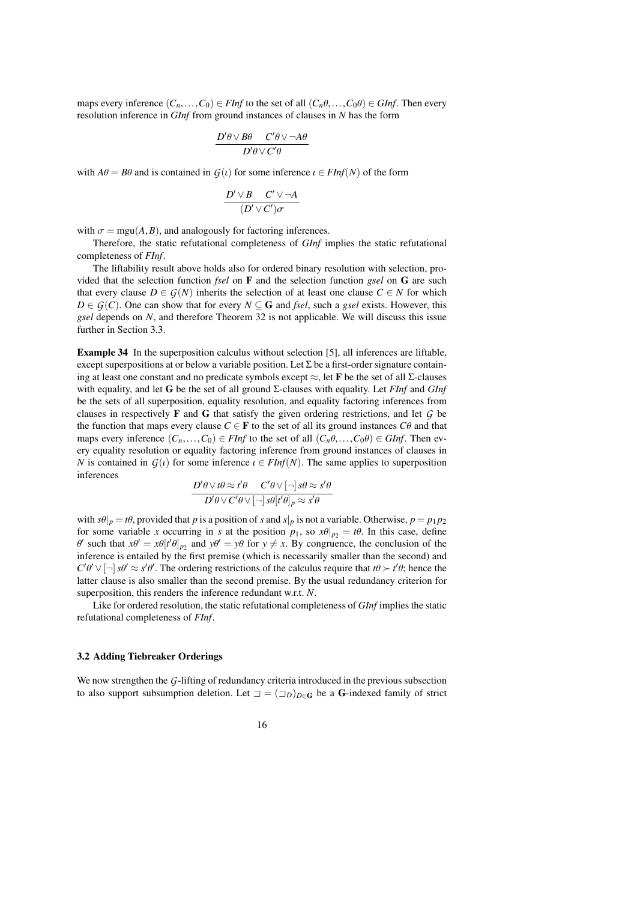maps every inference $(C_n, \ldots, C_0) \in \mathit{FInf}$ to the set of all $(C_n\theta, \ldots, C_0\theta) \in \mathit{GInf}$. Then every resolution inference in *GInf* from ground instances of clauses in $N$ has the form

$$\frac{D'\theta \vee B\theta \quad C'\theta \vee \neg A\theta}{D'\theta \vee C'\theta}$$

with $A\theta = B\theta$ and is contained in $\mathcal{G}(\iota)$ for some inference $\iota \in \mathit{FInf}(N)$ of the form

$$\frac{D' \vee B \quad C' \vee \neg A}{(D' \vee C')\sigma}$$

with $\sigma = \mathrm{mgu}(A, B)$, and analogously for factoring inferences.

Therefore, the static refutational completeness of *GInf* implies the static refutational completeness of *FInf*.

The liftability result above holds also for ordered binary resolution with selection, provided that the selection function *fsel* on $\mathbf{F}$ and the selection function *gsel* on $\mathbf{G}$ are such that every clause $D \in \mathcal{G}(N)$ inherits the selection of at least one clause $C \in N$ for which $D \in \mathcal{G}(C)$. One can show that for every $N \subseteq \mathbf{G}$ and *fsel*, such a *gsel* exists. However, this *gsel* depends on $N$, and therefore Theorem 32 is not applicable. We will discuss this issue further in Section 3.3.

**Example 34** In the superposition calculus without selection [5], all inferences are liftable, except superpositions at or below a variable position. Let $\Sigma$ be a first-order signature containing at least one constant and no predicate symbols except $\approx$, let $\mathbf{F}$ be the set of all $\Sigma$-clauses with equality, and let $\mathbf{G}$ be the set of all ground $\Sigma$-clauses with equality. Let *FInf* and *GInf* be the sets of all superposition, equality resolution, and equality factoring inferences from clauses in respectively $\mathbf{F}$ and $\mathbf{G}$ that satisfy the given ordering restrictions, and let $\mathcal{G}$ be the function that maps every clause $C \in \mathbf{F}$ to the set of all its ground instances $C\theta$ and that maps every inference $(C_n, \ldots, C_0) \in \mathit{FInf}$ to the set of all $(C_n\theta, \ldots, C_0\theta) \in \mathit{GInf}$. Then every equality resolution or equality factoring inference from ground instances of clauses in $N$ is contained in $\mathcal{G}(\iota)$ for some inference $\iota \in \mathit{FInf}(N)$. The same applies to superposition inferences

$$\frac{D'\theta \vee t\theta \approx t'\theta \quad C'\theta \vee [\neg]\, s\theta \approx s'\theta}{D'\theta \vee C'\theta \vee [\neg]\, s\theta[t'\theta]_p \approx s'\theta}$$

with $s\theta|_p = t\theta$, provided that $p$ is a position of $s$ and $s|_p$ is not a variable. Otherwise, $p = p_1 p_2$ for some variable $x$ occurring in $s$ at the position $p_1$, so $x\theta|_{p_2} = t\theta$. In this case, define $\theta'$ such that $x\theta' = x\theta[t'\theta]_{p_2}$ and $y\theta' = y\theta$ for $y \neq x$. By congruence, the conclusion of the inference is entailed by the first premise (which is necessarily smaller than the second) and $C'\theta' \vee [\neg]\, s\theta' \approx s'\theta'$. The ordering restrictions of the calculus require that $t\theta \succ t'\theta$; hence the latter clause is also smaller than the second premise. By the usual redundancy criterion for superposition, this renders the inference redundant w.r.t. $N$.

Like for ordered resolution, the static refutational completeness of *GInf* implies the static refutational completeness of *FInf*.

### 3.2 Adding Tiebreaker Orderings

We now strengthen the $\mathcal{G}$-lifting of redundancy criteria introduced in the previous subsection to also support subsumption deletion. Let $\sqsupset = (\sqsupset_D)_{D \in \mathbf{G}}$ be a $\mathbf{G}$-indexed family of strict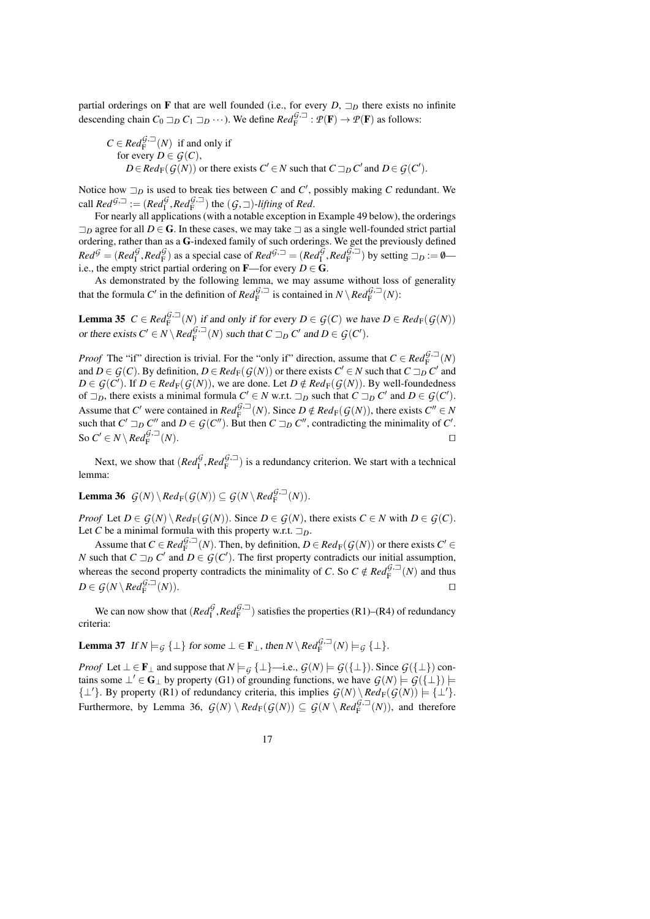partial orderings on $\mathbf{F}$ that are well founded (i.e., for every $D$, $\sqsupset_D$ there exists no infinite descending chain $C_0 \sqsupset_D C_1 \sqsupset_D \cdots$). We define $\mathit{Red}_{\mathrm{F}}^{\mathcal{G},\sqsupset} : \mathcal{P}(\mathbf{F}) \to \mathcal{P}(\mathbf{F})$ as follows:

$C \in \mathit{Red}_{\mathrm{F}}^{\mathcal{G},\sqsupset}(N)$ if and only if
  for every $D \in \mathcal{G}(C)$,
    $D \in \mathit{Red}_{\mathrm{F}}(\mathcal{G}(N))$ or there exists $C' \in N$ such that $C \sqsupset_D C'$ and $D \in \mathcal{G}(C')$.

Notice how $\sqsupset_D$ is used to break ties between $C$ and $C'$, possibly making $C$ redundant. We call $\mathit{Red}^{\mathcal{G},\sqsupset} := (\mathit{Red}_{\mathrm{I}}^{\mathcal{G}}, \mathit{Red}_{\mathrm{F}}^{\mathcal{G},\sqsupset})$ the $(\mathcal{G},\sqsupset)$-*lifting* of $\mathit{Red}$.

For nearly all applications (with a notable exception in Example 49 below), the orderings $\sqsupset_D$ agree for all $D \in \mathbf{G}$. In these cases, we may take $\sqsupset$ as a single well-founded strict partial ordering, rather than as a $\mathbf{G}$-indexed family of such orderings. We get the previously defined $\mathit{Red}^{\mathcal{G}} = (\mathit{Red}_{\mathrm{I}}^{\mathcal{G}}, \mathit{Red}_{\mathrm{F}}^{\mathcal{G}})$ as a special case of $\mathit{Red}^{\mathcal{G},\sqsupset} = (\mathit{Red}_{\mathrm{I}}^{\mathcal{G}}, \mathit{Red}_{\mathrm{F}}^{\mathcal{G},\sqsupset})$ by setting $\sqsupset_D := \emptyset$—i.e., the empty strict partial ordering on $\mathbf{F}$—for every $D \in \mathbf{G}$.

As demonstrated by the following lemma, we may assume without loss of generality that the formula $C'$ in the definition of $\mathit{Red}_{\mathrm{F}}^{\mathcal{G},\sqsupset}$ is contained in $N \setminus \mathit{Red}_{\mathrm{F}}^{\mathcal{G},\sqsupset}(N)$:

**Lemma 35** *$C \in \mathit{Red}_{\mathrm{F}}^{\mathcal{G},\sqsupset}(N)$ if and only if for every $D \in \mathcal{G}(C)$ we have $D \in \mathit{Red}_{\mathrm{F}}(\mathcal{G}(N))$ or there exists $C' \in N \setminus \mathit{Red}_{\mathrm{F}}^{\mathcal{G},\sqsupset}(N)$ such that $C \sqsupset_D C'$ and $D \in \mathcal{G}(C')$.*

*Proof* The "if" direction is trivial. For the "only if" direction, assume that $C \in \mathit{Red}_{\mathrm{F}}^{\mathcal{G},\sqsupset}(N)$ and $D \in \mathcal{G}(C)$. By definition, $D \in \mathit{Red}_{\mathrm{F}}(\mathcal{G}(N))$ or there exists $C' \in N$ such that $C \sqsupset_D C'$ and $D \in \mathcal{G}(C')$. If $D \in \mathit{Red}_{\mathrm{F}}(\mathcal{G}(N))$, we are done. Let $D \notin \mathit{Red}_{\mathrm{F}}(\mathcal{G}(N))$. By well-foundedness of $\sqsupset_D$, there exists a minimal formula $C' \in N$ w.r.t. $\sqsupset_D$ such that $C \sqsupset_D C'$ and $D \in \mathcal{G}(C')$. Assume that $C'$ were contained in $\mathit{Red}_{\mathrm{F}}^{\mathcal{G},\sqsupset}(N)$. Since $D \notin \mathit{Red}_{\mathrm{F}}(\mathcal{G}(N))$, there exists $C'' \in N$ such that $C' \sqsupset_D C''$ and $D \in \mathcal{G}(C'')$. But then $C \sqsupset_D C''$, contradicting the minimality of $C'$. So $C' \in N \setminus \mathit{Red}_{\mathrm{F}}^{\mathcal{G},\sqsupset}(N)$. □

Next, we show that $(\mathit{Red}_{\mathrm{I}}^{\mathcal{G}}, \mathit{Red}_{\mathrm{F}}^{\mathcal{G},\sqsupset})$ is a redundancy criterion. We start with a technical lemma:

**Lemma 36** *$\mathcal{G}(N) \setminus \mathit{Red}_{\mathrm{F}}(\mathcal{G}(N)) \subseteq \mathcal{G}(N \setminus \mathit{Red}_{\mathrm{F}}^{\mathcal{G},\sqsupset}(N))$.*

*Proof* Let $D \in \mathcal{G}(N) \setminus \mathit{Red}_{\mathrm{F}}(\mathcal{G}(N))$. Since $D \in \mathcal{G}(N)$, there exists $C \in N$ with $D \in \mathcal{G}(C)$. Let $C$ be a minimal formula with this property w.r.t. $\sqsupset_D$.

Assume that $C \in \mathit{Red}_{\mathrm{F}}^{\mathcal{G},\sqsupset}(N)$. Then, by definition, $D \in \mathit{Red}_{\mathrm{F}}(\mathcal{G}(N))$ or there exists $C' \in N$ such that $C \sqsupset_D C'$ and $D \in \mathcal{G}(C')$. The first property contradicts our initial assumption, whereas the second property contradicts the minimality of $C$. So $C \notin \mathit{Red}_{\mathrm{F}}^{\mathcal{G},\sqsupset}(N)$ and thus $D \in \mathcal{G}(N \setminus \mathit{Red}_{\mathrm{F}}^{\mathcal{G},\sqsupset}(N))$. □

We can now show that $(\mathit{Red}_{\mathrm{I}}^{\mathcal{G}}, \mathit{Red}_{\mathrm{F}}^{\mathcal{G},\sqsupset})$ satisfies the properties (R1)–(R4) of redundancy criteria:

**Lemma 37** *If $N \models_{\mathcal{G}} \{\bot\}$ for some $\bot \in \mathbf{F}_\bot$, then $N \setminus \mathit{Red}_{\mathrm{F}}^{\mathcal{G},\sqsupset}(N) \models_{\mathcal{G}} \{\bot\}$.*

*Proof* Let $\bot \in \mathbf{F}_\bot$ and suppose that $N \models_{\mathcal{G}} \{\bot\}$—i.e., $\mathcal{G}(N) \models \mathcal{G}(\{\bot\})$. Since $\mathcal{G}(\{\bot\})$ contains some $\bot' \in \mathbf{G}_\bot$ by property (G1) of grounding functions, we have $\mathcal{G}(N) \models \mathcal{G}(\{\bot\}) \models \{\bot'\}$. By property (R1) of redundancy criteria, this implies $\mathcal{G}(N) \setminus \mathit{Red}_{\mathrm{F}}(\mathcal{G}(N)) \models \{\bot'\}$. Furthermore, by Lemma 36, $\mathcal{G}(N) \setminus \mathit{Red}_{\mathrm{F}}(\mathcal{G}(N)) \subseteq \mathcal{G}(N \setminus \mathit{Red}_{\mathrm{F}}^{\mathcal{G},\sqsupset}(N))$, and therefore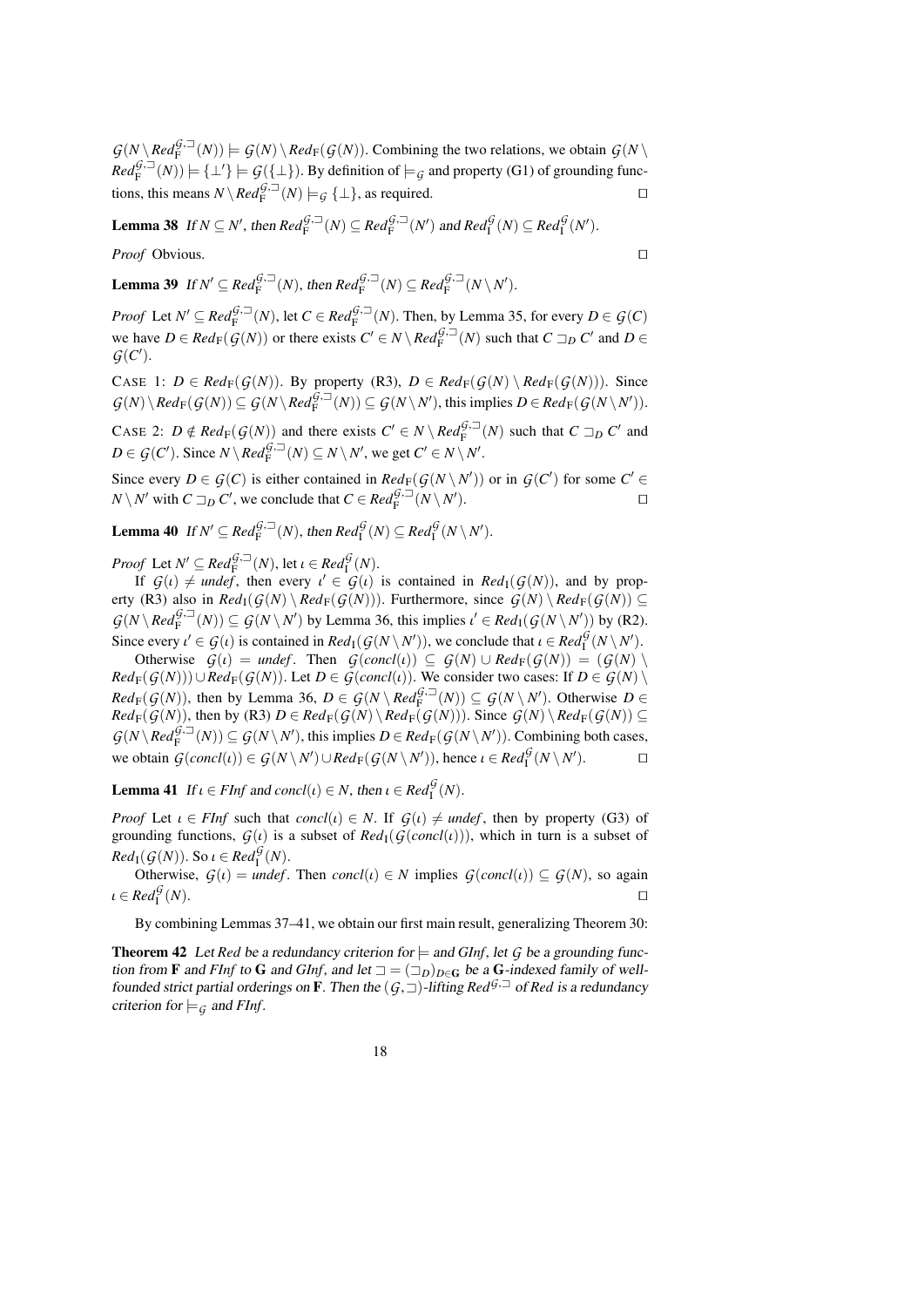$\mathcal{G}(N \setminus \mathit{Red}_{\mathrm{F}}^{\mathcal{G},\sqsupset}(N)) \models \mathcal{G}(N) \setminus \mathit{Red}_{\mathrm{F}}(\mathcal{G}(N))$. Combining the two relations, we obtain $\mathcal{G}(N \setminus \mathit{Red}_{\mathrm{F}}^{\mathcal{G},\sqsupset}(N)) \models \{\bot'\} \models \mathcal{G}(\{\bot\})$. By definition of $\models_{\mathcal{G}}$ and property (G1) of grounding functions, this means $N \setminus \mathit{Red}_{\mathrm{F}}^{\mathcal{G},\sqsupset}(N) \models_{\mathcal{G}} \{\bot\}$, as required. □

**Lemma 38** *If $N \subseteq N'$, then $\mathit{Red}_{\mathrm{F}}^{\mathcal{G},\sqsupset}(N) \subseteq \mathit{Red}_{\mathrm{F}}^{\mathcal{G},\sqsupset}(N')$ and $\mathit{Red}_{\mathrm{I}}^{\mathcal{G}}(N) \subseteq \mathit{Red}_{\mathrm{I}}^{\mathcal{G}}(N')$.*

*Proof* Obvious. □

**Lemma 39** *If $N' \subseteq \mathit{Red}_{\mathrm{F}}^{\mathcal{G},\sqsupset}(N)$, then $\mathit{Red}_{\mathrm{F}}^{\mathcal{G},\sqsupset}(N) \subseteq \mathit{Red}_{\mathrm{F}}^{\mathcal{G},\sqsupset}(N \setminus N')$.*

*Proof* Let $N' \subseteq \mathit{Red}_{\mathrm{F}}^{\mathcal{G},\sqsupset}(N)$, let $C \in \mathit{Red}_{\mathrm{F}}^{\mathcal{G},\sqsupset}(N)$. Then, by Lemma 35, for every $D \in \mathcal{G}(C)$ we have $D \in \mathit{Red}_{\mathrm{F}}(\mathcal{G}(N))$ or there exists $C' \in N \setminus \mathit{Red}_{\mathrm{F}}^{\mathcal{G},\sqsupset}(N)$ such that $C \sqsupset_D C'$ and $D \in \mathcal{G}(C')$.

CASE 1: $D \in \mathit{Red}_{\mathrm{F}}(\mathcal{G}(N))$. By property (R3), $D \in \mathit{Red}_{\mathrm{F}}(\mathcal{G}(N) \setminus \mathit{Red}_{\mathrm{F}}(\mathcal{G}(N)))$. Since $\mathcal{G}(N) \setminus \mathit{Red}_{\mathrm{F}}(\mathcal{G}(N)) \subseteq \mathcal{G}(N \setminus \mathit{Red}_{\mathrm{F}}^{\mathcal{G},\sqsupset}(N)) \subseteq \mathcal{G}(N \setminus N')$, this implies $D \in \mathit{Red}_{\mathrm{F}}(\mathcal{G}(N \setminus N'))$.

CASE 2: $D \notin \mathit{Red}_{\mathrm{F}}(\mathcal{G}(N))$ and there exists $C' \in N \setminus \mathit{Red}_{\mathrm{F}}^{\mathcal{G},\sqsupset}(N)$ such that $C \sqsupset_D C'$ and $D \in \mathcal{G}(C')$. Since $N \setminus \mathit{Red}_{\mathrm{F}}^{\mathcal{G},\sqsupset}(N) \subseteq N \setminus N'$, we get $C' \in N \setminus N'$.

Since every $D \in \mathcal{G}(C)$ is either contained in $\mathit{Red}_{\mathrm{F}}(\mathcal{G}(N \setminus N'))$ or in $\mathcal{G}(C')$ for some $C' \in N \setminus N'$ with $C \sqsupset_D C'$, we conclude that $C \in \mathit{Red}_{\mathrm{F}}^{\mathcal{G},\sqsupset}(N \setminus N')$. □

**Lemma 40** *If $N' \subseteq \mathit{Red}_{\mathrm{F}}^{\mathcal{G},\sqsupset}(N)$, then $\mathit{Red}_{\mathrm{I}}^{\mathcal{G}}(N) \subseteq \mathit{Red}_{\mathrm{I}}^{\mathcal{G}}(N \setminus N')$.*

*Proof* Let $N' \subseteq \mathit{Red}_{\mathrm{F}}^{\mathcal{G},\sqsupset}(N)$, let $\iota \in \mathit{Red}_{\mathrm{I}}^{\mathcal{G}}(N)$.

If $\mathcal{G}(\iota) \neq \mathit{undef}$, then every $\iota' \in \mathcal{G}(\iota)$ is contained in $\mathit{Red}_{\mathrm{I}}(\mathcal{G}(N))$, and by property (R3) also in $\mathit{Red}_{\mathrm{I}}(\mathcal{G}(N) \setminus \mathit{Red}_{\mathrm{F}}(\mathcal{G}(N)))$. Furthermore, since $\mathcal{G}(N) \setminus \mathit{Red}_{\mathrm{F}}(\mathcal{G}(N)) \subseteq \mathcal{G}(N \setminus \mathit{Red}_{\mathrm{F}}^{\mathcal{G},\sqsupset}(N)) \subseteq \mathcal{G}(N \setminus N')$ by Lemma 36, this implies $\iota' \in \mathit{Red}_{\mathrm{I}}(\mathcal{G}(N \setminus N'))$ by (R2). Since every $\iota' \in \mathcal{G}(\iota)$ is contained in $\mathit{Red}_{\mathrm{I}}(\mathcal{G}(N \setminus N'))$, we conclude that $\iota \in \mathit{Red}_{\mathrm{I}}^{\mathcal{G}}(N \setminus N')$.

Otherwise $\mathcal{G}(\iota) = \mathit{undef}$. Then $\mathcal{G}(\mathit{concl}(\iota)) \subseteq \mathcal{G}(N) \cup \mathit{Red}_{\mathrm{F}}(\mathcal{G}(N)) = (\mathcal{G}(N) \setminus \mathit{Red}_{\mathrm{F}}(\mathcal{G}(N))) \cup \mathit{Red}_{\mathrm{F}}(\mathcal{G}(N))$. Let $D \in \mathcal{G}(\mathit{concl}(\iota))$. We consider two cases: If $D \in \mathcal{G}(N) \setminus \mathit{Red}_{\mathrm{F}}(\mathcal{G}(N))$, then by Lemma 36, $D \in \mathcal{G}(N \setminus \mathit{Red}_{\mathrm{F}}^{\mathcal{G},\sqsupset}(N)) \subseteq \mathcal{G}(N \setminus N')$. Otherwise $D \in \mathit{Red}_{\mathrm{F}}(\mathcal{G}(N))$, then by (R3) $D \in \mathit{Red}_{\mathrm{F}}(\mathcal{G}(N) \setminus \mathit{Red}_{\mathrm{F}}(\mathcal{G}(N)))$. Since $\mathcal{G}(N) \setminus \mathit{Red}_{\mathrm{F}}(\mathcal{G}(N)) \subseteq \mathcal{G}(N \setminus \mathit{Red}_{\mathrm{F}}^{\mathcal{G},\sqsupset}(N)) \subseteq \mathcal{G}(N \setminus N')$, this implies $D \in \mathit{Red}_{\mathrm{F}}(\mathcal{G}(N \setminus N'))$. Combining both cases, we obtain $\mathcal{G}(\mathit{concl}(\iota)) \in \mathcal{G}(N \setminus N') \cup \mathit{Red}_{\mathrm{F}}(\mathcal{G}(N \setminus N'))$, hence $\iota \in \mathit{Red}_{\mathrm{I}}^{\mathcal{G}}(N \setminus N')$. □

**Lemma 41** *If $\iota \in \mathit{FInf}$ and $\mathit{concl}(\iota) \in N$, then $\iota \in \mathit{Red}_{\mathrm{I}}^{\mathcal{G}}(N)$.*

*Proof* Let $\iota \in \mathit{FInf}$ such that $\mathit{concl}(\iota) \in N$. If $\mathcal{G}(\iota) \neq \mathit{undef}$, then by property (G3) of grounding functions, $\mathcal{G}(\iota)$ is a subset of $\mathit{Red}_{\mathrm{I}}(\mathcal{G}(\mathit{concl}(\iota)))$, which in turn is a subset of $\mathit{Red}_{\mathrm{I}}(\mathcal{G}(N))$. So $\iota \in \mathit{Red}_{\mathrm{I}}^{\mathcal{G}}(N)$.

Otherwise, $\mathcal{G}(\iota) = \mathit{undef}$. Then $\mathit{concl}(\iota) \in N$ implies $\mathcal{G}(\mathit{concl}(\iota)) \subseteq \mathcal{G}(N)$, so again $\iota \in \mathit{Red}_{\mathrm{I}}^{\mathcal{G}}(N)$. □

By combining Lemmas 37–41, we obtain our first main result, generalizing Theorem 30:

**Theorem 42** *Let $\mathit{Red}$ be a redundancy criterion for $\models$ and $\mathit{GInf}$, let $\mathcal{G}$ be a grounding function from $\mathbf{F}$ and $\mathit{FInf}$ to $\mathbf{G}$ and $\mathit{GInf}$, and let $\sqsupset = (\sqsupset_D)_{D \in \mathbf{G}}$ be a $\mathbf{G}$-indexed family of well-founded strict partial orderings on $\mathbf{F}$. Then the $(\mathcal{G},\sqsupset)$-lifting $\mathit{Red}^{\mathcal{G},\sqsupset}$ of $\mathit{Red}$ is a redundancy criterion for $\models_{\mathcal{G}}$ and $\mathit{FInf}$.*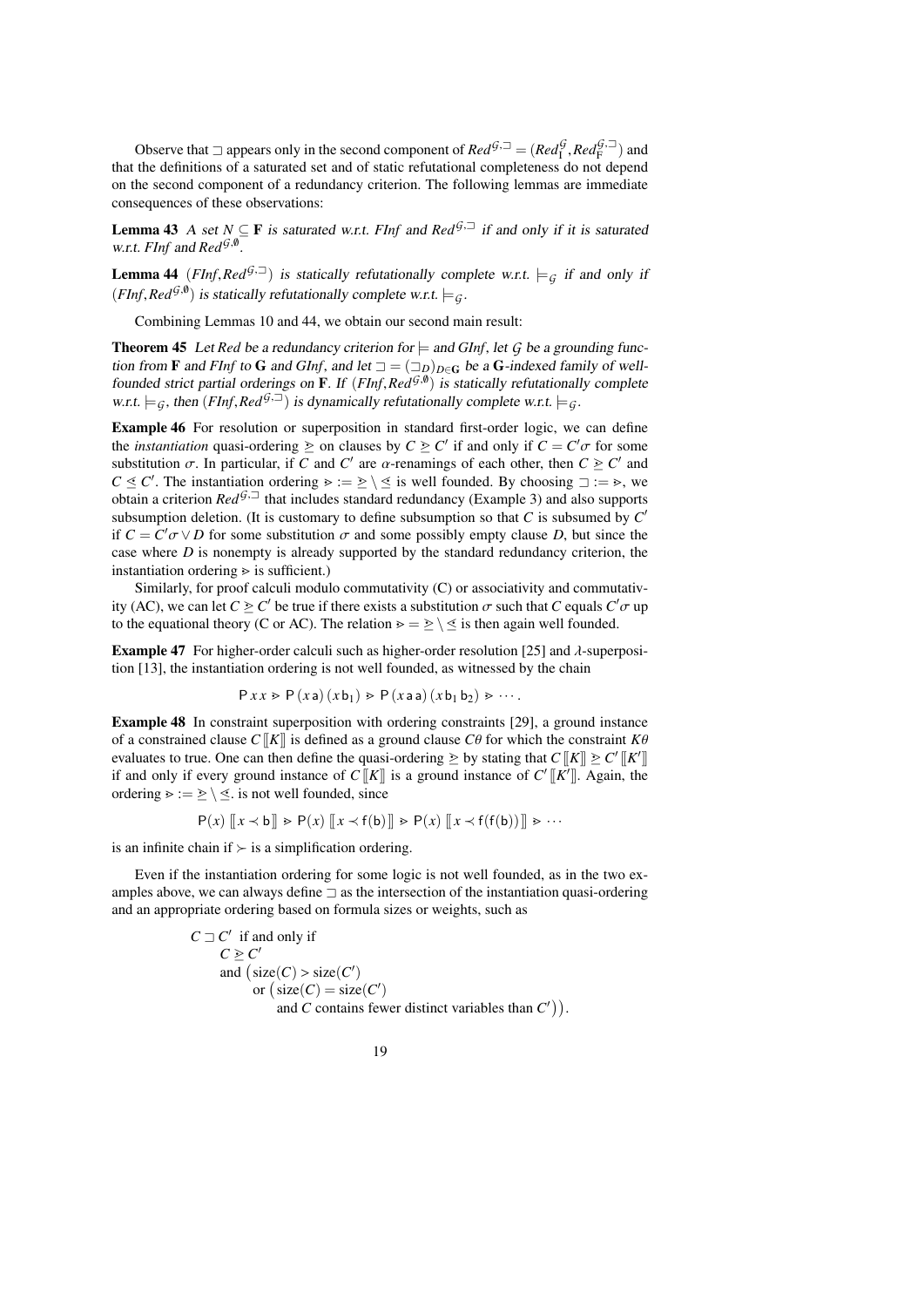Observe that $\sqsupset$ appears only in the second component of $Red^{\mathcal{G},\sqsupset} = (Red_{\mathrm{I}}^{\mathcal{G}}, Red_{\mathrm{F}}^{\mathcal{G},\sqsupset})$ and that the definitions of a saturated set and of static refutational completeness do not depend on the second component of a redundancy criterion. The following lemmas are immediate consequences of these observations:

**Lemma 43** *A set $N \subseteq \mathbf{F}$ is saturated w.r.t. FInf and $Red^{\mathcal{G},\sqsupset}$ if and only if it is saturated w.r.t. FInf and $Red^{\mathcal{G},\emptyset}$.*

**Lemma 44** *$(FInf, Red^{\mathcal{G},\sqsupset})$ is statically refutationally complete w.r.t. $\models_{\mathcal{G}}$ if and only if $(FInf, Red^{\mathcal{G},\emptyset})$ is statically refutationally complete w.r.t. $\models_{\mathcal{G}}$.*

Combining Lemmas 10 and 44, we obtain our second main result:

**Theorem 45** *Let Red be a redundancy criterion for $\models$ and GInf, let $\mathcal{G}$ be a grounding function from $\mathbf{F}$ and FInf to $\mathbf{G}$ and GInf, and let $\sqsupset = (\sqsupset_D)_{D \in \mathbf{G}}$ be a $\mathbf{G}$-indexed family of well-founded strict partial orderings on $\mathbf{F}$. If $(FInf, Red^{\mathcal{G},\emptyset})$ is statically refutationally complete w.r.t. $\models_{\mathcal{G}}$, then $(FInf, Red^{\mathcal{G},\sqsupset})$ is dynamically refutationally complete w.r.t. $\models_{\mathcal{G}}$.*

**Example 46** For resolution or superposition in standard first-order logic, we can define the *instantiation* quasi-ordering $\succeq$ on clauses by $C \succeq C'$ if and only if $C = C'\sigma$ for some substitution $\sigma$. In particular, if $C$ and $C'$ are $\alpha$-renamings of each other, then $C \succeq C'$ and $C \preceq C'$. The instantiation ordering $\gtrdot := \succeq \setminus \preceq$ is well founded. By choosing $\sqsupset := \gtrdot$, we obtain a criterion $Red^{\mathcal{G},\sqsupset}$ that includes standard redundancy (Example 3) and also supports subsumption deletion. (It is customary to define subsumption so that $C$ is subsumed by $C'$ if $C = C'\sigma \vee D$ for some substitution $\sigma$ and some possibly empty clause $D$, but since the case where $D$ is nonempty is already supported by the standard redundancy criterion, the instantiation ordering $\gtrdot$ is sufficient.)

Similarly, for proof calculi modulo commutativity (C) or associativity and commutativity (AC), we can let $C \succeq C'$ be true if there exists a substitution $\sigma$ such that $C$ equals $C'\sigma$ up to the equational theory (C or AC). The relation $\gtrdot = \succeq \setminus \preceq$ is then again well founded.

**Example 47** For higher-order calculi such as higher-order resolution [25] and $\lambda$-superposition [13], the instantiation ordering is not well founded, as witnessed by the chain

$$\mathsf{P}\,x\,x \gtrdot \mathsf{P}\,(x\,\mathsf{a})\,(x\,\mathsf{b}_1) \gtrdot \mathsf{P}\,(x\,\mathsf{a}\,\mathsf{a})\,(x\,\mathsf{b}_1\,\mathsf{b}_2) \gtrdot \cdots.$$

**Example 48** In constraint superposition with ordering constraints [29], a ground instance of a constrained clause $C\,[\![K]\!]$ is defined as a ground clause $C\theta$ for which the constraint $K\theta$ evaluates to true. One can then define the quasi-ordering $\succeq$ by stating that $C\,[\![K]\!] \succeq C'\,[\![K']\!]$ if and only if every ground instance of $C\,[\![K]\!]$ is a ground instance of $C'\,[\![K']\!]$. Again, the ordering $\gtrdot := \succeq \setminus \preceq$. is not well founded, since

$$\mathsf{P}(x)\,[\![x \prec \mathsf{b}]\!] \gtrdot \mathsf{P}(x)\,[\![x \prec \mathsf{f}(\mathsf{b})]\!] \gtrdot \mathsf{P}(x)\,[\![x \prec \mathsf{f}(\mathsf{f}(\mathsf{b}))]\!] \gtrdot \cdots$$

is an infinite chain if $\succ$ is a simplification ordering.

Even if the instantiation ordering for some logic is not well founded, as in the two examples above, we can always define $\sqsupset$ as the intersection of the instantiation quasi-ordering and an appropriate ordering based on formula sizes or weights, such as

$$\begin{aligned}
&C \sqsupset C' \text{ if and only if} \\
&\quad C \succeq C' \\
&\quad \text{and } \big(\mathrm{size}(C) > \mathrm{size}(C') \\
&\qquad \text{or } \big(\mathrm{size}(C) = \mathrm{size}(C') \\
&\qquad\quad \text{and } C \text{ contains fewer distinct variables than } C'\big)\big).
\end{aligned}$$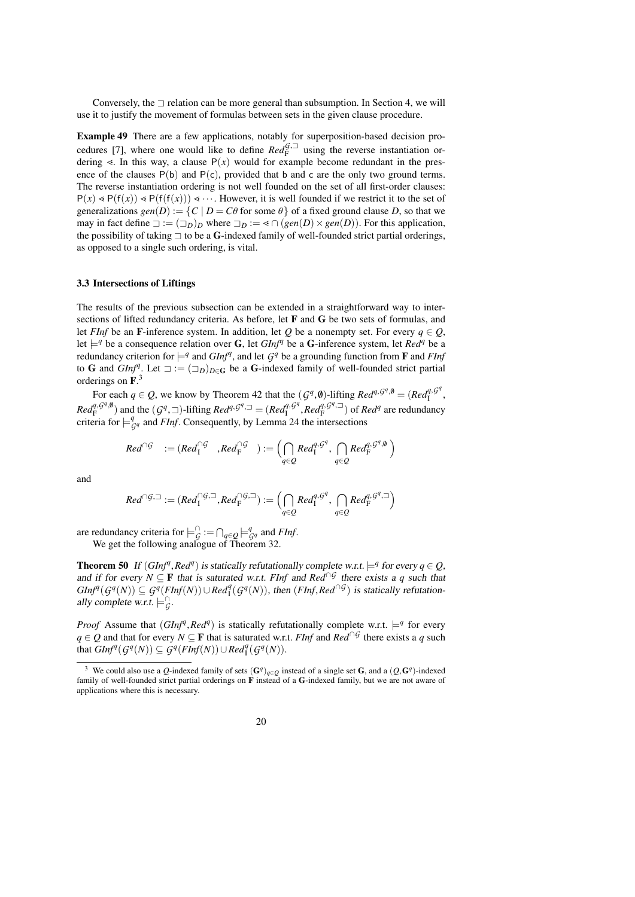Conversely, the $\sqsupset$ relation can be more general than subsumption. In Section 4, we will use it to justify the movement of formulas between sets in the given clause procedure.

**Example 49** There are a few applications, notably for superposition-based decision procedures [7], where one would like to define $Red_{\mathrm{F}}^{\mathcal{G},\sqsupset}$ using the reverse instantiation ordering $\lessdot$. In this way, a clause $\mathsf{P}(x)$ would for example become redundant in the presence of the clauses $\mathsf{P}(\mathsf{b})$ and $\mathsf{P}(\mathsf{c})$, provided that $\mathsf{b}$ and $\mathsf{c}$ are the only two ground terms. The reverse instantiation ordering is not well founded on the set of all first-order clauses: $\mathsf{P}(x) \lessdot \mathsf{P}(\mathsf{f}(x)) \lessdot \mathsf{P}(\mathsf{f}(\mathsf{f}(x))) \lessdot \cdots$. However, it is well founded if we restrict it to the set of generalizations $gen(D) := \{C \mid D = C\theta \text{ for some } \theta\}$ of a fixed ground clause $D$, so that we may in fact define $\sqsupset := (\sqsupset_D)_D$ where $\sqsupset_D := \lessdot \cap (gen(D) \times gen(D))$. For this application, the possibility of taking $\sqsupset$ to be a $\mathbf{G}$-indexed family of well-founded strict partial orderings, as opposed to a single such ordering, is vital.

### 3.3 Intersections of Liftings

The results of the previous subsection can be extended in a straightforward way to intersections of lifted redundancy criteria. As before, let $\mathbf{F}$ and $\mathbf{G}$ be two sets of formulas, and let *FInf* be an $\mathbf{F}$-inference system. In addition, let $Q$ be a nonempty set. For every $q \in Q$, let $\models^q$ be a consequence relation over $\mathbf{G}$, let $GInf^q$ be a $\mathbf{G}$-inference system, let $Red^q$ be a redundancy criterion for $\models^q$ and $GInf^q$, and let $\mathcal{G}^q$ be a grounding function from $\mathbf{F}$ and *FInf* to $\mathbf{G}$ and $GInf^q$. Let $\sqsupset := (\sqsupset_D)_{D \in \mathbf{G}}$ be a $\mathbf{G}$-indexed family of well-founded strict partial orderings on $\mathbf{F}$.[3]

For each $q \in Q$, we know by Theorem 42 that the $(\mathcal{G}^q, \emptyset)$-lifting $Red^{q,\mathcal{G}^q,\emptyset} = (Red_{\mathrm{I}}^{q,\mathcal{G}^q}, Red_{\mathrm{F}}^{q,\mathcal{G}^q,\emptyset})$ and the $(\mathcal{G}^q, \sqsupset)$-lifting $Red^{q,\mathcal{G}^q,\sqsupset} = (Red_{\mathrm{I}}^{q,\mathcal{G}^q}, Red_{\mathrm{F}}^{q,\mathcal{G}^q,\sqsupset})$ of $Red^q$ are redundancy criteria for $\models_{\mathcal{G}^q}^q$ and *FInf*. Consequently, by Lemma 24 the intersections

$$Red^{\cap\mathcal{G}} \quad := (Red_{\mathrm{I}}^{\cap\mathcal{G}} \quad, Red_{\mathrm{F}}^{\cap\mathcal{G}} \quad) := \Big( \bigcap_{q \in Q} Red_{\mathrm{I}}^{q,\mathcal{G}^q},\ \bigcap_{q \in Q} Red_{\mathrm{F}}^{q,\mathcal{G}^q,\emptyset} \Big)$$

and

$$Red^{\cap\mathcal{G},\sqsupset} := (Red_{\mathrm{I}}^{\cap\mathcal{G},\sqsupset}, Red_{\mathrm{F}}^{\cap\mathcal{G},\sqsupset}) := \Big( \bigcap_{q \in Q} Red_{\mathrm{I}}^{q,\mathcal{G}^q},\ \bigcap_{q \in Q} Red_{\mathrm{F}}^{q,\mathcal{G}^q,\sqsupset} \Big)$$

are redundancy criteria for $\models_{\mathcal{G}}^{\cap} := \bigcap_{q \in Q} \models_{\mathcal{G}^q}^q$ and *FInf*.

We get the following analogue of Theorem 32.

**Theorem 50** *If $(GInf^q, Red^q)$ is statically refutationally complete w.r.t. $\models^q$ for every $q \in Q$, and if for every $N \subseteq \mathbf{F}$ that is saturated w.r.t. FInf and $Red^{\cap\mathcal{G}}$ there exists a $q$ such that $GInf^q(\mathcal{G}^q(N)) \subseteq \mathcal{G}^q(FInf(N)) \cup Red_{\mathrm{I}}^q(\mathcal{G}^q(N))$, then $(FInf, Red^{\cap\mathcal{G}})$ is statically refutationally complete w.r.t. $\models_{\mathcal{G}}^{\cap}$.*

*Proof* Assume that $(GInf^q, Red^q)$ is statically refutationally complete w.r.t. $\models^q$ for every $q \in Q$ and that for every $N \subseteq \mathbf{F}$ that is saturated w.r.t. *FInf* and $Red^{\cap\mathcal{G}}$ there exists a $q$ such that $GInf^q(\mathcal{G}^q(N)) \subseteq \mathcal{G}^q(FInf(N)) \cup Red_{\mathrm{I}}^q(\mathcal{G}^q(N))$.

[3] We could also use a $Q$-indexed family of sets $(\mathbf{G}^q)_{q \in Q}$ instead of a single set $\mathbf{G}$, and a $(Q, \mathbf{G}^q)$-indexed family of well-founded strict partial orderings on $\mathbf{F}$ instead of a $\mathbf{G}$-indexed family, but we are not aware of applications where this is necessary.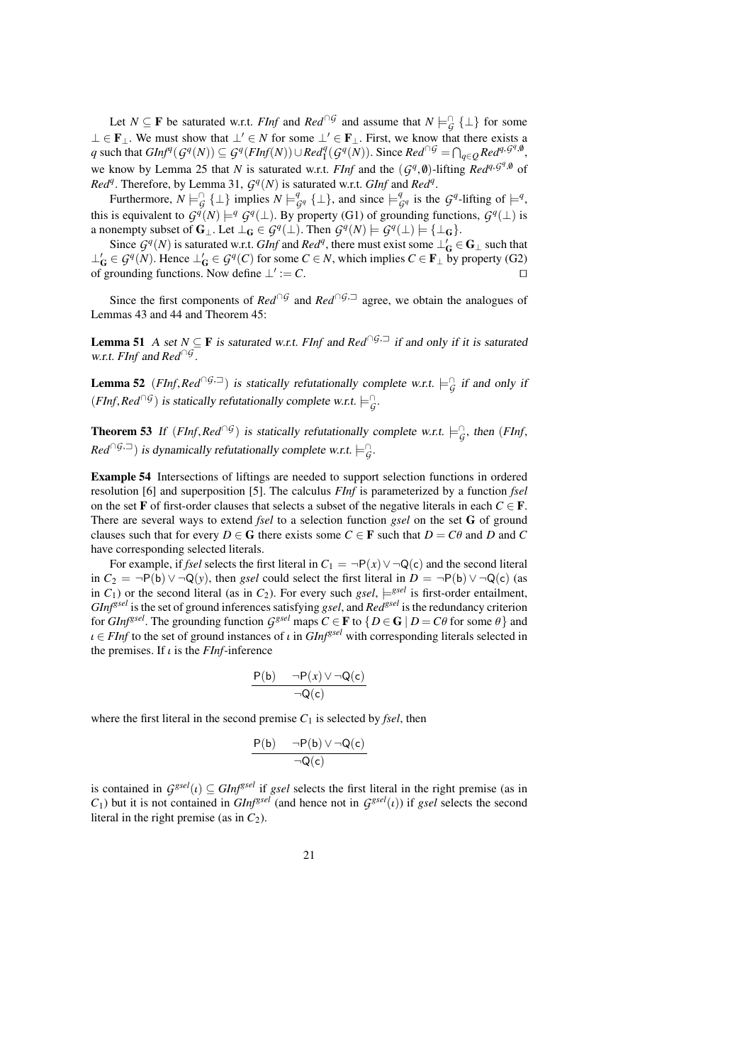Let $N \subseteq \mathbf{F}$ be saturated w.r.t. *FInf* and $Red^{\cap\mathcal{G}}$ and assume that $N \models^{\cap}_{\mathcal{G}} \{\bot\}$ for some $\bot \in \mathbf{F}_\bot$. We must show that $\bot' \in N$ for some $\bot' \in \mathbf{F}_\bot$. First, we know that there exists a $q$ such that $GInf^q(\mathcal{G}^q(N)) \subseteq \mathcal{G}^q(FInf(N)) \cup Red^q_{\mathrm{I}}(\mathcal{G}^q(N))$. Since $Red^{\cap\mathcal{G}} = \bigcap_{q\in Q} Red^{q,\mathcal{G}^q,\emptyset}$, we know by Lemma 25 that $N$ is saturated w.r.t. *FInf* and the $(\mathcal{G}^q,\emptyset)$-lifting $Red^{q,\mathcal{G}^q,\emptyset}$ of $Red^q$. Therefore, by Lemma 31, $\mathcal{G}^q(N)$ is saturated w.r.t. *GInf* and $Red^q$.

Furthermore, $N \models^{\cap}_{\mathcal{G}} \{\bot\}$ implies $N \models^{q}_{\mathcal{G}^q} \{\bot\}$, and since $\models^{q}_{\mathcal{G}^q}$ is the $\mathcal{G}^q$-lifting of $\models^q$, this is equivalent to $\mathcal{G}^q(N) \models^q \mathcal{G}^q(\bot)$. By property (G1) of grounding functions, $\mathcal{G}^q(\bot)$ is a nonempty subset of $\mathbf{G}_\bot$. Let $\bot_{\mathbf{G}} \in \mathcal{G}^q(\bot)$. Then $\mathcal{G}^q(N) \models \mathcal{G}^q(\bot) \models \{\bot_{\mathbf{G}}\}$.

Since $\mathcal{G}^q(N)$ is saturated w.r.t. *GInf* and $Red^q$, there must exist some $\bot'_{\mathbf{G}} \in \mathbf{G}_\bot$ such that $\bot'_{\mathbf{G}} \in \mathcal{G}^q(N)$. Hence $\bot'_{\mathbf{G}} \in \mathcal{G}^q(C)$ for some $C \in N$, which implies $C \in \mathbf{F}_\bot$ by property (G2) of grounding functions. Now define $\bot' := C$. □

Since the first components of $Red^{\cap\mathcal{G}}$ and $Red^{\cap\mathcal{G},\sqsupset}$ agree, we obtain the analogues of Lemmas 43 and 44 and Theorem 45:

**Lemma 51** *A set $N \subseteq \mathbf{F}$ is saturated w.r.t. FInf and $Red^{\cap\mathcal{G},\sqsupset}$ if and only if it is saturated w.r.t. FInf and $Red^{\cap\mathcal{G}}$.*

**Lemma 52** *$(FInf, Red^{\cap\mathcal{G},\sqsupset})$ is statically refutationally complete w.r.t. $\models^{\cap}_{\mathcal{G}}$ if and only if $(FInf, Red^{\cap\mathcal{G}})$ is statically refutationally complete w.r.t. $\models^{\cap}_{\mathcal{G}}$.*

**Theorem 53** *If $(FInf, Red^{\cap\mathcal{G}})$ is statically refutationally complete w.r.t. $\models^{\cap}_{\mathcal{G}}$, then $(FInf, Red^{\cap\mathcal{G},\sqsupset})$ is dynamically refutationally complete w.r.t. $\models^{\cap}_{\mathcal{G}}$.*

**Example 54** Intersections of liftings are needed to support selection functions in ordered resolution [6] and superposition [5]. The calculus *FInf* is parameterized by a function *fsel* on the set $\mathbf{F}$ of first-order clauses that selects a subset of the negative literals in each $C \in \mathbf{F}$. There are several ways to extend *fsel* to a selection function *gsel* on the set $\mathbf{G}$ of ground clauses such that for every $D \in \mathbf{G}$ there exists some $C \in \mathbf{F}$ such that $D = C\theta$ and $D$ and $C$ have corresponding selected literals.

For example, if *fsel* selects the first literal in $C_1 = \neg\mathsf{P}(x) \vee \neg\mathsf{Q}(\mathsf{c})$ and the second literal in $C_2 = \neg\mathsf{P}(\mathsf{b}) \vee \neg\mathsf{Q}(y)$, then *gsel* could select the first literal in $D = \neg\mathsf{P}(\mathsf{b}) \vee \neg\mathsf{Q}(\mathsf{c})$ (as in $C_1$) or the second literal (as in $C_2$). For every such *gsel*, $\models^{gsel}$ is first-order entailment, $GInf^{gsel}$ is the set of ground inferences satisfying *gsel*, and $Red^{gsel}$ is the redundancy criterion for $GInf^{gsel}$. The grounding function $\mathcal{G}^{gsel}$ maps $C \in \mathbf{F}$ to $\{D \in \mathbf{G} \mid D = C\theta \text{ for some } \theta\}$ and $\iota \in FInf$ to the set of ground instances of $\iota$ in $GInf^{gsel}$ with corresponding literals selected in the premises. If $\iota$ is the *FInf*-inference

$$\frac{\mathsf{P}(\mathsf{b}) \qquad \neg\mathsf{P}(x) \vee \neg\mathsf{Q}(\mathsf{c})}{\neg\mathsf{Q}(\mathsf{c})}$$

where the first literal in the second premise $C_1$ is selected by *fsel*, then

$$\frac{\mathsf{P}(\mathsf{b}) \qquad \neg\mathsf{P}(\mathsf{b}) \vee \neg\mathsf{Q}(\mathsf{c})}{\neg\mathsf{Q}(\mathsf{c})}$$

is contained in $\mathcal{G}^{gsel}(\iota) \subseteq GInf^{gsel}$ if *gsel* selects the first literal in the right premise (as in $C_1$) but it is not contained in $GInf^{gsel}$ (and hence not in $\mathcal{G}^{gsel}(\iota)$) if *gsel* selects the second literal in the right premise (as in $C_2$).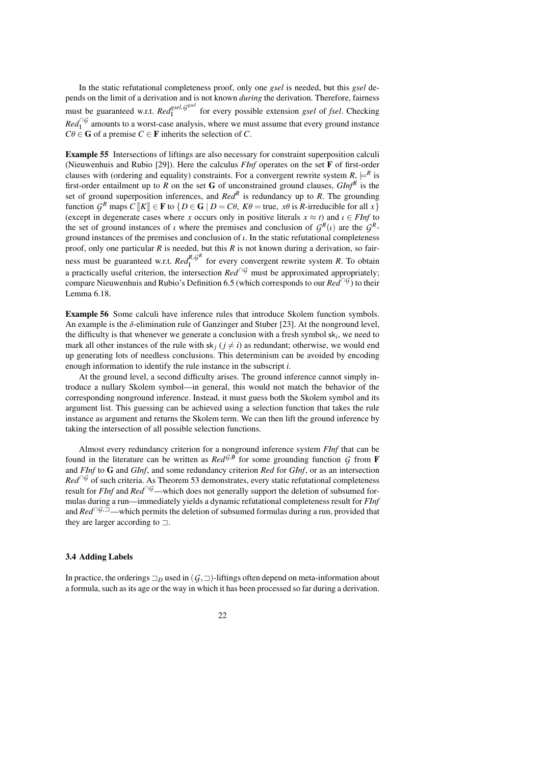In the static refutational completeness proof, only one *gsel* is needed, but this *gsel* depends on the limit of a derivation and is not known *during* the derivation. Therefore, fairness must be guaranteed w.r.t. $Red_{\mathrm{I}}^{gsel,\mathcal{G}^{gsel}}$ for every possible extension *gsel* of *fsel*. Checking $Red_{\mathrm{I}}^{\cap\mathcal{G}}$ amounts to a worst-case analysis, where we must assume that every ground instance $C\theta \in \mathbf{G}$ of a premise $C \in \mathbf{F}$ inherits the selection of $C$.

**Example 55** Intersections of liftings are also necessary for constraint superposition calculi (Nieuwenhuis and Rubio [29]). Here the calculus *FInf* operates on the set $\mathbf{F}$ of first-order clauses with (ordering and equality) constraints. For a convergent rewrite system $R$, $\models^R$ is first-order entailment up to $R$ on the set $\mathbf{G}$ of unconstrained ground clauses, $GInf^R$ is the set of ground superposition inferences, and $Red^R$ is redundancy up to $R$. The grounding function $\mathcal{G}^R$ maps $C\,[\![K]\!] \in \mathbf{F}$ to $\{D \in \mathbf{G} \mid D = C\theta,\ K\theta = \text{true},\ x\theta \text{ is } R\text{-irreducible for all } x\}$ (except in degenerate cases where $x$ occurs only in positive literals $x \approx t$) and $\iota \in FInf$ to the set of ground instances of $\iota$ where the premises and conclusion of $\mathcal{G}^R(\iota)$ are the $\mathcal{G}^R$-ground instances of the premises and conclusion of $\iota$. In the static refutational completeness proof, only one particular $R$ is needed, but this $R$ is not known during a derivation, so fairness must be guaranteed w.r.t. $Red_{\mathrm{I}}^{R,\mathcal{G}^R}$ for every convergent rewrite system $R$. To obtain a practically useful criterion, the intersection $Red^{\cap\mathcal{G}}$ must be approximated appropriately; compare Nieuwenhuis and Rubio's Definition 6.5 (which corresponds to our $Red^{\cap\mathcal{G}}$) to their Lemma 6.18.

**Example 56** Some calculi have inference rules that introduce Skolem function symbols. An example is the $\delta$-elimination rule of Ganzinger and Stuber [23]. At the nonground level, the difficulty is that whenever we generate a conclusion with a fresh symbol $\mathsf{sk}_i$, we need to mark all other instances of the rule with $\mathsf{sk}_j$ ($j \neq i$) as redundant; otherwise, we would end up generating lots of needless conclusions. This determinism can be avoided by encoding enough information to identify the rule instance in the subscript $i$.

At the ground level, a second difficulty arises. The ground inference cannot simply introduce a nullary Skolem symbol—in general, this would not match the behavior of the corresponding nonground inference. Instead, it must guess both the Skolem symbol and its argument list. This guessing can be achieved using a selection function that takes the rule instance as argument and returns the Skolem term. We can then lift the ground inference by taking the intersection of all possible selection functions.

Almost every redundancy criterion for a nonground inference system *FInf* that can be found in the literature can be written as $Red^{\mathcal{G},\emptyset}$ for some grounding function $\mathcal{G}$ from $\mathbf{F}$ and *FInf* to $\mathbf{G}$ and *GInf*, and some redundancy criterion *Red* for *GInf*, or as an intersection $Red^{\cap\mathcal{G}}$ of such criteria. As Theorem 53 demonstrates, every static refutational completeness result for *FInf* and $Red^{\cap\mathcal{G}}$—which does not generally support the deletion of subsumed formulas during a run—immediately yields a dynamic refutational completeness result for *FInf* and $Red^{\cap\mathcal{G},\sqsupset}$—which permits the deletion of subsumed formulas during a run, provided that they are larger according to $\sqsupset$.

### 3.4 Adding Labels

In practice, the orderings $\sqsupset_D$ used in $(\mathcal{G},\sqsupset)$-liftings often depend on meta-information about a formula, such as its age or the way in which it has been processed so far during a derivation.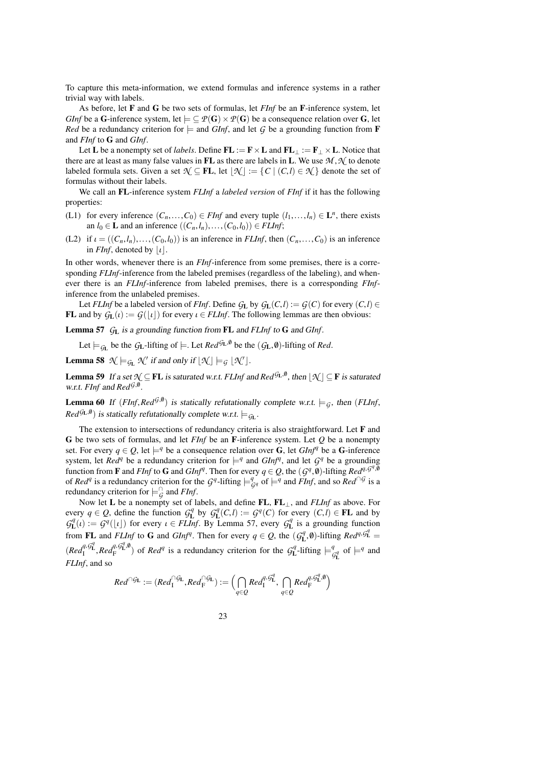To capture this meta-information, we extend formulas and inference systems in a rather trivial way with labels.

As before, let $\mathbf{F}$ and $\mathbf{G}$ be two sets of formulas, let *FInf* be an $\mathbf{F}$-inference system, let *GInf* be a $\mathbf{G}$-inference system, let $\models \subseteq \mathcal{P}(\mathbf{G}) \times \mathcal{P}(\mathbf{G})$ be a consequence relation over $\mathbf{G}$, let *Red* be a redundancy criterion for $\models$ and *GInf*, and let $\mathcal{G}$ be a grounding function from $\mathbf{F}$ and *FInf* to $\mathbf{G}$ and *GInf*.

Let $\mathbf{L}$ be a nonempty set of *labels*. Define $\mathbf{FL} := \mathbf{F} \times \mathbf{L}$ and $\mathbf{FL}_\bot := \mathbf{F}_\bot \times \mathbf{L}$. Notice that there are at least as many false values in $\mathbf{FL}$ as there are labels in $\mathbf{L}$. We use $\mathcal{M}, \mathcal{N}$ to denote labeled formula sets. Given a set $\mathcal{N} \subseteq \mathbf{FL}$, let $\lfloor \mathcal{N} \rfloor := \{C \mid (C,l) \in \mathcal{N}\}$ denote the set of formulas without their labels.

We call an $\mathbf{FL}$-inference system *FLInf* a *labeled version* of *FInf* if it has the following properties:

(L1) for every inference $(C_n, \ldots, C_0) \in \mathit{FInf}$ and every tuple $(l_1, \ldots, l_n) \in \mathbf{L}^n$, there exists an $l_0 \in \mathbf{L}$ and an inference $((C_n, l_n), \ldots, (C_0, l_0)) \in \mathit{FLInf}$;

(L2) if $\iota = ((C_n, l_n), \ldots, (C_0, l_0))$ is an inference in *FLInf*, then $(C_n, \ldots, C_0)$ is an inference in *FInf*, denoted by $\lfloor \iota \rfloor$.

In other words, whenever there is an *FInf*-inference from some premises, there is a corresponding *FLInf*-inference from the labeled premises (regardless of the labeling), and whenever there is an *FLInf*-inference from labeled premises, there is a corresponding *FInf*-inference from the unlabeled premises.

Let *FLInf* be a labeled version of *FInf*. Define $\mathcal{G}_\mathbf{L}$ by $\mathcal{G}_\mathbf{L}(C,l) := \mathcal{G}(C)$ for every $(C,l) \in \mathbf{FL}$ and by $\mathcal{G}_\mathbf{L}(\iota) := \mathcal{G}(\lfloor \iota \rfloor)$ for every $\iota \in \mathit{FLInf}$. The following lemmas are then obvious:

**Lemma 57** *$\mathcal{G}_\mathbf{L}$ is a grounding function from $\mathbf{FL}$ and FLInf to $\mathbf{G}$ and GInf.*

Let $\models_{\mathcal{G}_\mathbf{L}}$ be the $\mathcal{G}_\mathbf{L}$-lifting of $\models$. Let $\mathit{Red}^{\mathcal{G}_\mathbf{L},\emptyset}$ be the $(\mathcal{G}_\mathbf{L},\emptyset)$-lifting of *Red*.

**Lemma 58** *$\mathcal{N} \models_{\mathcal{G}_\mathbf{L}} \mathcal{N}'$ if and only if $\lfloor \mathcal{N} \rfloor \models_\mathcal{G} \lfloor \mathcal{N}' \rfloor$.*

**Lemma 59** *If a set $\mathcal{N} \subseteq \mathbf{FL}$ is saturated w.r.t. FLInf and $\mathit{Red}^{\mathcal{G}_\mathbf{L},\emptyset}$, then $\lfloor \mathcal{N} \rfloor \subseteq \mathbf{F}$ is saturated w.r.t. FInf and $\mathit{Red}^{\mathcal{G},\emptyset}$.*

**Lemma 60** *If $(\mathit{FInf}, \mathit{Red}^{\mathcal{G},\emptyset})$ is statically refutationally complete w.r.t. $\models_\mathcal{G}$, then $(\mathit{FLInf}$, $\mathit{Red}^{\mathcal{G}_\mathbf{L},\emptyset})$ is statically refutationally complete w.r.t. $\models_{\mathcal{G}_\mathbf{L}}$.*

The extension to intersections of redundancy criteria is also straightforward. Let $\mathbf{F}$ and $\mathbf{G}$ be two sets of formulas, and let *FInf* be an $\mathbf{F}$-inference system. Let $Q$ be a nonempty set. For every $q \in Q$, let $\models^q$ be a consequence relation over $\mathbf{G}$, let $\mathit{GInf}^q$ be a $\mathbf{G}$-inference system, let $\mathit{Red}^q$ be a redundancy criterion for $\models^q$ and $\mathit{GInf}^q$, and let $\mathcal{G}^q$ be a grounding function from $\mathbf{F}$ and *FInf* to $\mathbf{G}$ and $\mathit{GInf}^q$. Then for every $q \in Q$, the $(\mathcal{G}^q,\emptyset)$-lifting $\mathit{Red}^{q,\mathcal{G}^q,\emptyset}$ of $\mathit{Red}^q$ is a redundancy criterion for the $\mathcal{G}^q$-lifting $\models^q_{\mathcal{G}^q}$ of $\models^q$ and *FInf*, and so $\mathit{Red}^{\cap\mathcal{G}}$ is a redundancy criterion for $\models^\cap_\mathcal{G}$ and *FInf*.

Now let $\mathbf{L}$ be a nonempty set of labels, and define $\mathbf{FL}$, $\mathbf{FL}_\bot$, and *FLInf* as above. For every $q \in Q$, define the function $\mathcal{G}^q_\mathbf{L}$ by $\mathcal{G}^q_\mathbf{L}(C,l) := \mathcal{G}^q(C)$ for every $(C,l) \in \mathbf{FL}$ and by $\mathcal{G}^q_\mathbf{L}(\iota) := \mathcal{G}^q(\lfloor \iota \rfloor)$ for every $\iota \in \mathit{FLInf}$. By Lemma 57, every $\mathcal{G}^q_\mathbf{L}$ is a grounding function from $\mathbf{FL}$ and *FLInf* to $\mathbf{G}$ and $\mathit{GInf}^q$. Then for every $q \in Q$, the $(\mathcal{G}^q_\mathbf{L},\emptyset)$-lifting $\mathit{Red}^{q,\mathcal{G}^q_\mathbf{L}} = (\mathit{Red}_\mathrm{I}^{q,\mathcal{G}^q_\mathbf{L}}, \mathit{Red}_\mathrm{F}^{q,\mathcal{G}^q_\mathbf{L},\emptyset})$ of $\mathit{Red}^q$ is a redundancy criterion for the $\mathcal{G}^q_\mathbf{L}$-lifting $\models^q_{\mathcal{G}^q_\mathbf{L}}$ of $\models^q$ and *FLInf*, and so

$$\mathit{Red}^{\cap\mathcal{G}_\mathbf{L}} := (\mathit{Red}_\mathrm{I}^{\cap\mathcal{G}_\mathbf{L}}, \mathit{Red}_\mathrm{F}^{\cap\mathcal{G}_\mathbf{L}}) := \Big(\bigcap_{q\in Q} \mathit{Red}_\mathrm{I}^{q,\mathcal{G}^q_\mathbf{L}},\ \bigcap_{q\in Q} \mathit{Red}_\mathrm{F}^{q,\mathcal{G}^q_\mathbf{L},\emptyset}\Big)$$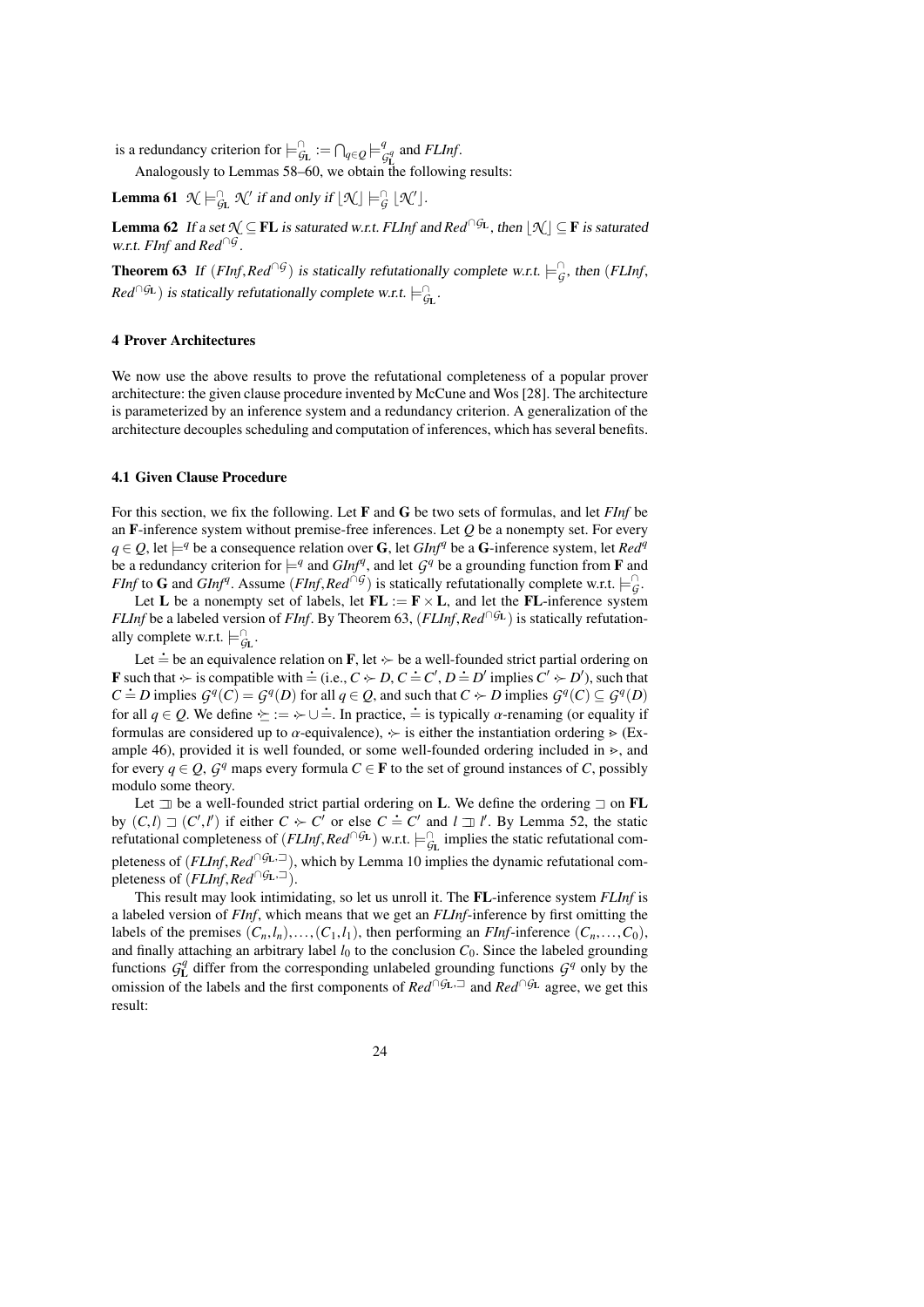is a redundancy criterion for $\models^{\cap}_{\mathcal{G}_{\mathbf{L}}} := \bigcap_{q\in Q} \models^{q}_{\mathcal{G}^q_{\mathbf{L}}}$ and *FLInf*.

Analogously to Lemmas 58–60, we obtain the following results:

**Lemma 61** *$\mathcal{N} \models^{\cap}_{\mathcal{G}_{\mathbf{L}}} \mathcal{N}'$ if and only if $\lfloor \mathcal{N} \rfloor \models^{\cap}_{\mathcal{G}} \lfloor \mathcal{N}' \rfloor$.*

**Lemma 62** *If a set $\mathcal{N} \subseteq \mathbf{FL}$ is saturated w.r.t. FLInf and $Red^{\cap\mathcal{G}_{\mathbf{L}}}$, then $\lfloor \mathcal{N} \rfloor \subseteq \mathbf{F}$ is saturated w.r.t. FInf and $Red^{\cap\mathcal{G}}$.*

**Theorem 63** *If $(FInf, Red^{\cap\mathcal{G}})$ is statically refutationally complete w.r.t. $\models^{\cap}_{\mathcal{G}}$, then $(FLInf, Red^{\cap\mathcal{G}_{\mathbf{L}}})$ is statically refutationally complete w.r.t. $\models^{\cap}_{\mathcal{G}_{\mathbf{L}}}$.*

## 4 Prover Architectures

We now use the above results to prove the refutational completeness of a popular prover architecture: the given clause procedure invented by McCune and Wos [28]. The architecture is parameterized by an inference system and a redundancy criterion. A generalization of the architecture decouples scheduling and computation of inferences, which has several benefits.

### 4.1 Given Clause Procedure

For this section, we fix the following. Let $\mathbf{F}$ and $\mathbf{G}$ be two sets of formulas, and let *FInf* be an $\mathbf{F}$-inference system without premise-free inferences. Let $Q$ be a nonempty set. For every $q \in Q$, let $\models^q$ be a consequence relation over $\mathbf{G}$, let $GInf^q$ be a $\mathbf{G}$-inference system, let $Red^q$ be a redundancy criterion for $\models^q$ and $GInf^q$, and let $\mathcal{G}^q$ be a grounding function from $\mathbf{F}$ and *FInf* to $\mathbf{G}$ and $GInf^q$. Assume $(FInf, Red^{\cap\mathcal{G}})$ is statically refutationally complete w.r.t. $\models^{\cap}_{\mathcal{G}}$.

Let $\mathbf{L}$ be a nonempty set of labels, let $\mathbf{FL} := \mathbf{F} \times \mathbf{L}$, and let the $\mathbf{FL}$-inference system *FLInf* be a labeled version of *FInf*. By Theorem 63, $(FLInf, Red^{\cap\mathcal{G}_{\mathbf{L}}})$ is statically refutationally complete w.r.t. $\models^{\cap}_{\mathcal{G}_{\mathbf{L}}}$.

Let $\doteq$ be an equivalence relation on $\mathbf{F}$, let $\succ\!\!\cdot$ be a well-founded strict partial ordering on $\mathbf{F}$ such that $\succ\!\!\cdot$ is compatible with $\doteq$ (i.e., $C \succ\!\!\cdot D$, $C \doteq C'$, $D \doteq D'$ implies $C' \succ\!\!\cdot D'$), such that $C \doteq D$ implies $\mathcal{G}^q(C) = \mathcal{G}^q(D)$ for all $q \in Q$, and such that $C \succ\!\!\cdot D$ implies $\mathcal{G}^q(C) \subseteq \mathcal{G}^q(D)$ for all $q \in Q$. We define $\succeq\!\!\cdot := \succ\!\!\cdot \cup \doteq$. In practice, $\doteq$ is typically $\alpha$-renaming (or equality if formulas are considered up to $\alpha$-equivalence), $\succ\!\!\cdot$ is either the instantiation ordering $\gtrdot$ (Example 46), provided it is well founded, or some well-founded ordering included in $\gtrdot$, and for every $q \in Q$, $\mathcal{G}^q$ maps every formula $C \in \mathbf{F}$ to the set of ground instances of $C$, possibly modulo some theory.

Let $\sqsupset$ be a well-founded strict partial ordering on $\mathbf{L}$. We define the ordering $\sqsupset$ on $\mathbf{FL}$ by $(C,l) \sqsupset (C',l')$ if either $C \succ\!\!\cdot C'$ or else $C \doteq C'$ and $l \sqsupset l'$. By Lemma 52, the static refutational completeness of $(FLInf, Red^{\cap\mathcal{G}_{\mathbf{L}}})$ w.r.t. $\models^{\cap}_{\mathcal{G}_{\mathbf{L}}}$ implies the static refutational completeness of $(FLInf, Red^{\cap\mathcal{G}_{\mathbf{L}},\sqsupset})$, which by Lemma 10 implies the dynamic refutational completeness of $(FLInf, Red^{\cap\mathcal{G}_{\mathbf{L}},\sqsupset})$.

This result may look intimidating, so let us unroll it. The $\mathbf{FL}$-inference system *FLInf* is a labeled version of *FInf*, which means that we get an *FLInf*-inference by first omitting the labels of the premises $(C_n,l_n),\ldots,(C_1,l_1)$, then performing an *FInf*-inference $(C_n,\ldots,C_0)$, and finally attaching an arbitrary label $l_0$ to the conclusion $C_0$. Since the labeled grounding functions $\mathcal{G}^q_{\mathbf{L}}$ differ from the corresponding unlabeled grounding functions $\mathcal{G}^q$ only by the omission of the labels and the first components of $Red^{\cap\mathcal{G}_{\mathbf{L}},\sqsupset}$ and $Red^{\cap\mathcal{G}_{\mathbf{L}}}$ agree, we get this result: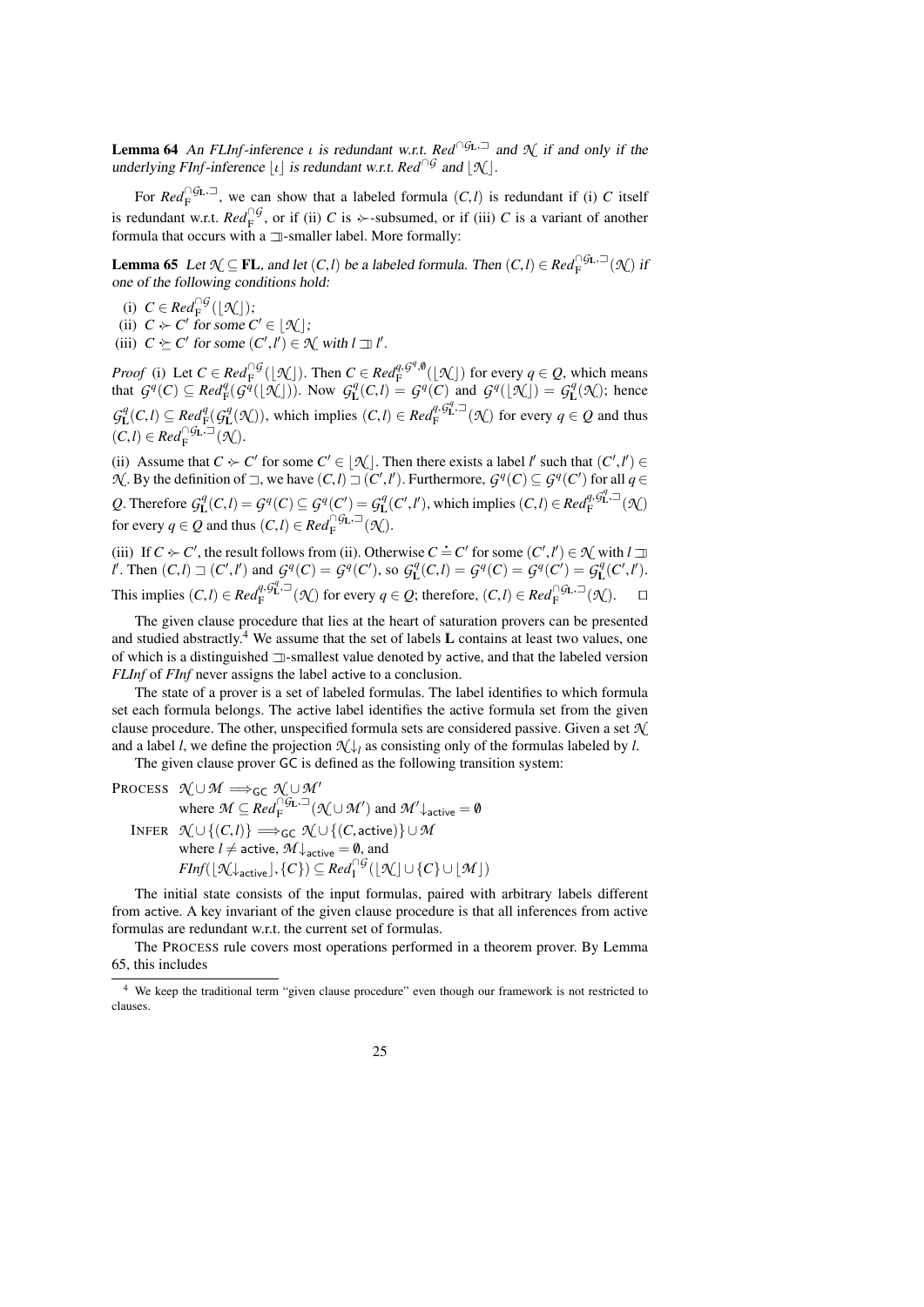**Lemma 64** *An FLInf-inference $\iota$ is redundant w.r.t. $Red^{\cap\mathcal{G}_\mathbf{L},\sqsupset}$ and $\mathcal{N}$ if and only if the underlying FInf-inference $\lfloor\iota\rfloor$ is redundant w.r.t. $Red^{\cap\mathcal{G}}$ and $\lfloor\mathcal{N}\rfloor$.*

For $Red_\mathrm{F}^{\cap\mathcal{G}_\mathbf{L},\sqsupset}$, we can show that a labeled formula $(C,l)$ is redundant if (i) $C$ itself is redundant w.r.t. $Red_\mathrm{F}^{\cap\mathcal{G}}$, or if (ii) $C$ is $\succ\!\!\!\cdot$-subsumed, or if (iii) $C$ is a variant of another formula that occurs with a $\sqsupset$-smaller label. More formally:

**Lemma 65** *Let $\mathcal{N} \subseteq \mathbf{FL}$, and let $(C,l)$ be a labeled formula. Then $(C,l) \in Red_\mathrm{F}^{\cap\mathcal{G}_\mathbf{L},\sqsupset}(\mathcal{N})$ if one of the following conditions hold:*

(i) $C \in Red_\mathrm{F}^{\cap\mathcal{G}}(\lfloor\mathcal{N}\rfloor)$;
(ii) $C \succ\!\!\!\cdot\; C'$ for some $C' \in \lfloor\mathcal{N}\rfloor$;
(iii) $C \succeq\!\!\!\cdot\; C'$ for some $(C',l') \in \mathcal{N}$ with $l \sqsupset l'$.

*Proof* (i) Let $C \in Red_\mathrm{F}^{\cap\mathcal{G}}(\lfloor\mathcal{N}\rfloor)$. Then $C \in Red_\mathrm{F}^{q,\mathcal{G}^q,\emptyset}(\lfloor\mathcal{N}\rfloor)$ for every $q \in Q$, which means that $\mathcal{G}^q(C) \subseteq Red_\mathrm{F}^q(\mathcal{G}^q(\lfloor\mathcal{N}\rfloor))$. Now $\mathcal{G}_\mathbf{L}^q(C,l) = \mathcal{G}^q(C)$ and $\mathcal{G}^q(\lfloor\mathcal{N}\rfloor) = \mathcal{G}_\mathbf{L}^q(\mathcal{N})$; hence $\mathcal{G}_\mathbf{L}^q(C,l) \subseteq Red_\mathrm{F}^q(\mathcal{G}_\mathbf{L}^q(\mathcal{N}))$, which implies $(C,l) \in Red_\mathrm{F}^{q,\mathcal{G}_\mathbf{L}^q,\sqsupset}(\mathcal{N})$ for every $q \in Q$ and thus $(C,l) \in Red_\mathrm{F}^{\cap\mathcal{G}_\mathbf{L},\sqsupset}(\mathcal{N})$.

(ii) Assume that $C \succ\!\!\!\cdot\; C'$ for some $C' \in \lfloor\mathcal{N}\rfloor$. Then there exists a label $l'$ such that $(C',l') \in \mathcal{N}$. By the definition of $\sqsupset$, we have $(C,l) \sqsupset (C',l')$. Furthermore, $\mathcal{G}^q(C) \subseteq \mathcal{G}^q(C')$ for all $q \in Q$. Therefore $\mathcal{G}_\mathbf{L}^q(C,l) = \mathcal{G}^q(C) \subseteq \mathcal{G}^q(C') = \mathcal{G}_\mathbf{L}^q(C',l')$, which implies $(C,l) \in Red_\mathrm{F}^{q,\mathcal{G}_\mathbf{L}^q,\sqsupset}(\mathcal{N})$ for every $q \in Q$ and thus $(C,l) \in Red_\mathrm{F}^{\cap\mathcal{G}_\mathbf{L},\sqsupset}(\mathcal{N})$.

(iii) If $C \succ\!\!\!\cdot\; C'$, the result follows from (ii). Otherwise $C \doteq C'$ for some $(C',l') \in \mathcal{N}$ with $l \sqsupset l'$. Then $(C,l) \sqsupset (C',l')$ and $\mathcal{G}^q(C) = \mathcal{G}^q(C')$, so $\mathcal{G}_\mathbf{L}^q(C,l) = \mathcal{G}^q(C) = \mathcal{G}^q(C') = \mathcal{G}_\mathbf{L}^q(C',l')$. This implies $(C,l) \in Red_\mathrm{F}^{q,\mathcal{G}_\mathbf{L}^q,\sqsupset}(\mathcal{N})$ for every $q \in Q$; therefore, $(C,l) \in Red_\mathrm{F}^{\cap\mathcal{G}_\mathbf{L},\sqsupset}(\mathcal{N})$. $\square$

The given clause procedure that lies at the heart of saturation provers can be presented and studied abstractly.[4] We assume that the set of labels $\mathbf{L}$ contains at least two values, one of which is a distinguished $\sqsupset$-smallest value denoted by active, and that the labeled version *FLInf* of *FInf* never assigns the label active to a conclusion.

The state of a prover is a set of labeled formulas. The label identifies to which formula set each formula belongs. The active label identifies the active formula set from the given clause procedure. The other, unspecified formula sets are considered passive. Given a set $\mathcal{N}$ and a label $l$, we define the projection $\mathcal{N}\!\downarrow_l$ as consisting only of the formulas labeled by $l$.

The given clause prover GC is defined as the following transition system:

PROCESS $\mathcal{N} \cup \mathcal{M} \Longrightarrow_\mathsf{GC} \mathcal{N} \cup \mathcal{M}'$
where $\mathcal{M} \subseteq Red_\mathrm{F}^{\cap\mathcal{G}_\mathbf{L},\sqsupset}(\mathcal{N} \cup \mathcal{M}')$ and $\mathcal{M}'\!\downarrow_\mathsf{active} = \emptyset$

INFER $\mathcal{N} \cup \{(C,l)\} \Longrightarrow_\mathsf{GC} \mathcal{N} \cup \{(C,\mathsf{active})\} \cup \mathcal{M}$
where $l \neq \mathsf{active}$, $\mathcal{M}\!\downarrow_\mathsf{active} = \emptyset$, and
$FInf(\lfloor\mathcal{N}\!\downarrow_\mathsf{active}\rfloor, \{C\}) \subseteq Red_\mathrm{I}^{\cap\mathcal{G}}(\lfloor\mathcal{N}\rfloor \cup \{C\} \cup \lfloor\mathcal{M}\rfloor)$

The initial state consists of the input formulas, paired with arbitrary labels different from active. A key invariant of the given clause procedure is that all inferences from active formulas are redundant w.r.t. the current set of formulas.

The PROCESS rule covers most operations performed in a theorem prover. By Lemma 65, this includes

[4] We keep the traditional term "given clause procedure" even though our framework is not restricted to clauses.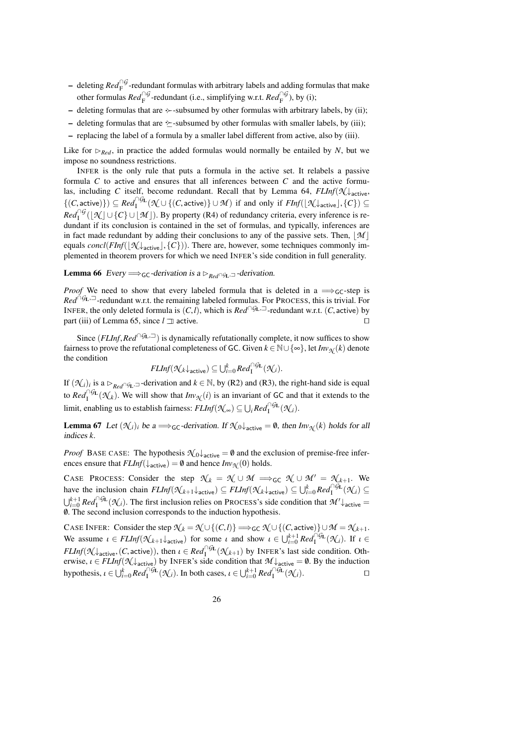- deleting $\mathit{Red}_{\mathrm{F}}^{\cap\mathcal{G}}$-redundant formulas with arbitrary labels and adding formulas that make other formulas $\mathit{Red}_{\mathrm{F}}^{\cap\mathcal{G}}$-redundant (i.e., simplifying w.r.t. $\mathit{Red}_{\mathrm{F}}^{\cap\mathcal{G}}$), by (i);
- deleting formulas that are $\succ$-subsumed by other formulas with arbitrary labels, by (ii);
- deleting formulas that are $\succeq$-subsumed by other formulas with smaller labels, by (iii);
- replacing the label of a formula by a smaller label different from active, also by (iii).

Like for $\rhd_{\mathit{Red}}$, in practice the added formulas would normally be entailed by $N$, but we impose no soundness restrictions.

INFER is the only rule that puts a formula in the active set. It relabels a passive formula $C$ to active and ensures that all inferences between $C$ and the active formulas, including $C$ itself, become redundant. Recall that by Lemma 64, $\mathit{FLInf}(\mathcal{N}{\downarrow_{\mathsf{active}}}, \{(C,\mathsf{active})\}) \subseteq \mathit{Red}_{\mathrm{I}}^{\cap\mathcal{G}_{\mathrm{L}}}(\mathcal{N} \cup \{(C,\mathsf{active})\} \cup \mathcal{M})$ if and only if $\mathit{FInf}(\lfloor \mathcal{N}{\downarrow_{\mathsf{active}}} \rfloor, \{C\}) \subseteq \mathit{Red}_{\mathrm{I}}^{\cap\mathcal{G}}(\lfloor \mathcal{N} \rfloor \cup \{C\} \cup \lfloor \mathcal{M} \rfloor)$. By property (R4) of redundancy criteria, every inference is redundant if its conclusion is contained in the set of formulas, and typically, inferences are in fact made redundant by adding their conclusions to any of the passive sets. Then, $\lfloor \mathcal{M} \rfloor$ equals $\mathit{concl}(\mathit{FInf}(\lfloor \mathcal{N}{\downarrow_{\mathsf{active}}} \rfloor, \{C\}))$. There are, however, some techniques commonly implemented in theorem provers for which we need INFER's side condition in full generality.

**Lemma 66** *Every $\Longrightarrow_{\mathsf{GC}}$-derivation is a $\rhd_{\mathit{Red}^{\cap\mathcal{G}_{\mathrm{L}},\sqsupset}}$-derivation.*

*Proof* We need to show that every labeled formula that is deleted in a $\Longrightarrow_{\mathsf{GC}}$-step is $\mathit{Red}^{\cap\mathcal{G}_{\mathrm{L}},\sqsupset}$-redundant w.r.t. the remaining labeled formulas. For PROCESS, this is trivial. For INFER, the only deleted formula is $(C,l)$, which is $\mathit{Red}^{\cap\mathcal{G}_{\mathrm{L}},\sqsupset}$-redundant w.r.t. $(C,\mathsf{active})$ by part (iii) of Lemma 65, since $l \sqsupset \mathsf{active}$. $\square$

Since $(\mathit{FLInf}, \mathit{Red}^{\cap\mathcal{G}_{\mathrm{L}},\sqsupset})$ is dynamically refutationally complete, it now suffices to show fairness to prove the refutational completeness of GC. Given $k \in \mathbb{N} \cup \{\infty\}$, let $\mathit{Inv}_{\mathcal{N}}(k)$ denote the condition

$$\mathit{FLInf}(\mathcal{N}_k{\downarrow_{\mathsf{active}}}) \subseteq \textstyle\bigcup_{i=0}^{k} \mathit{Red}_{\mathrm{I}}^{\cap\mathcal{G}_{\mathrm{L}}}(\mathcal{N}_i).$$

If $(\mathcal{N}_i)_i$ is a $\rhd_{\mathit{Red}^{\cap\mathcal{G}_{\mathrm{L}},\sqsupset}}$-derivation and $k \in \mathbb{N}$, by (R2) and (R3), the right-hand side is equal to $\mathit{Red}_{\mathrm{I}}^{\cap\mathcal{G}_{\mathrm{L}}}(\mathcal{N}_k)$. We will show that $\mathit{Inv}_{\mathcal{N}}(i)$ is an invariant of GC and that it extends to the limit, enabling us to establish fairness: $\mathit{FLInf}(\mathcal{N}_\infty) \subseteq \bigcup_i \mathit{Red}_{\mathrm{I}}^{\cap\mathcal{G}_{\mathrm{L}}}(\mathcal{N}_i)$.

**Lemma 67** *Let $(\mathcal{N}_i)_i$ be a $\Longrightarrow_{\mathsf{GC}}$-derivation. If $\mathcal{N}_0{\downarrow_{\mathsf{active}}} = \emptyset$, then $\mathit{Inv}_{\mathcal{N}}(k)$ holds for all indices $k$.*

*Proof* BASE CASE: The hypothesis $\mathcal{N}_0{\downarrow_{\mathsf{active}}} = \emptyset$ and the exclusion of premise-free inferences ensure that $\mathit{FLInf}({\downarrow_{\mathsf{active}}}) = \emptyset$ and hence $\mathit{Inv}_{\mathcal{N}}(0)$ holds.

CASE PROCESS: Consider the step $\mathcal{N}_k = \mathcal{N} \cup \mathcal{M} \Longrightarrow_{\mathsf{GC}} \mathcal{N} \cup \mathcal{M}' = \mathcal{N}_{k+1}$. We have the inclusion chain $\mathit{FLInf}(\mathcal{N}_{k+1}{\downarrow_{\mathsf{active}}}) \subseteq \mathit{FLInf}(\mathcal{N}_k{\downarrow_{\mathsf{active}}}) \subseteq \bigcup_{i=0}^{k} \mathit{Red}_{\mathrm{I}}^{\cap\mathcal{G}_{\mathrm{L}}}(\mathcal{N}_i) \subseteq \bigcup_{i=0}^{k+1} \mathit{Red}_{\mathrm{I}}^{\cap\mathcal{G}_{\mathrm{L}}}(\mathcal{N}_i)$. The first inclusion relies on PROCESS's side condition that $\mathcal{M}'{\downarrow_{\mathsf{active}}} = \emptyset$. The second inclusion corresponds to the induction hypothesis.

CASE INFER: Consider the step $\mathcal{N}_k = \mathcal{N} \cup \{(C,l)\} \Longrightarrow_{\mathsf{GC}} \mathcal{N} \cup \{(C,\mathsf{active})\} \cup \mathcal{M} = \mathcal{N}_{k+1}$. We assume $\iota \in \mathit{FLInf}(\mathcal{N}_{k+1}{\downarrow_{\mathsf{active}}})$ for some $\iota$ and show $\iota \in \bigcup_{i=0}^{k+1} \mathit{Red}_{\mathrm{I}}^{\cap\mathcal{G}_{\mathrm{L}}}(\mathcal{N}_i)$. If $\iota \in \mathit{FLInf}(\mathcal{N}{\downarrow_{\mathsf{active}}}, (C,\mathsf{active}))$, then $\iota \in \mathit{Red}_{\mathrm{I}}^{\cap\mathcal{G}_{\mathrm{L}}}(\mathcal{N}_{k+1})$ by INFER's last side condition. Otherwise, $\iota \in \mathit{FLInf}(\mathcal{N}{\downarrow_{\mathsf{active}}})$ by INFER's side condition that $\mathcal{M}{\downarrow_{\mathsf{active}}} = \emptyset$. By the induction hypothesis, $\iota \in \bigcup_{i=0}^{k} \mathit{Red}_{\mathrm{I}}^{\cap\mathcal{G}_{\mathrm{L}}}(\mathcal{N}_i)$. In both cases, $\iota \in \bigcup_{i=0}^{k+1} \mathit{Red}_{\mathrm{I}}^{\cap\mathcal{G}_{\mathrm{L}}}(\mathcal{N}_i)$. $\square$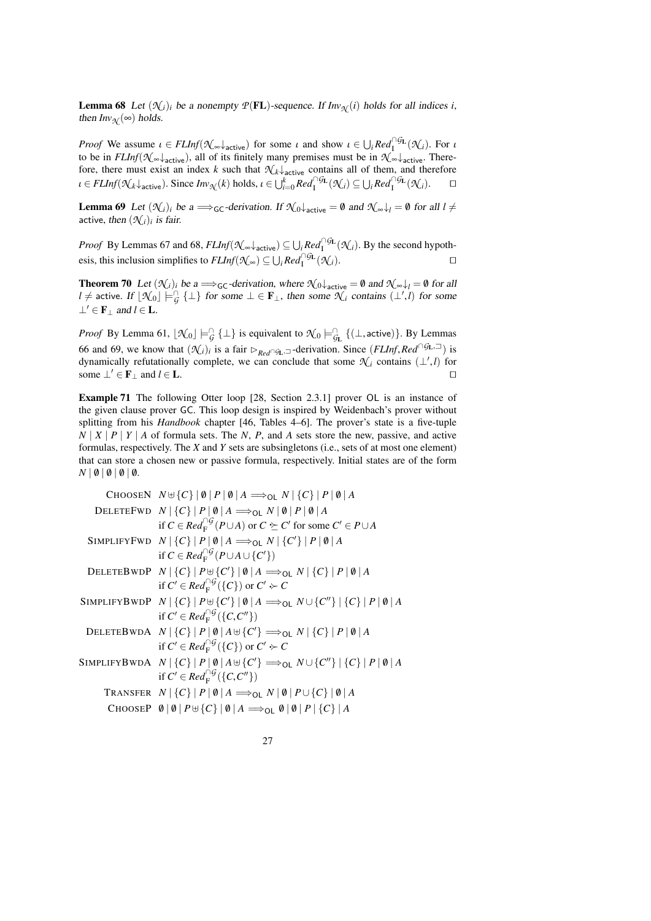**Lemma 68** *Let $(\mathcal{N}_i)_i$ be a nonempty $\mathcal{P}(\mathbf{FL})$-sequence. If $Inv_{\mathcal{N}}(i)$ holds for all indices $i$, then $Inv_{\mathcal{N}}(\infty)$ holds.*

*Proof* We assume $\iota \in FLInf(\mathcal{N}_\infty\!\downarrow_{\mathsf{active}})$ for some $\iota$ and show $\iota \in \bigcup_i Red_{\mathrm{I}}^{\cap\mathcal{G}_{\mathbf{L}}}(\mathcal{N}_i)$. For $\iota$ to be in $FLInf(\mathcal{N}_\infty\!\downarrow_{\mathsf{active}})$, all of its finitely many premises must be in $\mathcal{N}_\infty\!\downarrow_{\mathsf{active}}$. Therefore, there must exist an index $k$ such that $\mathcal{N}_k\!\downarrow_{\mathsf{active}}$ contains all of them, and therefore $\iota \in FLInf(\mathcal{N}_k\!\downarrow_{\mathsf{active}})$. Since $Inv_{\mathcal{N}}(k)$ holds, $\iota \in \bigcup_{i=0}^{k} Red_{\mathrm{I}}^{\cap\mathcal{G}_{\mathbf{L}}}(\mathcal{N}_i) \subseteq \bigcup_i Red_{\mathrm{I}}^{\cap\mathcal{G}_{\mathbf{L}}}(\mathcal{N}_i)$. $\square$

**Lemma 69** *Let $(\mathcal{N}_i)_i$ be a $\Longrightarrow_{\mathsf{GC}}$-derivation. If $\mathcal{N}_0\!\downarrow_{\mathsf{active}} = \emptyset$ and $\mathcal{N}_\infty\!\downarrow_l = \emptyset$ for all $l \neq$ $\mathsf{active}$, then $(\mathcal{N}_i)_i$ is fair.*

*Proof* By Lemmas 67 and 68, $FLInf(\mathcal{N}_\infty\!\downarrow_{\mathsf{active}}) \subseteq \bigcup_i Red_{\mathrm{I}}^{\cap\mathcal{G}_{\mathbf{L}}}(\mathcal{N}_i)$. By the second hypothesis, this inclusion simplifies to $FLInf(\mathcal{N}_\infty) \subseteq \bigcup_i Red_{\mathrm{I}}^{\cap\mathcal{G}_{\mathbf{L}}}(\mathcal{N}_i)$. $\square$

**Theorem 70** *Let $(\mathcal{N}_i)_i$ be a $\Longrightarrow_{\mathsf{GC}}$-derivation, where $\mathcal{N}_0\!\downarrow_{\mathsf{active}} = \emptyset$ and $\mathcal{N}_\infty\!\downarrow_l = \emptyset$ for all $l \neq \mathsf{active}$. If $\lfloor \mathcal{N}_0 \rfloor \models_{\mathcal{G}}^{\cap} \{\bot\}$ for some $\bot \in \mathbf{F}_\bot$, then some $\mathcal{N}_i$ contains $(\bot', l)$ for some $\bot' \in \mathbf{F}_\bot$ and $l \in \mathbf{L}$.*

*Proof* By Lemma 61, $\lfloor \mathcal{N}_0 \rfloor \models_{\mathcal{G}}^{\cap} \{\bot\}$ is equivalent to $\mathcal{N}_0 \models_{\mathcal{G}_{\mathbf{L}}}^{\cap} \{(\bot, \mathsf{active})\}$. By Lemmas 66 and 69, we know that $(\mathcal{N}_i)_i$ is a fair $\rhd_{Red^{\cap\mathcal{G}_{\mathbf{L}},\sqsupset}}$-derivation. Since $(FLInf, Red^{\cap\mathcal{G}_{\mathbf{L}},\sqsupset})$ is dynamically refutationally complete, we can conclude that some $\mathcal{N}_i$ contains $(\bot', l)$ for some $\bot' \in \mathbf{F}_\bot$ and $l \in \mathbf{L}$. $\square$

**Example 71** The following Otter loop [28, Section 2.3.1] prover $\mathsf{OL}$ is an instance of the given clause prover $\mathsf{GC}$. This loop design is inspired by Weidenbach's prover without splitting from his *Handbook* chapter [46, Tables 4–6]. The prover's state is a five-tuple $N \mid X \mid P \mid Y \mid A$ of formula sets. The $N$, $P$, and $A$ sets store the new, passive, and active formulas, respectively. The $X$ and $Y$ sets are subsingletons (i.e., sets of at most one element) that can store a chosen new or passive formula, respectively. Initial states are of the form $N \mid \emptyset \mid \emptyset \mid \emptyset \mid \emptyset$.

$$
\begin{array}{rl}
\textsc{ChooseN} & N \uplus \{C\} \mid \emptyset \mid P \mid \emptyset \mid A \Longrightarrow_{\mathsf{OL}} N \mid \{C\} \mid P \mid \emptyset \mid A \\
\textsc{DeleteFwd} & N \mid \{C\} \mid P \mid \emptyset \mid A \Longrightarrow_{\mathsf{OL}} N \mid \emptyset \mid P \mid \emptyset \mid A \\
& \text{if } C \in Red_{\mathrm{F}}^{\cap\mathcal{G}}(P \cup A) \text{ or } C \succeq C' \text{ for some } C' \in P \cup A \\
\textsc{SimplifyFwd} & N \mid \{C\} \mid P \mid \emptyset \mid A \Longrightarrow_{\mathsf{OL}} N \mid \{C'\} \mid P \mid \emptyset \mid A \\
& \text{if } C \in Red_{\mathrm{F}}^{\cap\mathcal{G}}(P \cup A \cup \{C'\}) \\
\textsc{DeleteBwdP} & N \mid \{C\} \mid P \uplus \{C'\} \mid \emptyset \mid A \Longrightarrow_{\mathsf{OL}} N \mid \{C\} \mid P \mid \emptyset \mid A \\
& \text{if } C' \in Red_{\mathrm{F}}^{\cap\mathcal{G}}(\{C\}) \text{ or } C' \succ C \\
\textsc{SimplifyBwdP} & N \mid \{C\} \mid P \uplus \{C'\} \mid \emptyset \mid A \Longrightarrow_{\mathsf{OL}} N \cup \{C''\} \mid \{C\} \mid P \mid \emptyset \mid A \\
& \text{if } C' \in Red_{\mathrm{F}}^{\cap\mathcal{G}}(\{C, C''\}) \\
\textsc{DeleteBwdA} & N \mid \{C\} \mid P \mid \emptyset \mid A \uplus \{C'\} \Longrightarrow_{\mathsf{OL}} N \mid \{C\} \mid P \mid \emptyset \mid A \\
& \text{if } C' \in Red_{\mathrm{F}}^{\cap\mathcal{G}}(\{C\}) \text{ or } C' \succ C \\
\textsc{SimplifyBwdA} & N \mid \{C\} \mid P \mid \emptyset \mid A \uplus \{C'\} \Longrightarrow_{\mathsf{OL}} N \cup \{C''\} \mid \{C\} \mid P \mid \emptyset \mid A \\
& \text{if } C' \in Red_{\mathrm{F}}^{\cap\mathcal{G}}(\{C, C''\}) \\
\textsc{Transfer} & N \mid \{C\} \mid P \mid \emptyset \mid A \Longrightarrow_{\mathsf{OL}} N \mid \emptyset \mid P \cup \{C\} \mid \emptyset \mid A \\
\textsc{ChooseP} & \emptyset \mid \emptyset \mid P \uplus \{C\} \mid \emptyset \mid A \Longrightarrow_{\mathsf{OL}} \emptyset \mid \emptyset \mid P \mid \{C\} \mid A
\end{array}
$$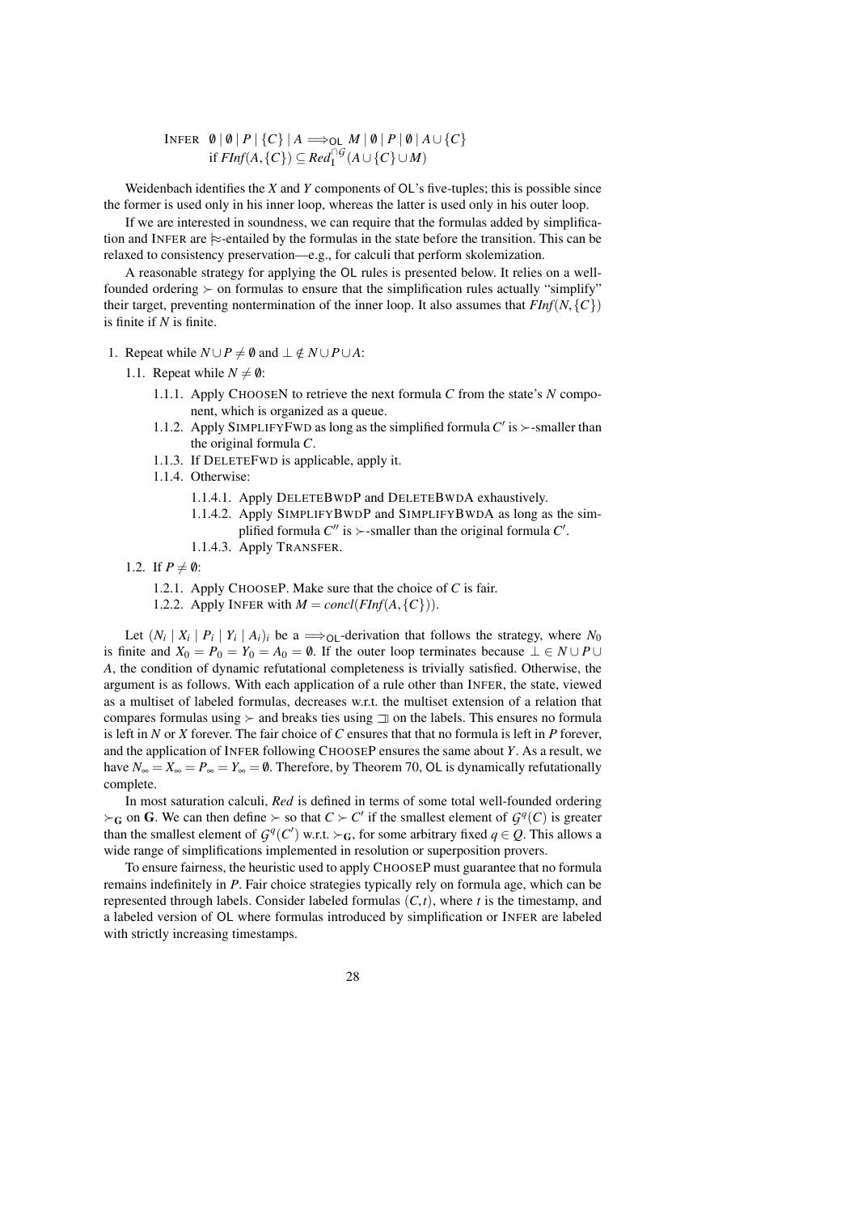$$\text{INFER}\quad \emptyset \mid \emptyset \mid P \mid \{C\} \mid A \Longrightarrow_{\mathsf{OL}} M \mid \emptyset \mid P \mid \emptyset \mid A \cup \{C\}$$
$$\text{if } \mathit{FInf}(A, \{C\}) \subseteq \mathit{Red}_{\mathrm{I}}^{\cap \mathcal{G}}(A \cup \{C\} \cup M)$$

Weidenbach identifies the $X$ and $Y$ components of $\mathsf{OL}$'s five-tuples; this is possible since the former is used only in his inner loop, whereas the latter is used only in his outer loop.

If we are interested in soundness, we can require that the formulas added by simplification and INFER are $\approx$-entailed by the formulas in the state before the transition. This can be relaxed to consistency preservation—e.g., for calculi that perform skolemization.

A reasonable strategy for applying the $\mathsf{OL}$ rules is presented below. It relies on a well-founded ordering $\succ$ on formulas to ensure that the simplification rules actually "simplify" their target, preventing nontermination of the inner loop. It also assumes that $\mathit{FInf}(N, \{C\})$ is finite if $N$ is finite.

1. Repeat while $N \cup P \neq \emptyset$ and $\bot \notin N \cup P \cup A$:
   - 1.1. Repeat while $N \neq \emptyset$:
     - 1.1.1. Apply CHOOSEN to retrieve the next formula $C$ from the state's $N$ component, which is organized as a queue.
     - 1.1.2. Apply SIMPLIFYFWD as long as the simplified formula $C'$ is $\succ$-smaller than the original formula $C$.
     - 1.1.3. If DELETEFWD is applicable, apply it.
     - 1.1.4. Otherwise:
       - 1.1.4.1. Apply DELETEBWDP and DELETEBWDA exhaustively.
       - 1.1.4.2. Apply SIMPLIFYBWDP and SIMPLIFYBWDA as long as the simplified formula $C''$ is $\succ$-smaller than the original formula $C'$.
       - 1.1.4.3. Apply TRANSFER.
   - 1.2. If $P \neq \emptyset$:
     - 1.2.1. Apply CHOOSEP. Make sure that the choice of $C$ is fair.
     - 1.2.2. Apply INFER with $M = \mathit{concl}(\mathit{FInf}(A, \{C\}))$.

Let $(N_i \mid X_i \mid P_i \mid Y_i \mid A_i)_i$ be a $\Longrightarrow_{\mathsf{OL}}$-derivation that follows the strategy, where $N_0$ is finite and $X_0 = P_0 = Y_0 = A_0 = \emptyset$. If the outer loop terminates because $\bot \in N \cup P \cup A$, the condition of dynamic refutational completeness is trivially satisfied. Otherwise, the argument is as follows. With each application of a rule other than INFER, the state, viewed as a multiset of labeled formulas, decreases w.r.t. the multiset extension of a relation that compares formulas using $\succ$ and breaks ties using $\sqsupset$ on the labels. This ensures no formula is left in $N$ or $X$ forever. The fair choice of $C$ ensures that that no formula is left in $P$ forever, and the application of INFER following CHOOSEP ensures the same about $Y$. As a result, we have $N_\infty = X_\infty = P_\infty = Y_\infty = \emptyset$. Therefore, by Theorem 70, $\mathsf{OL}$ is dynamically refutationally complete.

In most saturation calculi, $\mathit{Red}$ is defined in terms of some total well-founded ordering $\succ_{\mathbf{G}}$ on $\mathbf{G}$. We can then define $\succ$ so that $C \succ C'$ if the smallest element of $\mathcal{G}^q(C)$ is greater than the smallest element of $\mathcal{G}^q(C')$ w.r.t. $\succ_{\mathbf{G}}$, for some arbitrary fixed $q \in Q$. This allows a wide range of simplifications implemented in resolution or superposition provers.

To ensure fairness, the heuristic used to apply CHOOSEP must guarantee that no formula remains indefinitely in $P$. Fair choice strategies typically rely on formula age, which can be represented through labels. Consider labeled formulas $(C, t)$, where $t$ is the timestamp, and a labeled version of $\mathsf{OL}$ where formulas introduced by simplification or INFER are labeled with strictly increasing timestamps.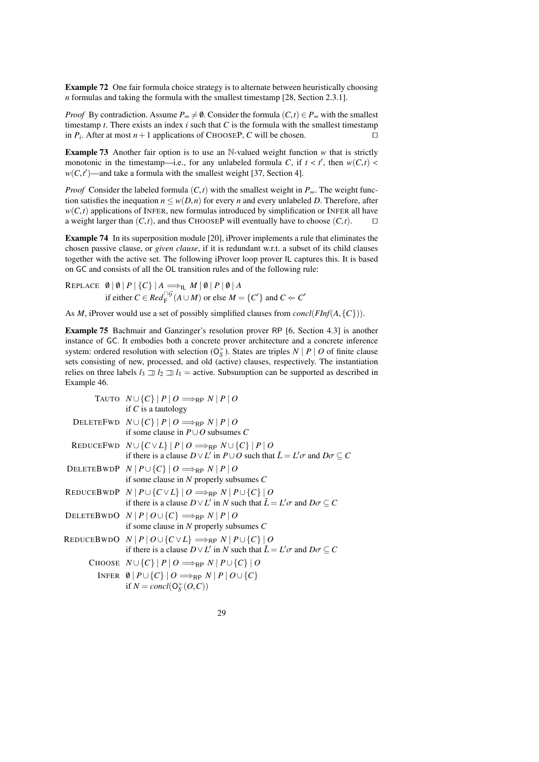**Example 72** One fair formula choice strategy is to alternate between heuristically choosing $n$ formulas and taking the formula with the smallest timestamp [28, Section 2.3.1].

*Proof* By contradiction. Assume $P_\infty \neq \emptyset$. Consider the formula $(C,t) \in P_\infty$ with the smallest timestamp $t$. There exists an index $i$ such that $C$ is the formula with the smallest timestamp in $P_i$. After at most $n+1$ applications of CHOOSEP, $C$ will be chosen. □

**Example 73** Another fair option is to use an $\mathbb{N}$-valued weight function $w$ that is strictly monotonic in the timestamp—i.e., for any unlabeled formula $C$, if $t < t'$, then $w(C,t) < w(C,t')$—and take a formula with the smallest weight [37, Section 4].

*Proof* Consider the labeled formula $(C,t)$ with the smallest weight in $P_\infty$. The weight function satisfies the inequation $n \leq w(D,n)$ for every $n$ and every unlabeled $D$. Therefore, after $w(C,t)$ applications of INFER, new formulas introduced by simplification or INFER all have a weight larger than $(C,t)$, and thus CHOOSEP will eventually have to choose $(C,t)$. □

**Example 74** In its superposition module [20], iProver implements a rule that eliminates the chosen passive clause, or *given clause*, if it is redundant w.r.t. a subset of its child clauses together with the active set. The following iProver loop prover IL captures this. It is based on GC and consists of all the OL transition rules and of the following rule:

REPLACE $\emptyset \mid \emptyset \mid P \mid \{C\} \mid A \Longrightarrow_{\mathsf{IL}} M \mid \emptyset \mid P \mid \emptyset \mid A$
if either $C \in \mathit{Red}_{\mathrm{F}}^{\cap\mathcal{G}}(A \cup M)$ or else $M = \{C'\}$ and $C \gtrdot C'$

As $M$, iProver would use a set of possibly simplified clauses from $\mathit{concl}(\mathit{FInf}(A,\{C\}))$.

**Example 75** Bachmair and Ganzinger's resolution prover RP [6, Section 4.3] is another instance of GC. It embodies both a concrete prover architecture and a concrete inference system: ordered resolution with selection ($\mathsf{O}_S^{\succ}$). States are triples $N \mid P \mid O$ of finite clause sets consisting of new, processed, and old (active) clauses, respectively. The instantiation relies on three labels $l_3 \sqsupset l_2 \sqsupset l_1 = \mathsf{active}$. Subsumption can be supported as described in Example 46.

TAUTO $N \cup \{C\} \mid P \mid O \Longrightarrow_{\mathsf{RP}} N \mid P \mid O$
if $C$ is a tautology

DELETEFWD $N \cup \{C\} \mid P \mid O \Longrightarrow_{\mathsf{RP}} N \mid P \mid O$
if some clause in $P \cup O$ subsumes $C$

REDUCEFWD $N \cup \{C \vee L\} \mid P \mid O \Longrightarrow_{\mathsf{RP}} N \cup \{C\} \mid P \mid O$
if there is a clause $D \vee L'$ in $P \cup O$ such that $\bar{L} = L'\sigma$ and $D\sigma \subseteq C$

DELETEBWDP $N \mid P \cup \{C\} \mid O \Longrightarrow_{\mathsf{RP}} N \mid P \mid O$
if some clause in $N$ properly subsumes $C$

REDUCEBWDP $N \mid P \cup \{C \vee L\} \mid O \Longrightarrow_{\mathsf{RP}} N \mid P \cup \{C\} \mid O$
if there is a clause $D \vee L'$ in $N$ such that $\bar{L} = L'\sigma$ and $D\sigma \subseteq C$

DELETEBWDO $N \mid P \mid O \cup \{C\} \Longrightarrow_{\mathsf{RP}} N \mid P \mid O$
if some clause in $N$ properly subsumes $C$

REDUCEBWDO $N \mid P \mid O \cup \{C \vee L\} \Longrightarrow_{\mathsf{RP}} N \mid P \cup \{C\} \mid O$
if there is a clause $D \vee L'$ in $N$ such that $\bar{L} = L'\sigma$ and $D\sigma \subseteq C$

CHOOSE $N \cup \{C\} \mid P \mid O \Longrightarrow_{\mathsf{RP}} N \mid P \cup \{C\} \mid O$

INFER $\emptyset \mid P \cup \{C\} \mid O \Longrightarrow_{\mathsf{RP}} N \mid P \mid O \cup \{C\}$
if $N = \mathit{concl}(\mathsf{O}_S^{\succ}(O,C))$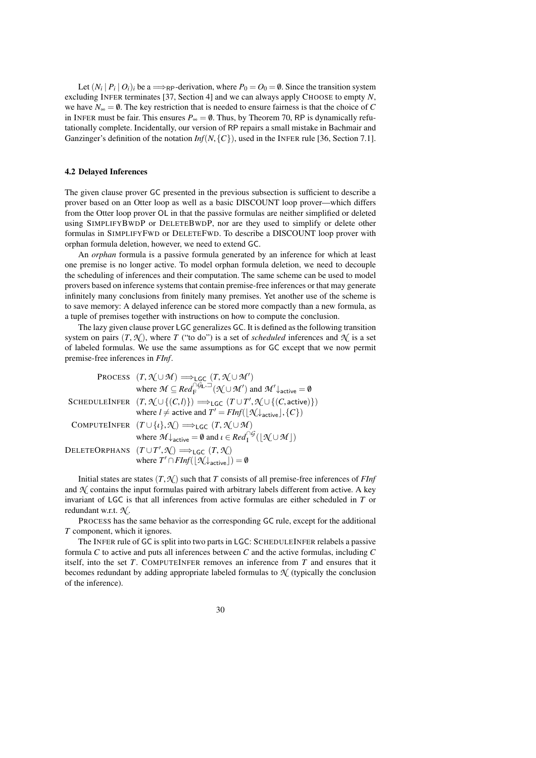Let $(N_i \mid P_i \mid O_i)_i$ be a $\Longrightarrow_{\mathsf{RP}}$-derivation, where $P_0 = O_0 = \emptyset$. Since the transition system excluding INFER terminates [37, Section 4] and we can always apply CHOOSE to empty $N$, we have $N_\infty = \emptyset$. The key restriction that is needed to ensure fairness is that the choice of $C$ in INFER must be fair. This ensures $P_\infty = \emptyset$. Thus, by Theorem 70, RP is dynamically refutationally complete. Incidentally, our version of RP repairs a small mistake in Bachmair and Ganzinger's definition of the notation $\mathit{Inf}(N, \{C\})$, used in the INFER rule [36, Section 7.1].

### 4.2 Delayed Inferences

The given clause prover GC presented in the previous subsection is sufficient to describe a prover based on an Otter loop as well as a basic DISCOUNT loop prover—which differs from the Otter loop prover OL in that the passive formulas are neither simplified or deleted using SIMPLIFYBWDP or DELETEBWDP, nor are they used to simplify or delete other formulas in SIMPLIFYFWD or DELETEFWD. To describe a DISCOUNT loop prover with orphan formula deletion, however, we need to extend GC.

An *orphan* formula is a passive formula generated by an inference for which at least one premise is no longer active. To model orphan formula deletion, we need to decouple the scheduling of inferences and their computation. The same scheme can be used to model provers based on inference systems that contain premise-free inferences or that may generate infinitely many conclusions from finitely many premises. Yet another use of the scheme is to save memory: A delayed inference can be stored more compactly than a new formula, as a tuple of premises together with instructions on how to compute the conclusion.

The lazy given clause prover LGC generalizes GC. It is defined as the following transition system on pairs $(T, \mathcal{N})$, where $T$ ("to do") is a set of *scheduled* inferences and $\mathcal{N}$ is a set of labeled formulas. We use the same assumptions as for GC except that we now permit premise-free inferences in $\mathit{FInf}$.

PROCESS $\quad (T, \mathcal{N} \cup \mathcal{M}) \Longrightarrow_{\mathsf{LGC}} (T, \mathcal{N} \cup \mathcal{M}')$
where $\mathcal{M} \subseteq \mathit{Red}_{\mathrm{F}}^{\cap\mathcal{G}_{\mathrm{L}},\sqsupset}(\mathcal{N} \cup \mathcal{M}')$ and $\mathcal{M}'\!\downarrow_{\mathsf{active}} = \emptyset$

SCHEDULEINFER $\quad (T, \mathcal{N} \cup \{(C, l)\}) \Longrightarrow_{\mathsf{LGC}} (T \cup T', \mathcal{N} \cup \{(C, \mathsf{active})\})$
where $l \neq \mathsf{active}$ and $T' = \mathit{FInf}(\lfloor \mathcal{N}\!\downarrow_{\mathsf{active}} \rfloor, \{C\})$

COMPUTEINFER $\quad (T \cup \{\iota\}, \mathcal{N}) \Longrightarrow_{\mathsf{LGC}} (T, \mathcal{N} \cup \mathcal{M})$
where $\mathcal{M}\!\downarrow_{\mathsf{active}} = \emptyset$ and $\iota \in \mathit{Red}_{\mathrm{I}}^{\cap\mathcal{G}}(\lfloor \mathcal{N} \cup \mathcal{M} \rfloor)$

DELETEORPHANS $\quad (T \cup T', \mathcal{N}) \Longrightarrow_{\mathsf{LGC}} (T, \mathcal{N})$
where $T' \cap \mathit{FInf}(\lfloor \mathcal{N}\!\downarrow_{\mathsf{active}} \rfloor) = \emptyset$

Initial states are states $(T, \mathcal{N})$ such that $T$ consists of all premise-free inferences of $\mathit{FInf}$ and $\mathcal{N}$ contains the input formulas paired with arbitrary labels different from active. A key invariant of LGC is that all inferences from active formulas are either scheduled in $T$ or redundant w.r.t. $\mathcal{N}$.

PROCESS has the same behavior as the corresponding GC rule, except for the additional $T$ component, which it ignores.

The INFER rule of GC is split into two parts in LGC: SCHEDULEINFER relabels a passive formula $C$ to active and puts all inferences between $C$ and the active formulas, including $C$ itself, into the set $T$. COMPUTEINFER removes an inference from $T$ and ensures that it becomes redundant by adding appropriate labeled formulas to $\mathcal{N}$ (typically the conclusion of the inference).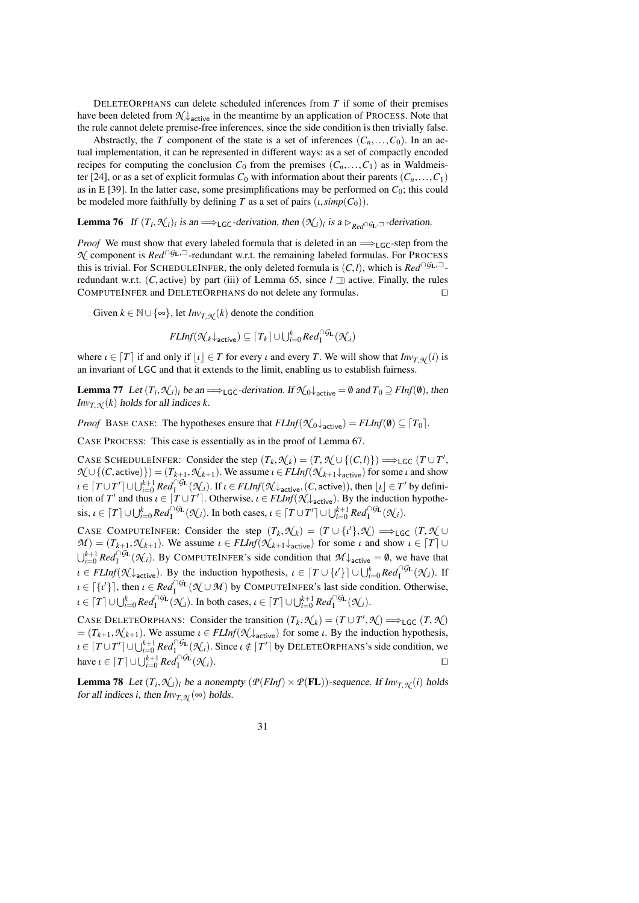DELETEORPHANS can delete scheduled inferences from $T$ if some of their premises have been deleted from $\mathcal{N}\!\downarrow_{\mathsf{active}}$ in the meantime by an application of PROCESS. Note that the rule cannot delete premise-free inferences, since the side condition is then trivially false.

Abstractly, the $T$ component of the state is a set of inferences $(C_n, \ldots, C_0)$. In an actual implementation, it can be represented in different ways: as a set of compactly encoded recipes for computing the conclusion $C_0$ from the premises $(C_n, \ldots, C_1)$ as in Waldmeister [24], or as a set of explicit formulas $C_0$ with information about their parents $(C_n, \ldots, C_1)$ as in E [39]. In the latter case, some presimplifications may be performed on $C_0$; this could be modeled more faithfully by defining $T$ as a set of pairs $(\iota, \mathit{simp}(C_0))$.

**Lemma 76** *If $(T_i, \mathcal{N}_i)_i$ is an $\Longrightarrow_{\mathsf{LGC}}$-derivation, then $(\mathcal{N}_i)_i$ is a $\rhd_{\mathit{Red}^{\cap \mathcal{G}_{\mathbf{L}}, \sqsupset}}$-derivation.*

*Proof* We must show that every labeled formula that is deleted in an $\Longrightarrow_{\mathsf{LGC}}$-step from the $\mathcal{N}$ component is $\mathit{Red}^{\cap \mathcal{G}_{\mathbf{L}}, \sqsupset}$-redundant w.r.t. the remaining labeled formulas. For PROCESS this is trivial. For SCHEDULEINFER, the only deleted formula is $(C, l)$, which is $\mathit{Red}^{\cap \mathcal{G}_{\mathbf{L}}, \sqsupset}$-redundant w.r.t. $(C, \mathsf{active})$ by part (iii) of Lemma 65, since $l \sqsupset \mathsf{active}$. Finally, the rules COMPUTEINFER and DELETEORPHANS do not delete any formulas. $\square$

Given $k \in \mathbb{N} \cup \{\infty\}$, let $\mathit{Inv}_{T,\mathcal{N}}(k)$ denote the condition

$$\mathit{FLInf}(\mathcal{N}_k\!\downarrow_{\mathsf{active}}) \subseteq \lceil T_k \rceil \cup \textstyle\bigcup_{i=0}^{k} \mathit{Red}_{\mathrm{I}}^{\cap \mathcal{G}_{\mathbf{L}}}(\mathcal{N}_i)$$

where $\iota \in \lceil T \rceil$ if and only if $\lfloor \iota \rfloor \in T$ for every $\iota$ and every $T$. We will show that $\mathit{Inv}_{T,\mathcal{N}}(i)$ is an invariant of $\mathsf{LGC}$ and that it extends to the limit, enabling us to establish fairness.

**Lemma 77** *Let $(T_i, \mathcal{N}_i)_i$ be an $\Longrightarrow_{\mathsf{LGC}}$-derivation. If $\mathcal{N}_0\!\downarrow_{\mathsf{active}} = \emptyset$ and $T_0 \supseteq \mathit{FInf}(\emptyset)$, then $\mathit{Inv}_{T,\mathcal{N}}(k)$ holds for all indices $k$.*

*Proof* BASE CASE: The hypotheses ensure that $\mathit{FLInf}(\mathcal{N}_0\!\downarrow_{\mathsf{active}}) = \mathit{FLInf}(\emptyset) \subseteq \lceil T_0 \rceil$.

CASE PROCESS: This case is essentially as in the proof of Lemma 67.

CASE SCHEDULEINFER: Consider the step $(T_k, \mathcal{N}_k) = (T, \mathcal{N} \cup \{(C, l)\}) \Longrightarrow_{\mathsf{LGC}} (T \cup T', \mathcal{N} \cup \{(C, \mathsf{active})\}) = (T_{k+1}, \mathcal{N}_{k+1})$. We assume $\iota \in \mathit{FLInf}(\mathcal{N}_{k+1}\!\downarrow_{\mathsf{active}})$ for some $\iota$ and show $\iota \in \lceil T \cup T' \rceil \cup \bigcup_{i=0}^{k+1} \mathit{Red}_{\mathrm{I}}^{\cap \mathcal{G}_{\mathbf{L}}}(\mathcal{N}_i)$. If $\iota \in \mathit{FLInf}(\mathcal{N}\!\downarrow_{\mathsf{active}}, (C, \mathsf{active}))$, then $\lfloor \iota \rfloor \in T'$ by definition of $T'$ and thus $\iota \in \lceil T \cup T' \rceil$. Otherwise, $\iota \in \mathit{FLInf}(\mathcal{N}\!\downarrow_{\mathsf{active}})$. By the induction hypothesis, $\iota \in \lceil T \rceil \cup \bigcup_{i=0}^{k} \mathit{Red}_{\mathrm{I}}^{\cap \mathcal{G}_{\mathbf{L}}}(\mathcal{N}_i)$. In both cases, $\iota \in \lceil T \cup T' \rceil \cup \bigcup_{i=0}^{k+1} \mathit{Red}_{\mathrm{I}}^{\cap \mathcal{G}_{\mathbf{L}}}(\mathcal{N}_i)$.

CASE COMPUTEINFER: Consider the step $(T_k, \mathcal{N}_k) = (T \cup \{\iota'\}, \mathcal{N}) \Longrightarrow_{\mathsf{LGC}} (T, \mathcal{N} \cup \mathcal{M}) = (T_{k+1}, \mathcal{N}_{k+1})$. We assume $\iota \in \mathit{FLInf}(\mathcal{N}_{k+1}\!\downarrow_{\mathsf{active}})$ for some $\iota$ and show $\iota \in \lceil T \rceil \cup \bigcup_{i=0}^{k+1} \mathit{Red}_{\mathrm{I}}^{\cap \mathcal{G}_{\mathbf{L}}}(\mathcal{N}_i)$. By COMPUTEINFER's side condition that $\mathcal{M}\!\downarrow_{\mathsf{active}} = \emptyset$, we have that $\iota \in \mathit{FLInf}(\mathcal{N}\!\downarrow_{\mathsf{active}})$. By the induction hypothesis, $\iota \in \lceil T \cup \{\iota'\} \rceil \cup \bigcup_{i=0}^{k} \mathit{Red}_{\mathrm{I}}^{\cap \mathcal{G}_{\mathbf{L}}}(\mathcal{N}_i)$. If $\iota \in \lceil \{\iota'\} \rceil$, then $\iota \in \mathit{Red}_{\mathrm{I}}^{\cap \mathcal{G}_{\mathbf{L}}}(\mathcal{N} \cup \mathcal{M})$ by COMPUTEINFER's last side condition. Otherwise, $\iota \in \lceil T \rceil \cup \bigcup_{i=0}^{k} \mathit{Red}_{\mathrm{I}}^{\cap \mathcal{G}_{\mathbf{L}}}(\mathcal{N}_i)$. In both cases, $\iota \in \lceil T \rceil \cup \bigcup_{i=0}^{k+1} \mathit{Red}_{\mathrm{I}}^{\cap \mathcal{G}_{\mathbf{L}}}(\mathcal{N}_i)$.

CASE DELETEORPHANS: Consider the transition $(T_k, \mathcal{N}_k) = (T \cup T', \mathcal{N}) \Longrightarrow_{\mathsf{LGC}} (T, \mathcal{N}) = (T_{k+1}, \mathcal{N}_{k+1})$. We assume $\iota \in \mathit{FLInf}(\mathcal{N}\!\downarrow_{\mathsf{active}})$ for some $\iota$. By the induction hypothesis, $\iota \in \lceil T \cup T' \rceil \cup \bigcup_{i=0}^{k+1} \mathit{Red}_{\mathrm{I}}^{\cap \mathcal{G}_{\mathbf{L}}}(\mathcal{N}_i)$. Since $\iota \notin \lceil T' \rceil$ by DELETEORPHANS's side condition, we have $\iota \in \lceil T \rceil \cup \bigcup_{i=0}^{k+1} \mathit{Red}_{\mathrm{I}}^{\cap \mathcal{G}_{\mathbf{L}}}(\mathcal{N}_i)$. $\square$

**Lemma 78** *Let $(T_i, \mathcal{N}_i)_i$ be a nonempty $(\mathcal{P}(\mathit{FInf}) \times \mathcal{P}(\mathbf{FL}))$-sequence. If $\mathit{Inv}_{T,\mathcal{N}}(i)$ holds for all indices $i$, then $\mathit{Inv}_{T,\mathcal{N}}(\infty)$ holds.*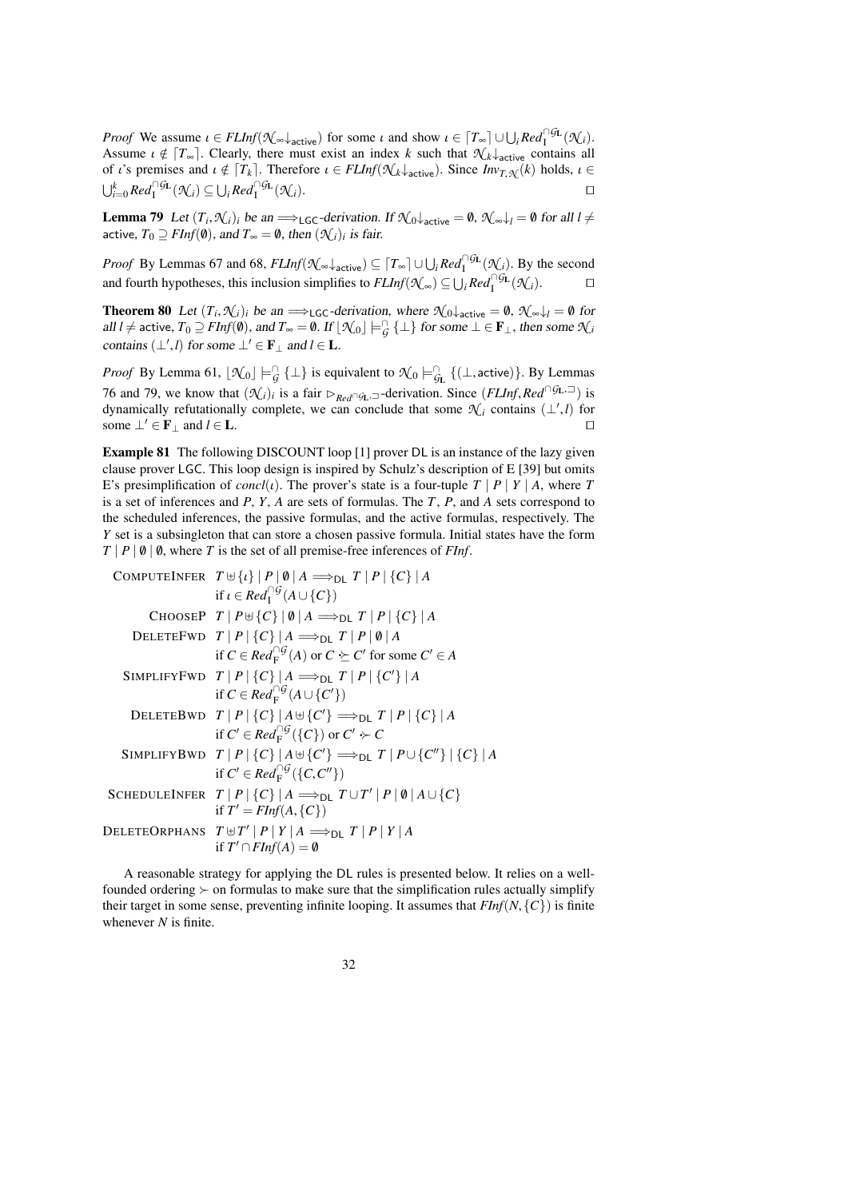*Proof* We assume $\iota \in \mathit{FLInf}(\mathcal{N}_\infty\!\downarrow_{\mathsf{active}})$ for some $\iota$ and show $\iota \in \lceil T_\infty \rceil \cup \bigcup_i \mathit{Red}_{\mathrm{I}}^{\cap \mathcal{G}_{\mathbf{L}}}(\mathcal{N}_i)$. Assume $\iota \notin \lceil T_\infty \rceil$. Clearly, there must exist an index $k$ such that $\mathcal{N}_k\!\downarrow_{\mathsf{active}}$ contains all of $\iota$'s premises and $\iota \notin \lceil T_k \rceil$. Therefore $\iota \in \mathit{FLInf}(\mathcal{N}_k\!\downarrow_{\mathsf{active}})$. Since $\mathit{Inv}_{T,\mathcal{N}}(k)$ holds, $\iota \in \bigcup_{i=0}^{k} \mathit{Red}_{\mathrm{I}}^{\cap \mathcal{G}_{\mathbf{L}}}(\mathcal{N}_i) \subseteq \bigcup_i \mathit{Red}_{\mathrm{I}}^{\cap \mathcal{G}_{\mathbf{L}}}(\mathcal{N}_i)$. $\square$

**Lemma 79** *Let $(T_i, \mathcal{N}_i)_i$ be an $\Longrightarrow_{\mathsf{LGC}}$-derivation. If $\mathcal{N}_0\!\downarrow_{\mathsf{active}} = \emptyset$, $\mathcal{N}_\infty\!\downarrow_l = \emptyset$ for all $l \neq$ $\mathsf{active}$, $T_0 \supseteq \mathit{FInf}(\emptyset)$, and $T_\infty = \emptyset$, then $(\mathcal{N}_i)_i$ is fair.*

*Proof* By Lemmas 67 and 68, $\mathit{FLInf}(\mathcal{N}_\infty\!\downarrow_{\mathsf{active}}) \subseteq \lceil T_\infty \rceil \cup \bigcup_i \mathit{Red}_{\mathrm{I}}^{\cap \mathcal{G}_{\mathbf{L}}}(\mathcal{N}_i)$. By the second and fourth hypotheses, this inclusion simplifies to $\mathit{FLInf}(\mathcal{N}_\infty) \subseteq \bigcup_i \mathit{Red}_{\mathrm{I}}^{\cap \mathcal{G}_{\mathbf{L}}}(\mathcal{N}_i)$. $\square$

**Theorem 80** *Let $(T_i, \mathcal{N}_i)_i$ be an $\Longrightarrow_{\mathsf{LGC}}$-derivation, where $\mathcal{N}_0\!\downarrow_{\mathsf{active}} = \emptyset$, $\mathcal{N}_\infty\!\downarrow_l = \emptyset$ for all $l \neq \mathsf{active}$, $T_0 \supseteq \mathit{FInf}(\emptyset)$, and $T_\infty = \emptyset$. If $\lfloor \mathcal{N}_0 \rfloor \models_{\mathcal{G}}^{\cap} \{\bot\}$ for some $\bot \in \mathbf{F}_\bot$, then some $\mathcal{N}_i$ contains $(\bot', l)$ for some $\bot' \in \mathbf{F}_\bot$ and $l \in \mathbf{L}$.*

*Proof* By Lemma 61, $\lfloor \mathcal{N}_0 \rfloor \models_{\mathcal{G}}^{\cap} \{\bot\}$ is equivalent to $\mathcal{N}_0 \models_{\mathcal{G}_{\mathbf{L}}}^{\cap} \{(\bot, \mathsf{active})\}$. By Lemmas 76 and 79, we know that $(\mathcal{N}_i)_i$ is a fair $\rhd_{\mathit{Red}^{\cap \mathcal{G}_{\mathbf{L}},\sqsupset}}$-derivation. Since $(\mathit{FLInf}, \mathit{Red}^{\cap \mathcal{G}_{\mathbf{L}},\sqsupset})$ is dynamically refutationally complete, we can conclude that some $\mathcal{N}_i$ contains $(\bot', l)$ for some $\bot' \in \mathbf{F}_\bot$ and $l \in \mathbf{L}$. $\square$

**Example 81** The following DISCOUNT loop [1] prover DL is an instance of the lazy given clause prover LGC. This loop design is inspired by Schulz's description of E [39] but omits E's presimplification of $\mathit{concl}(\iota)$. The prover's state is a four-tuple $T \mid P \mid Y \mid A$, where $T$ is a set of inferences and $P$, $Y$, $A$ are sets of formulas. The $T$, $P$, and $A$ sets correspond to the scheduled inferences, the passive formulas, and the active formulas, respectively. The $Y$ set is a subsingleton that can store a chosen passive formula. Initial states have the form $T \mid P \mid \emptyset \mid \emptyset$, where $T$ is the set of all premise-free inferences of $\mathit{FInf}$.

$$
\begin{array}{rl}
\text{ComputeInfer} & T \uplus \{\iota\} \mid P \mid \emptyset \mid A \Longrightarrow_{\mathsf{DL}} T \mid P \mid \{C\} \mid A \\
 & \text{if } \iota \in \mathit{Red}_{\mathrm{I}}^{\cap \mathcal{G}}(A \cup \{C\}) \\
\text{ChooseP} & T \mid P \uplus \{C\} \mid \emptyset \mid A \Longrightarrow_{\mathsf{DL}} T \mid P \mid \{C\} \mid A \\
\text{DeleteFwd} & T \mid P \mid \{C\} \mid A \Longrightarrow_{\mathsf{DL}} T \mid P \mid \emptyset \mid A \\
 & \text{if } C \in \mathit{Red}_{\mathrm{F}}^{\cap \mathcal{G}}(A) \text{ or } C \succeq C' \text{ for some } C' \in A \\
\text{SimplifyFwd} & T \mid P \mid \{C\} \mid A \Longrightarrow_{\mathsf{DL}} T \mid P \mid \{C'\} \mid A \\
 & \text{if } C \in \mathit{Red}_{\mathrm{F}}^{\cap \mathcal{G}}(A \cup \{C'\}) \\
\text{DeleteBwd} & T \mid P \mid \{C\} \mid A \uplus \{C'\} \Longrightarrow_{\mathsf{DL}} T \mid P \mid \{C\} \mid A \\
 & \text{if } C' \in \mathit{Red}_{\mathrm{F}}^{\cap \mathcal{G}}(\{C\}) \text{ or } C' \succ C \\
\text{SimplifyBwd} & T \mid P \mid \{C\} \mid A \uplus \{C'\} \Longrightarrow_{\mathsf{DL}} T \mid P \cup \{C''\} \mid \{C\} \mid A \\
 & \text{if } C' \in \mathit{Red}_{\mathrm{F}}^{\cap \mathcal{G}}(\{C, C''\}) \\
\text{ScheduleInfer} & T \mid P \mid \{C\} \mid A \Longrightarrow_{\mathsf{DL}} T \cup T' \mid P \mid \emptyset \mid A \cup \{C\} \\
 & \text{if } T' = \mathit{FInf}(A, \{C\}) \\
\text{DeleteOrphans} & T \uplus T' \mid P \mid Y \mid A \Longrightarrow_{\mathsf{DL}} T \mid P \mid Y \mid A \\
 & \text{if } T' \cap \mathit{FInf}(A) = \emptyset
\end{array}
$$

A reasonable strategy for applying the DL rules is presented below. It relies on a well-founded ordering $\succ$ on formulas to make sure that the simplification rules actually simplify their target in some sense, preventing infinite looping. It assumes that $\mathit{FInf}(N, \{C\})$ is finite whenever $N$ is finite.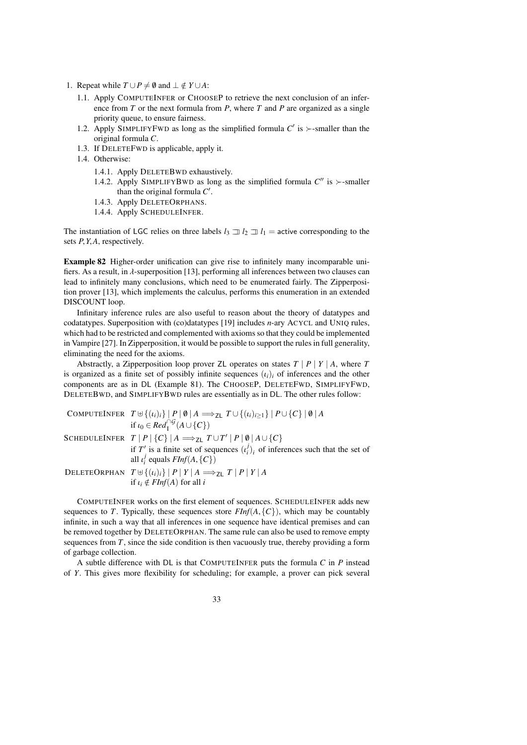1. Repeat while $T \cup P \neq \emptyset$ and $\bot \notin Y \cup A$:
   1.1. Apply ComputeInfer or ChooseP to retrieve the next conclusion of an inference from $T$ or the next formula from $P$, where $T$ and $P$ are organized as a single priority queue, to ensure fairness.
   1.2. Apply SimplifyFwd as long as the simplified formula $C'$ is $\succ$-smaller than the original formula $C$.
   1.3. If DeleteFwd is applicable, apply it.
   1.4. Otherwise:
      1.4.1. Apply DeleteBwd exhaustively.
      1.4.2. Apply SimplifyBwd as long as the simplified formula $C''$ is $\succ$-smaller than the original formula $C'$.
      1.4.3. Apply DeleteOrphans.
      1.4.4. Apply ScheduleInfer.

The instantiation of LGC relies on three labels $l_3 \sqsupset l_2 \sqsupset l_1 = \mathsf{active}$ corresponding to the sets $P, Y, A$, respectively.

**Example 82** Higher-order unification can give rise to infinitely many incomparable unifiers. As a result, in $\lambda$-superposition [13], performing all inferences between two clauses can lead to infinitely many conclusions, which need to be enumerated fairly. The Zipperposition prover [13], which implements the calculus, performs this enumeration in an extended DISCOUNT loop.

Infinitary inference rules are also useful to reason about the theory of datatypes and codatatypes. Superposition with (co)datatypes [19] includes $n$-ary Acycl and Uniq rules, which had to be restricted and complemented with axioms so that they could be implemented in Vampire [27]. In Zipperposition, it would be possible to support the rules in full generality, eliminating the need for the axioms.

Abstractly, a Zipperposition loop prover ZL operates on states $T \mid P \mid Y \mid A$, where $T$ is organized as a finite set of possibly infinite sequences $(\iota_i)_i$ of inferences and the other components are as in DL (Example 81). The ChooseP, DeleteFwd, SimplifyFwd, DeleteBwd, and SimplifyBwd rules are essentially as in DL. The other rules follow:

ComputeInfer $\quad T \uplus \{(\iota_i)_i\} \mid P \mid \emptyset \mid A \Longrightarrow_{\mathsf{ZL}} T \cup \{(\iota_i)_{i \geq 1}\} \mid P \cup \{C\} \mid \emptyset \mid A$
if $\iota_0 \in Red_{\mathrm{I}}^{\cap \mathcal{G}}(A \cup \{C\})$

ScheduleInfer $\quad T \mid P \mid \{C\} \mid A \Longrightarrow_{\mathsf{ZL}} T \cup T' \mid P \mid \emptyset \mid A \cup \{C\}$
if $T'$ is a finite set of sequences $(\iota_i^j)_i$ of inferences such that the set of all $\iota_i^j$ equals $FInf(A, \{C\})$

DeleteOrphan $\quad T \uplus \{(\iota_i)_i\} \mid P \mid Y \mid A \Longrightarrow_{\mathsf{ZL}} T \mid P \mid Y \mid A$
if $\iota_i \notin FInf(A)$ for all $i$

ComputeInfer works on the first element of sequences. ScheduleInfer adds new sequences to $T$. Typically, these sequences store $FInf(A, \{C\})$, which may be countably infinite, in such a way that all inferences in one sequence have identical premises and can be removed together by DeleteOrphan. The same rule can also be used to remove empty sequences from $T$, since the side condition is then vacuously true, thereby providing a form of garbage collection.

A subtle difference with DL is that ComputeInfer puts the formula $C$ in $P$ instead of $Y$. This gives more flexibility for scheduling; for example, a prover can pick several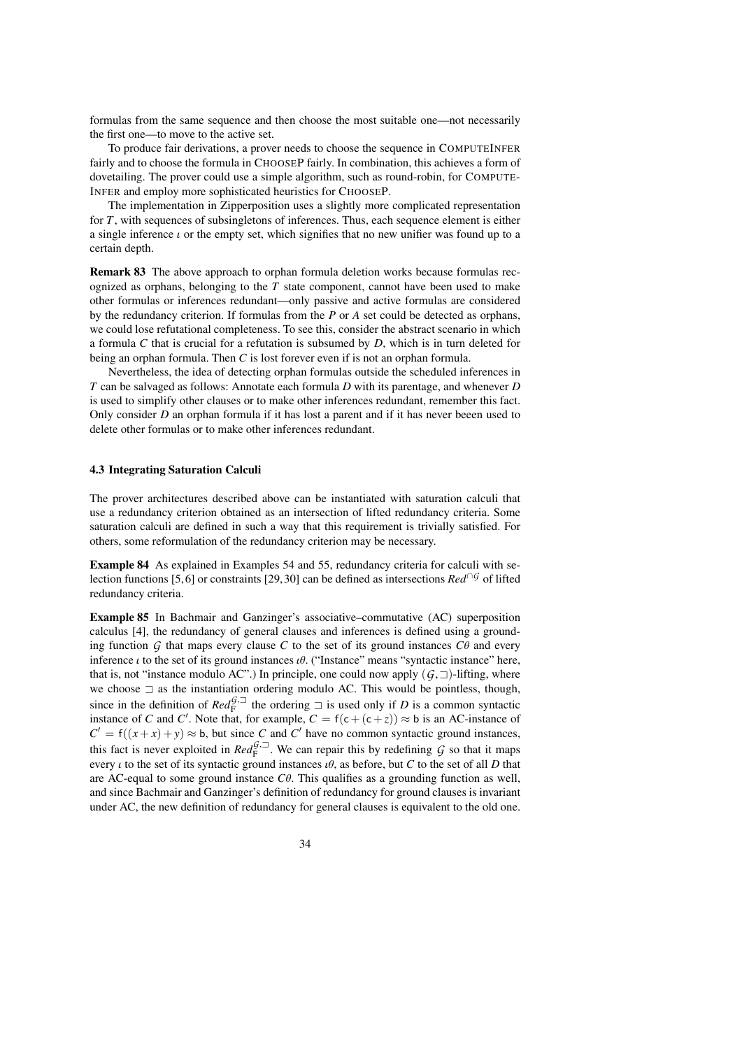formulas from the same sequence and then choose the most suitable one—not necessarily the first one—to move to the active set.

To produce fair derivations, a prover needs to choose the sequence in ComputeInfer fairly and to choose the formula in ChooseP fairly. In combination, this achieves a form of dovetailing. The prover could use a simple algorithm, such as round-robin, for ComputeInfer and employ more sophisticated heuristics for ChooseP.

The implementation in Zipperposition uses a slightly more complicated representation for $T$, with sequences of subsingletons of inferences. Thus, each sequence element is either a single inference $\iota$ or the empty set, which signifies that no new unifier was found up to a certain depth.

**Remark 83** The above approach to orphan formula deletion works because formulas recognized as orphans, belonging to the $T$ state component, cannot have been used to make other formulas or inferences redundant—only passive and active formulas are considered by the redundancy criterion. If formulas from the $P$ or $A$ set could be detected as orphans, we could lose refutational completeness. To see this, consider the abstract scenario in which a formula $C$ that is crucial for a refutation is subsumed by $D$, which is in turn deleted for being an orphan formula. Then $C$ is lost forever even if is not an orphan formula.

Nevertheless, the idea of detecting orphan formulas outside the scheduled inferences in $T$ can be salvaged as follows: Annotate each formula $D$ with its parentage, and whenever $D$ is used to simplify other clauses or to make other inferences redundant, remember this fact. Only consider $D$ an orphan formula if it has lost a parent and if it has never beeen used to delete other formulas or to make other inferences redundant.

### 4.3 Integrating Saturation Calculi

The prover architectures described above can be instantiated with saturation calculi that use a redundancy criterion obtained as an intersection of lifted redundancy criteria. Some saturation calculi are defined in such a way that this requirement is trivially satisfied. For others, some reformulation of the redundancy criterion may be necessary.

**Example 84** As explained in Examples 54 and 55, redundancy criteria for calculi with selection functions [5,6] or constraints [29,30] can be defined as intersections $Red^{\cap\mathcal{G}}$ of lifted redundancy criteria.

**Example 85** In Bachmair and Ganzinger's associative–commutative (AC) superposition calculus [4], the redundancy of general clauses and inferences is defined using a grounding function $\mathcal{G}$ that maps every clause $C$ to the set of its ground instances $C\theta$ and every inference $\iota$ to the set of its ground instances $\iota\theta$. ("Instance" means "syntactic instance" here, that is, not "instance modulo AC".) In principle, one could now apply $(\mathcal{G},\sqsupset)$-lifting, where we choose $\sqsupset$ as the instantiation ordering modulo AC. This would be pointless, though, since in the definition of $Red_{\mathrm{F}}^{\mathcal{G},\sqsupset}$ the ordering $\sqsupset$ is used only if $D$ is a common syntactic instance of $C$ and $C'$. Note that, for example, $C = \mathsf{f}(\mathsf{c} + (\mathsf{c} + z)) \approx \mathsf{b}$ is an AC-instance of $C' = \mathsf{f}((x+x)+y) \approx \mathsf{b}$, but since $C$ and $C'$ have no common syntactic ground instances, this fact is never exploited in $Red_{\mathrm{F}}^{\mathcal{G},\sqsupset}$. We can repair this by redefining $\mathcal{G}$ so that it maps every $\iota$ to the set of its syntactic ground instances $\iota\theta$, as before, but $C$ to the set of all $D$ that are AC-equal to some ground instance $C\theta$. This qualifies as a grounding function as well, and since Bachmair and Ganzinger's definition of redundancy for ground clauses is invariant under AC, the new definition of redundancy for general clauses is equivalent to the old one.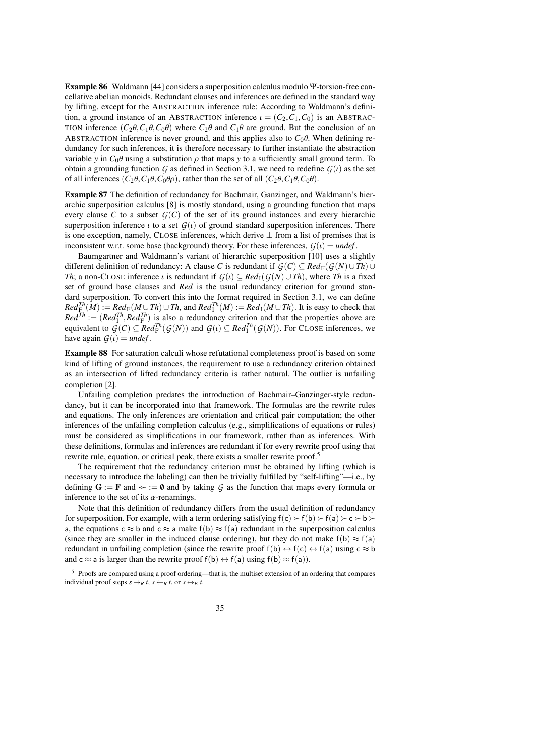**Example 86** Waldmann [44] considers a superposition calculus modulo Ψ-torsion-free cancellative abelian monoids. Redundant clauses and inferences are defined in the standard way by lifting, except for the ABSTRACTION inference rule: According to Waldmann's definition, a ground instance of an ABSTRACTION inference $\iota = (C_2, C_1, C_0)$ is an ABSTRACTION inference $(C_2\theta, C_1\theta, C_0\theta)$ where $C_2\theta$ and $C_1\theta$ are ground. But the conclusion of an ABSTRACTION inference is never ground, and this applies also to $C_0\theta$. When defining redundancy for such inferences, it is therefore necessary to further instantiate the abstraction variable $y$ in $C_0\theta$ using a substitution $\rho$ that maps $y$ to a sufficiently small ground term. To obtain a grounding function $\mathcal{G}$ as defined in Section 3.1, we need to redefine $\mathcal{G}(\iota)$ as the set of all inferences $(C_2\theta, C_1\theta, C_0\theta\rho)$, rather than the set of all $(C_2\theta, C_1\theta, C_0\theta)$.

**Example 87** The definition of redundancy for Bachmair, Ganzinger, and Waldmann's hierarchic superposition calculus [8] is mostly standard, using a grounding function that maps every clause $C$ to a subset $\mathcal{G}(C)$ of the set of its ground instances and every hierarchic superposition inference $\iota$ to a set $\mathcal{G}(\iota)$ of ground standard superposition inferences. There is one exception, namely, CLOSE inferences, which derive $\bot$ from a list of premises that is inconsistent w.r.t. some base (background) theory. For these inferences, $\mathcal{G}(\iota) = \mathit{undef}$.

Baumgartner and Waldmann's variant of hierarchic superposition [10] uses a slightly different definition of redundancy: A clause $C$ is redundant if $\mathcal{G}(C) \subseteq \mathit{Red}_{\mathrm{F}}(\mathcal{G}(N) \cup \mathit{Th}) \cup \mathit{Th}$; a non-CLOSE inference $\iota$ is redundant if $\mathcal{G}(\iota) \subseteq \mathit{Red}_{\mathrm{I}}(\mathcal{G}(N) \cup \mathit{Th})$, where $\mathit{Th}$ is a fixed set of ground base clauses and $\mathit{Red}$ is the usual redundancy criterion for ground standard superposition. To convert this into the format required in Section 3.1, we can define $\mathit{Red}^{\mathit{Th}}_{\mathrm{F}}(M) := \mathit{Red}_{\mathrm{F}}(M \cup \mathit{Th}) \cup \mathit{Th}$, and $\mathit{Red}^{\mathit{Th}}_{\mathrm{I}}(M) := \mathit{Red}_{\mathrm{I}}(M \cup \mathit{Th})$. It is easy to check that $\mathit{Red}^{\mathit{Th}} := (\mathit{Red}^{\mathit{Th}}_{\mathrm{I}}, \mathit{Red}^{\mathit{Th}}_{\mathrm{F}})$ is also a redundancy criterion and that the properties above are equivalent to $\mathcal{G}(C) \subseteq \mathit{Red}^{\mathit{Th}}_{\mathrm{F}}(\mathcal{G}(N))$ and $\mathcal{G}(\iota) \subseteq \mathit{Red}^{\mathit{Th}}_{\mathrm{I}}(\mathcal{G}(N))$. For CLOSE inferences, we have again $\mathcal{G}(\iota) = \mathit{undef}$.

**Example 88** For saturation calculi whose refutational completeness proof is based on some kind of lifting of ground instances, the requirement to use a redundancy criterion obtained as an intersection of lifted redundancy criteria is rather natural. The outlier is unfailing completion [2].

Unfailing completion predates the introduction of Bachmair–Ganzinger-style redundancy, but it can be incorporated into that framework. The formulas are the rewrite rules and equations. The only inferences are orientation and critical pair computation; the other inferences of the unfailing completion calculus (e.g., simplifications of equations or rules) must be considered as simplifications in our framework, rather than as inferences. With these definitions, formulas and inferences are redundant if for every rewrite proof using that rewrite rule, equation, or critical peak, there exists a smaller rewrite proof.[5]

The requirement that the redundancy criterion must be obtained by lifting (which is necessary to introduce the labeling) can then be trivially fulfilled by "self-lifting"—i.e., by defining $\mathbf{G} := \mathbf{F}$ and $\succ\!\!\!\cdot := \emptyset$ and by taking $\mathcal{G}$ as the function that maps every formula or inference to the set of its $\alpha$-renamings.

Note that this definition of redundancy differs from the usual definition of redundancy for superposition. For example, with a term ordering satisfying $\mathsf{f(c)} \succ \mathsf{f(b)} \succ \mathsf{f(a)} \succ \mathsf{c} \succ \mathsf{b} \succ \mathsf{a}$, the equations $\mathsf{c} \approx \mathsf{b}$ and $\mathsf{c} \approx \mathsf{a}$ make $\mathsf{f(b)} \approx \mathsf{f(a)}$ redundant in the superposition calculus (since they are smaller in the induced clause ordering), but they do not make $\mathsf{f(b)} \approx \mathsf{f(a)}$ redundant in unfailing completion (since the rewrite proof $\mathsf{f(b)} \leftrightarrow \mathsf{f(c)} \leftrightarrow \mathsf{f(a)}$ using $\mathsf{c} \approx \mathsf{b}$ and $\mathsf{c} \approx \mathsf{a}$ is larger than the rewrite proof $\mathsf{f(b)} \leftrightarrow \mathsf{f(a)}$ using $\mathsf{f(b)} \approx \mathsf{f(a)}$).

[5] Proofs are compared using a proof ordering—that is, the multiset extension of an ordering that compares individual proof steps $s \rightarrow_R t$, $s \leftarrow_R t$, or $s \leftrightarrow_E t$.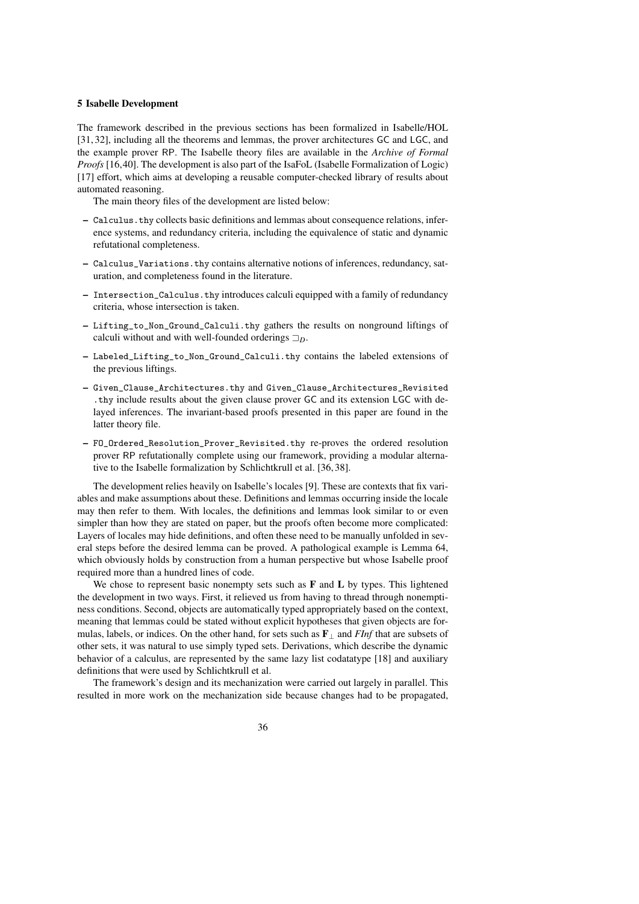## 5 Isabelle Development

The framework described in the previous sections has been formalized in Isabelle/HOL [31, 32], including all the theorems and lemmas, the prover architectures GC and LGC, and the example prover RP. The Isabelle theory files are available in the *Archive of Formal Proofs* [16,40]. The development is also part of the IsaFoL (Isabelle Formalization of Logic) [17] effort, which aims at developing a reusable computer-checked library of results about automated reasoning.

The main theory files of the development are listed below:

- `Calculus.thy` collects basic definitions and lemmas about consequence relations, inference systems, and redundancy criteria, including the equivalence of static and dynamic refutational completeness.
- `Calculus_Variations.thy` contains alternative notions of inferences, redundancy, saturation, and completeness found in the literature.
- `Intersection_Calculus.thy` introduces calculi equipped with a family of redundancy criteria, whose intersection is taken.
- `Lifting_to_Non_Ground_Calculi.thy` gathers the results on nonground liftings of calculi without and with well-founded orderings $\sqsupset_D$.
- `Labeled_Lifting_to_Non_Ground_Calculi.thy` contains the labeled extensions of the previous liftings.
- `Given_Clause_Architectures.thy` and `Given_Clause_Architectures_Revisited.thy` include results about the given clause prover GC and its extension LGC with delayed inferences. The invariant-based proofs presented in this paper are found in the latter theory file.
- `FO_Ordered_Resolution_Prover_Revisited.thy` re-proves the ordered resolution prover RP refutationally complete using our framework, providing a modular alternative to the Isabelle formalization by Schlichtkrull et al. [36, 38].

The development relies heavily on Isabelle's locales [9]. These are contexts that fix variables and make assumptions about these. Definitions and lemmas occurring inside the locale may then refer to them. With locales, the definitions and lemmas look similar to or even simpler than how they are stated on paper, but the proofs often become more complicated: Layers of locales may hide definitions, and often these need to be manually unfolded in several steps before the desired lemma can be proved. A pathological example is Lemma 64, which obviously holds by construction from a human perspective but whose Isabelle proof required more than a hundred lines of code.

We chose to represent basic nonempty sets such as $\mathbf{F}$ and $\mathbf{L}$ by types. This lightened the development in two ways. First, it relieved us from having to thread through nonemptiness conditions. Second, objects are automatically typed appropriately based on the context, meaning that lemmas could be stated without explicit hypotheses that given objects are formulas, labels, or indices. On the other hand, for sets such as $\mathbf{F}_\bot$ and *FInf* that are subsets of other sets, it was natural to use simply typed sets. Derivations, which describe the dynamic behavior of a calculus, are represented by the same lazy list codatatype [18] and auxiliary definitions that were used by Schlichtkrull et al.

The framework's design and its mechanization were carried out largely in parallel. This resulted in more work on the mechanization side because changes had to be propagated,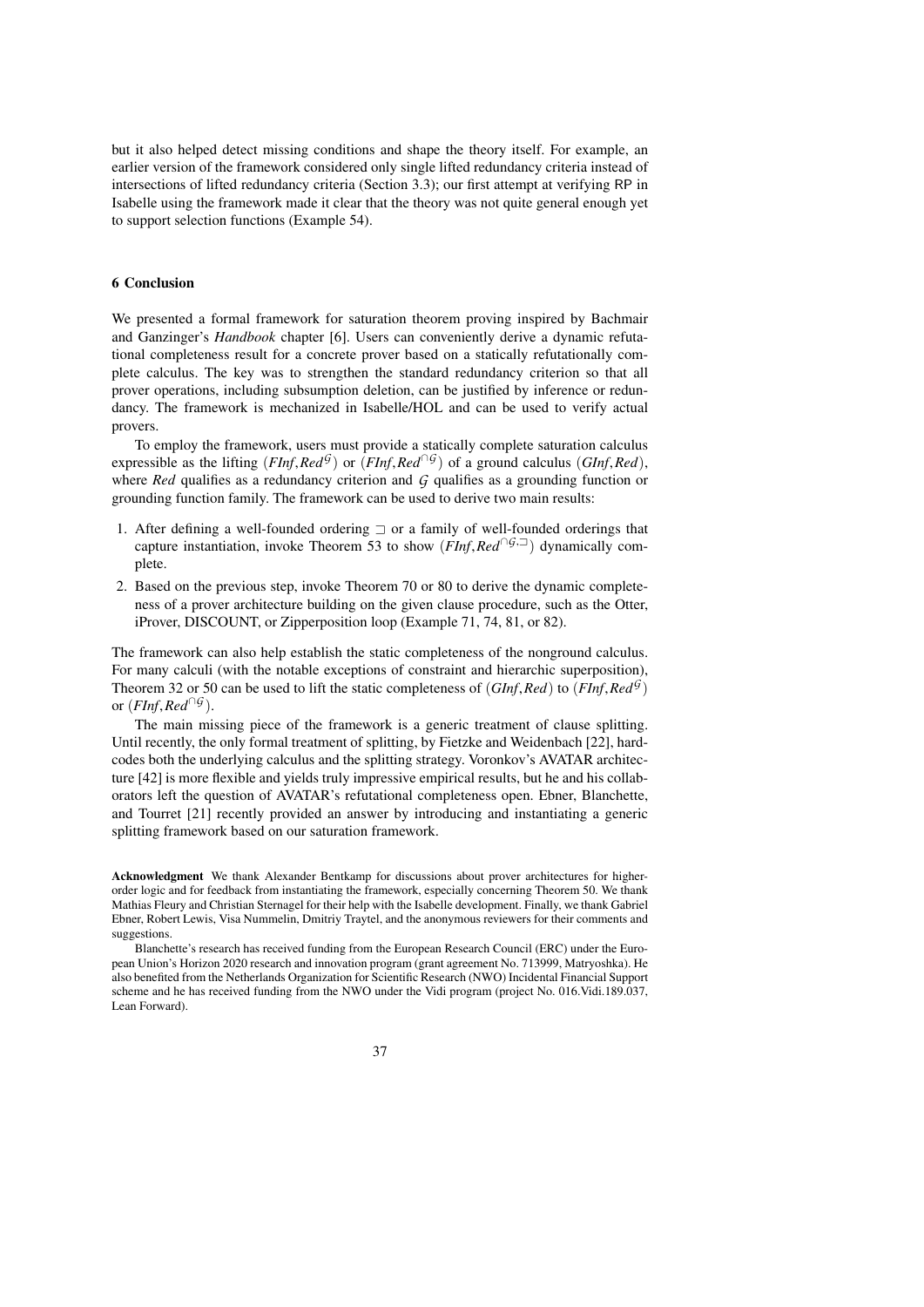but it also helped detect missing conditions and shape the theory itself. For example, an earlier version of the framework considered only single lifted redundancy criteria instead of intersections of lifted redundancy criteria (Section 3.3); our first attempt at verifying RP in Isabelle using the framework made it clear that the theory was not quite general enough yet to support selection functions (Example 54).

## 6 Conclusion

We presented a formal framework for saturation theorem proving inspired by Bachmair and Ganzinger's *Handbook* chapter [6]. Users can conveniently derive a dynamic refutational completeness result for a concrete prover based on a statically refutationally complete calculus. The key was to strengthen the standard redundancy criterion so that all prover operations, including subsumption deletion, can be justified by inference or redundancy. The framework is mechanized in Isabelle/HOL and can be used to verify actual provers.

To employ the framework, users must provide a statically complete saturation calculus expressible as the lifting $(\mathit{FInf}, \mathit{Red}^{\mathcal{G}})$ or $(\mathit{FInf}, \mathit{Red}^{\cap\mathcal{G}})$ of a ground calculus $(\mathit{GInf}, \mathit{Red})$, where *Red* qualifies as a redundancy criterion and $\mathcal{G}$ qualifies as a grounding function or grounding function family. The framework can be used to derive two main results:

1. After defining a well-founded ordering $\sqsupset$ or a family of well-founded orderings that capture instantiation, invoke Theorem 53 to show $(\mathit{FInf}, \mathit{Red}^{\cap\mathcal{G},\sqsupset})$ dynamically complete.
2. Based on the previous step, invoke Theorem 70 or 80 to derive the dynamic completeness of a prover architecture building on the given clause procedure, such as the Otter, iProver, DISCOUNT, or Zipperposition loop (Example 71, 74, 81, or 82).

The framework can also help establish the static completeness of the nonground calculus. For many calculi (with the notable exceptions of constraint and hierarchic superposition), Theorem 32 or 50 can be used to lift the static completeness of $(\mathit{GInf}, \mathit{Red})$ to $(\mathit{FInf}, \mathit{Red}^{\mathcal{G}})$ or $(\mathit{FInf}, \mathit{Red}^{\cap\mathcal{G}})$.

The main missing piece of the framework is a generic treatment of clause splitting. Until recently, the only formal treatment of splitting, by Fietzke and Weidenbach [22], hardcodes both the underlying calculus and the splitting strategy. Voronkov's AVATAR architecture [42] is more flexible and yields truly impressive empirical results, but he and his collaborators left the question of AVATAR's refutational completeness open. Ebner, Blanchette, and Tourret [21] recently provided an answer by introducing and instantiating a generic splitting framework based on our saturation framework.

**Acknowledgment** We thank Alexander Bentkamp for discussions about prover architectures for higher-order logic and for feedback from instantiating the framework, especially concerning Theorem 50. We thank Mathias Fleury and Christian Sternagel for their help with the Isabelle development. Finally, we thank Gabriel Ebner, Robert Lewis, Visa Nummelin, Dmitriy Traytel, and the anonymous reviewers for their comments and suggestions.

Blanchette's research has received funding from the European Research Council (ERC) under the European Union's Horizon 2020 research and innovation program (grant agreement No. 713999, Matryoshka). He also benefited from the Netherlands Organization for Scientific Research (NWO) Incidental Financial Support scheme and he has received funding from the NWO under the Vidi program (project No. 016.Vidi.189.037, Lean Forward).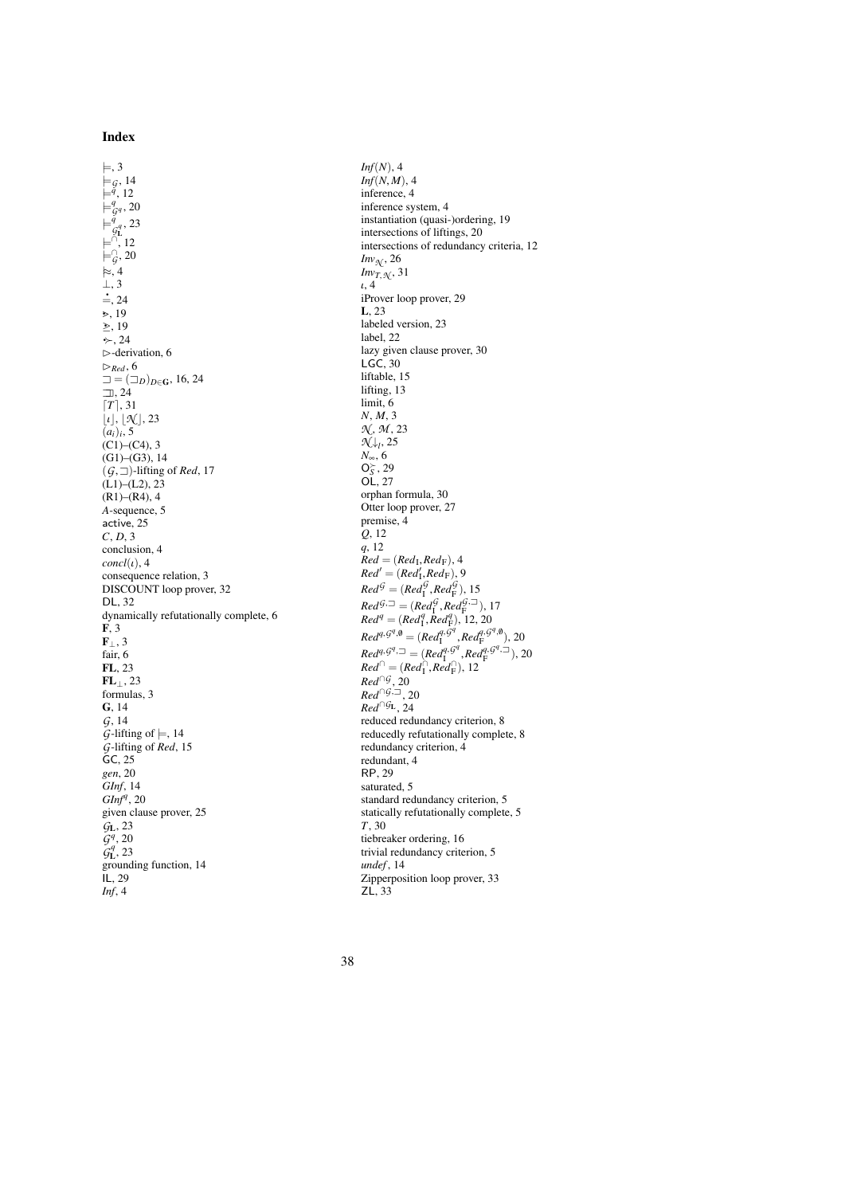## Index

$\models$, 3
$\models_{\mathcal{G}}$, 14
$\models^{q}$, 12
$\models^{q}_{\mathcal{G}^q}$, 20
$\models^{q}_{\mathcal{G}^q_{\mathbf{L}}}$, 23
$\models^{\cap}$, 12
$\models^{\cap}_{\mathcal{G}}$, 20
$\approx$, 4
$\bot$, 3
$\doteq$, 24
$\gtrdot$, 19
$\geqslantdot$, 19
$\gtrdot$, 24
$\rhd$-derivation, 6
$\rhd_{Red}$, 6
$\sqsupset = (\sqsupset_D)_{D \in \mathbf{G}}$, 16, 24
$\sqsupset$, 24
$\lceil T \rceil$, 31
$\lfloor \iota \rfloor$, $\lfloor \mathcal{N} \rfloor$, 23
$(a_i)_i$, 5
(C1)–(C4), 3
(G1)–(G3), 14
$(\mathcal{G}, \sqsupset)$-lifting of *Red*, 17
(L1)–(L2), 23
(R1)–(R4), 4
*A*-sequence, 5
active, 25
*C*, *D*, 3
conclusion, 4
$concl(\iota)$, 4
consequence relation, 3
DISCOUNT loop prover, 32
DL, 32
dynamically refutationally complete, 6
$\mathbf{F}$, 3
$\mathbf{F}_{\bot}$, 3
fair, 6
$\mathbf{FL}$, 23
$\mathbf{FL}_{\bot}$, 23
formulas, 3
$\mathbf{G}$, 14
$\mathcal{G}$, 14
$\mathcal{G}$-lifting of $\models$, 14
$\mathcal{G}$-lifting of *Red*, 15
GC, 25
*gen*, 20
*GInf*, 14
$GInf^q$, 20
given clause prover, 25
$\mathcal{G}_{\mathbf{L}}$, 23
$\mathcal{G}^q$, 20
$\mathcal{G}^q_{\mathbf{L}}$, 23
grounding function, 14
IL, 29
*Inf*, 4
$Inf(N)$, 4
$Inf(N, M)$, 4
inference, 4
inference system, 4
instantiation (quasi-)ordering, 19
intersections of liftings, 20
intersections of redundancy criteria, 12
$Inv_{\mathcal{N}}$, 26
$Inv_{T,\mathcal{N}}$, 31
$\iota$, 4
iProver loop prover, 29
$\mathbf{L}$, 23
labeled version, 23
label, 22
lazy given clause prover, 30
LGC, 30
liftable, 15
lifting, 13
limit, 6
*N*, *M*, 3
$\mathcal{N}$, $\mathcal{M}$, 23
$\mathcal{N}\downarrow_l$, 25
$N_\infty$, 6
$\mathsf{O}_S^{\succ}$, 29
OL, 27
orphan formula, 30
Otter loop prover, 27
premise, 4
*Q*, 12
*q*, 12
$Red = (Red_{\mathrm{I}}, Red_{\mathrm{F}})$, 4
$Red' = (Red'_{\mathrm{I}}, Red_{\mathrm{F}})$, 9
$Red^{\mathcal{G}} = (Red^{\mathcal{G}}_{\mathrm{I}}, Red^{\mathcal{G}}_{\mathrm{F}})$, 15
$Red^{\mathcal{G},\sqsupset} = (Red^{\mathcal{G}}_{\mathrm{I}}, Red^{\mathcal{G},\sqsupset}_{\mathrm{F}})$, 17
$Red^{q} = (Red^{q}_{\mathrm{I}}, Red^{q}_{\mathrm{F}})$, 12, 20
$Red^{q,\mathcal{G}^q,\emptyset} = (Red^{q,\mathcal{G}^q}_{\mathrm{I}}, Red^{q,\mathcal{G}^q,\emptyset}_{\mathrm{F}})$, 20
$Red^{q,\mathcal{G}^q,\sqsupset} = (Red^{q,\mathcal{G}^q}_{\mathrm{I}}, Red^{q,\mathcal{G}^q,\sqsupset}_{\mathrm{F}})$, 20
$Red^{\cap} = (Red^{\cap}_{\mathrm{I}}, Red^{\cap}_{\mathrm{F}})$, 12
$Red^{\cap\mathcal{G}}$, 20
$Red^{\cap\mathcal{G},\sqsupset}$, 20
$Red^{\cap\mathcal{G}_{\mathbf{L}}}$, 24
reduced redundancy criterion, 8
reducedly refutationally complete, 8
redundancy criterion, 4
redundant, 4
RP, 29
saturated, 5
standard redundancy criterion, 5
statically refutationally complete, 5
*T*, 30
tiebreaker ordering, 16
trivial redundancy criterion, 5
*undef*, 14
Zipperposition loop prover, 33
ZL, 33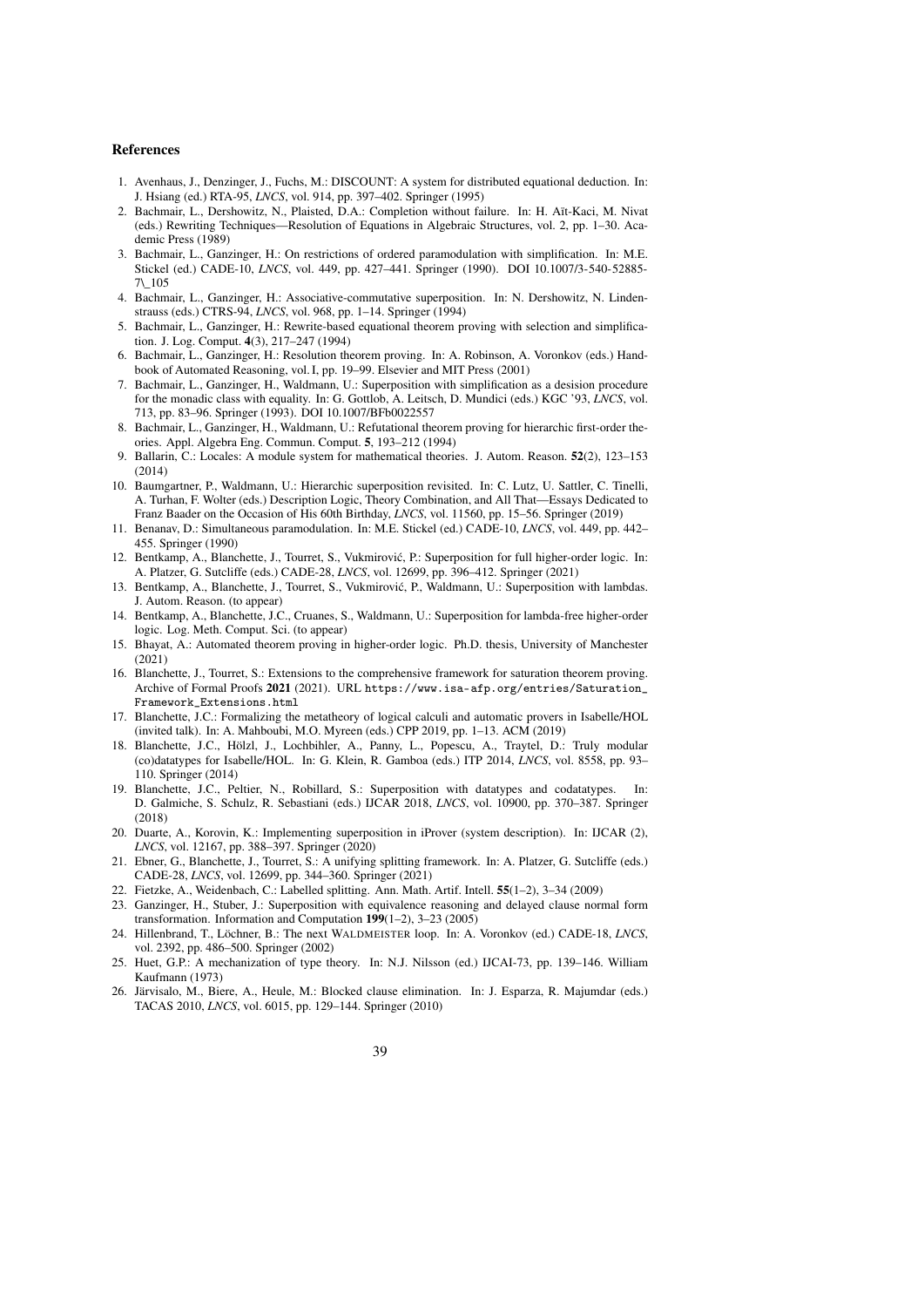# References

1. Avenhaus, J., Denzinger, J., Fuchs, M.: DISCOUNT: A system for distributed equational deduction. In: J. Hsiang (ed.) RTA-95, *LNCS*, vol. 914, pp. 397–402. Springer (1995)
2. Bachmair, L., Dershowitz, N., Plaisted, D.A.: Completion without failure. In: H. Aït-Kaci, M. Nivat (eds.) Rewriting Techniques—Resolution of Equations in Algebraic Structures, vol. 2, pp. 1–30. Academic Press (1989)
3. Bachmair, L., Ganzinger, H.: On restrictions of ordered paramodulation with simplification. In: M.E. Stickel (ed.) CADE-10, *LNCS*, vol. 449, pp. 427–441. Springer (1990). DOI 10.1007/3-540-52885-7\_105
4. Bachmair, L., Ganzinger, H.: Associative-commutative superposition. In: N. Dershowitz, N. Lindenstrauss (eds.) CTRS-94, *LNCS*, vol. 968, pp. 1–14. Springer (1994)
5. Bachmair, L., Ganzinger, H.: Rewrite-based equational theorem proving with selection and simplification. J. Log. Comput. **4**(3), 217–247 (1994)
6. Bachmair, L., Ganzinger, H.: Resolution theorem proving. In: A. Robinson, A. Voronkov (eds.) Handbook of Automated Reasoning, vol. I, pp. 19–99. Elsevier and MIT Press (2001)
7. Bachmair, L., Ganzinger, H., Waldmann, U.: Superposition with simplification as a desision procedure for the monadic class with equality. In: G. Gottlob, A. Leitsch, D. Mundici (eds.) KGC '93, *LNCS*, vol. 713, pp. 83–96. Springer (1993). DOI 10.1007/BFb0022557
8. Bachmair, L., Ganzinger, H., Waldmann, U.: Refutational theorem proving for hierarchic first-order theories. Appl. Algebra Eng. Commun. Comput. **5**, 193–212 (1994)
9. Ballarin, C.: Locales: A module system for mathematical theories. J. Autom. Reason. **52**(2), 123–153 (2014)
10. Baumgartner, P., Waldmann, U.: Hierarchic superposition revisited. In: C. Lutz, U. Sattler, C. Tinelli, A. Turhan, F. Wolter (eds.) Description Logic, Theory Combination, and All That—Essays Dedicated to Franz Baader on the Occasion of His 60th Birthday, *LNCS*, vol. 11560, pp. 15–56. Springer (2019)
11. Benanav, D.: Simultaneous paramodulation. In: M.E. Stickel (ed.) CADE-10, *LNCS*, vol. 449, pp. 442–455. Springer (1990)
12. Bentkamp, A., Blanchette, J., Tourret, S., Vukmirović, P.: Superposition for full higher-order logic. In: A. Platzer, G. Sutcliffe (eds.) CADE-28, *LNCS*, vol. 12699, pp. 396–412. Springer (2021)
13. Bentkamp, A., Blanchette, J., Tourret, S., Vukmirović, P., Waldmann, U.: Superposition with lambdas. J. Autom. Reason. (to appear)
14. Bentkamp, A., Blanchette, J.C., Cruanes, S., Waldmann, U.: Superposition for lambda-free higher-order logic. Log. Meth. Comput. Sci. (to appear)
15. Bhayat, A.: Automated theorem proving in higher-order logic. Ph.D. thesis, University of Manchester (2021)
16. Blanchette, J., Tourret, S.: Extensions to the comprehensive framework for saturation theorem proving. Archive of Formal Proofs **2021** (2021). URL `https://www.isa-afp.org/entries/Saturation_Framework_Extensions.html`
17. Blanchette, J.C.: Formalizing the metatheory of logical calculi and automatic provers in Isabelle/HOL (invited talk). In: A. Mahboubi, M.O. Myreen (eds.) CPP 2019, pp. 1–13. ACM (2019)
18. Blanchette, J.C., Hölzl, J., Lochbihler, A., Panny, L., Popescu, A., Traytel, D.: Truly modular (co)datatypes for Isabelle/HOL. In: G. Klein, R. Gamboa (eds.) ITP 2014, *LNCS*, vol. 8558, pp. 93–110. Springer (2014)
19. Blanchette, J.C., Peltier, N., Robillard, S.: Superposition with datatypes and codatatypes. In: D. Galmiche, S. Schulz, R. Sebastiani (eds.) IJCAR 2018, *LNCS*, vol. 10900, pp. 370–387. Springer (2018)
20. Duarte, A., Korovin, K.: Implementing superposition in iProver (system description). In: IJCAR (2), *LNCS*, vol. 12167, pp. 388–397. Springer (2020)
21. Ebner, G., Blanchette, J., Tourret, S.: A unifying splitting framework. In: A. Platzer, G. Sutcliffe (eds.) CADE-28, *LNCS*, vol. 12699, pp. 344–360. Springer (2021)
22. Fietzke, A., Weidenbach, C.: Labelled splitting. Ann. Math. Artif. Intell. **55**(1–2), 3–34 (2009)
23. Ganzinger, H., Stuber, J.: Superposition with equivalence reasoning and delayed clause normal form transformation. Information and Computation **199**(1–2), 3–23 (2005)
24. Hillenbrand, T., Löchner, B.: The next WALDMEISTER loop. In: A. Voronkov (ed.) CADE-18, *LNCS*, vol. 2392, pp. 486–500. Springer (2002)
25. Huet, G.P.: A mechanization of type theory. In: N.J. Nilsson (ed.) IJCAI-73, pp. 139–146. William Kaufmann (1973)
26. Järvisalo, M., Biere, A., Heule, M.: Blocked clause elimination. In: J. Esparza, R. Majumdar (eds.) TACAS 2010, *LNCS*, vol. 6015, pp. 129–144. Springer (2010)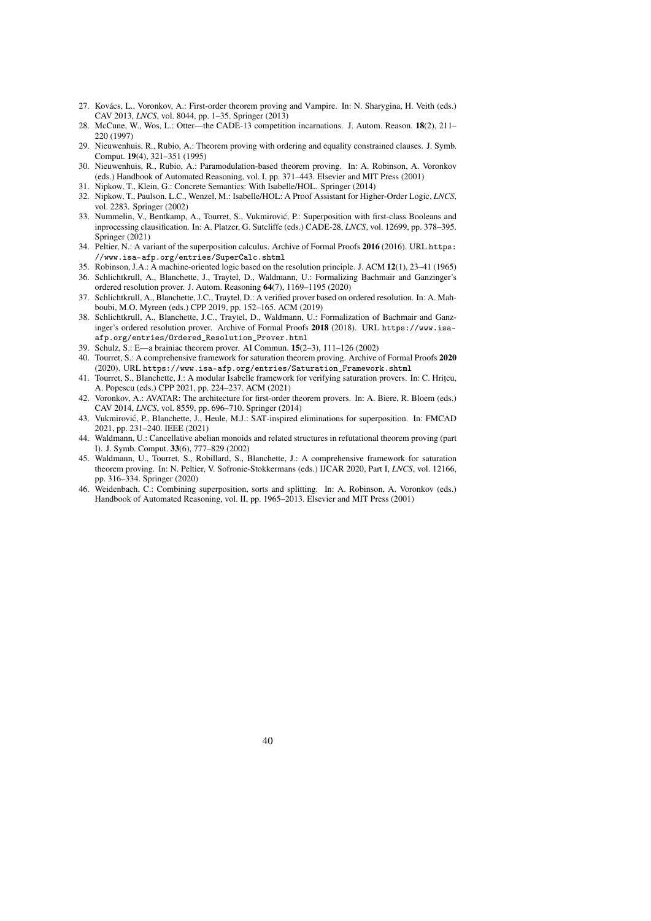27. Kovács, L., Voronkov, A.: First-order theorem proving and Vampire. In: N. Sharygina, H. Veith (eds.) CAV 2013, *LNCS*, vol. 8044, pp. 1–35. Springer (2013)
28. McCune, W., Wos, L.: Otter—the CADE-13 competition incarnations. J. Autom. Reason. **18**(2), 211–220 (1997)
29. Nieuwenhuis, R., Rubio, A.: Theorem proving with ordering and equality constrained clauses. J. Symb. Comput. **19**(4), 321–351 (1995)
30. Nieuwenhuis, R., Rubio, A.: Paramodulation-based theorem proving. In: A. Robinson, A. Voronkov (eds.) Handbook of Automated Reasoning, vol. I, pp. 371–443. Elsevier and MIT Press (2001)
31. Nipkow, T., Klein, G.: Concrete Semantics: With Isabelle/HOL. Springer (2014)
32. Nipkow, T., Paulson, L.C., Wenzel, M.: Isabelle/HOL: A Proof Assistant for Higher-Order Logic, *LNCS*, vol. 2283. Springer (2002)
33. Nummelin, V., Bentkamp, A., Tourret, S., Vukmirović, P.: Superposition with first-class Booleans and inprocessing clausification. In: A. Platzer, G. Sutcliffe (eds.) CADE-28, *LNCS*, vol. 12699, pp. 378–395. Springer (2021)
34. Peltier, N.: A variant of the superposition calculus. Archive of Formal Proofs **2016** (2016). URL `https://www.isa-afp.org/entries/SuperCalc.shtml`
35. Robinson, J.A.: A machine-oriented logic based on the resolution principle. J. ACM **12**(1), 23–41 (1965)
36. Schlichtkrull, A., Blanchette, J., Traytel, D., Waldmann, U.: Formalizing Bachmair and Ganzinger's ordered resolution prover. J. Autom. Reasoning **64**(7), 1169–1195 (2020)
37. Schlichtkrull, A., Blanchette, J.C., Traytel, D.: A verified prover based on ordered resolution. In: A. Mahboubi, M.O. Myreen (eds.) CPP 2019, pp. 152–165. ACM (2019)
38. Schlichtkrull, A., Blanchette, J.C., Traytel, D., Waldmann, U.: Formalization of Bachmair and Ganzinger's ordered resolution prover. Archive of Formal Proofs **2018** (2018). URL `https://www.isa-afp.org/entries/Ordered_Resolution_Prover.html`
39. Schulz, S.: E—a brainiac theorem prover. AI Commun. **15**(2–3), 111–126 (2002)
40. Tourret, S.: A comprehensive framework for saturation theorem proving. Archive of Formal Proofs **2020** (2020). URL `https://www.isa-afp.org/entries/Saturation_Framework.shtml`
41. Tourret, S., Blanchette, J.: A modular Isabelle framework for verifying saturation provers. In: C. Hrițcu, A. Popescu (eds.) CPP 2021, pp. 224–237. ACM (2021)
42. Voronkov, A.: AVATAR: The architecture for first-order theorem provers. In: A. Biere, R. Bloem (eds.) CAV 2014, *LNCS*, vol. 8559, pp. 696–710. Springer (2014)
43. Vukmirović, P., Blanchette, J., Heule, M.J.: SAT-inspired eliminations for superposition. In: FMCAD 2021, pp. 231–240. IEEE (2021)
44. Waldmann, U.: Cancellative abelian monoids and related structures in refutational theorem proving (part I). J. Symb. Comput. **33**(6), 777–829 (2002)
45. Waldmann, U., Tourret, S., Robillard, S., Blanchette, J.: A comprehensive framework for saturation theorem proving. In: N. Peltier, V. Sofronie-Stokkermans (eds.) IJCAR 2020, Part I, *LNCS*, vol. 12166, pp. 316–334. Springer (2020)
46. Weidenbach, C.: Combining superposition, sorts and splitting. In: A. Robinson, A. Voronkov (eds.) Handbook of Automated Reasoning, vol. II, pp. 1965–2013. Elsevier and MIT Press (2001)